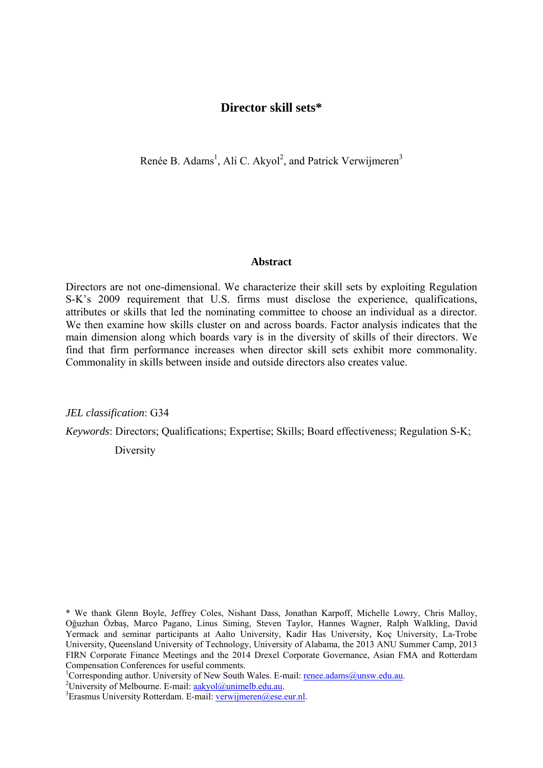# Director skill sets*

Renée B. Adams[1], Ali C. Akyol[2], and Patrick Verwijmeren[3]

## Abstract

Directors are not one-dimensional. We characterize their skill sets by exploiting Regulation S-K's 2009 requirement that U.S. firms must disclose the experience, qualifications, attributes or skills that led the nominating committee to choose an individual as a director. We then examine how skills cluster on and across boards. Factor analysis indicates that the main dimension along which boards vary is in the diversity of skills of their directors. We find that firm performance increases when director skill sets exhibit more commonality. Commonality in skills between inside and outside directors also creates value.

*JEL classification*: G34

*Keywords*: Directors; Qualifications; Expertise; Skills; Board effectiveness; Regulation S-K; Diversity

\* We thank Glenn Boyle, Jeffrey Coles, Nishant Dass, Jonathan Karpoff, Michelle Lowry, Chris Malloy, Oğuzhan Özbaş, Marco Pagano, Linus Siming, Steven Taylor, Hannes Wagner, Ralph Walkling, David Yermack and seminar participants at Aalto University, Kadir Has University, Koç University, La-Trobe University, Queensland University of Technology, University of Alabama, the 2013 ANU Summer Camp, 2013 FIRN Corporate Finance Meetings and the 2014 Drexel Corporate Governance, Asian FMA and Rotterdam Compensation Conferences for useful comments.

[1]Corresponding author. University of New South Wales. E-mail: renee.adams@unsw.edu.au.

[2]University of Melbourne. E-mail: aakyol@unimelb.edu.au.

[3]Erasmus University Rotterdam. E-mail: verwijmeren@ese.eur.nl.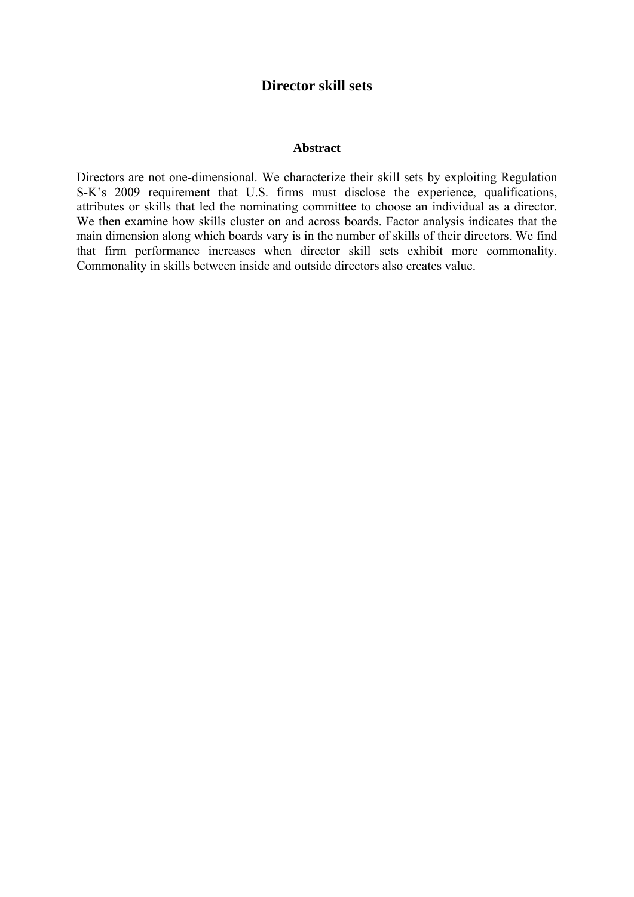# Director skill sets

## Abstract

Directors are not one-dimensional. We characterize their skill sets by exploiting Regulation S-K's 2009 requirement that U.S. firms must disclose the experience, qualifications, attributes or skills that led the nominating committee to choose an individual as a director. We then examine how skills cluster on and across boards. Factor analysis indicates that the main dimension along which boards vary is in the number of skills of their directors. We find that firm performance increases when director skill sets exhibit more commonality. Commonality in skills between inside and outside directors also creates value.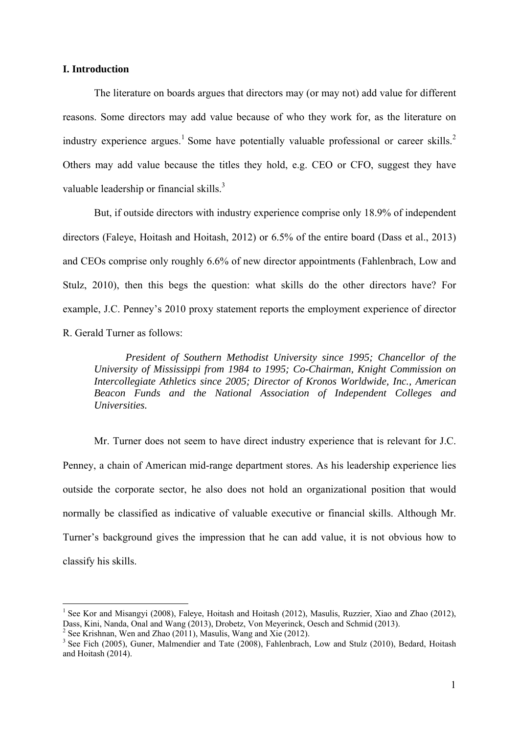## I. Introduction

The literature on boards argues that directors may (or may not) add value for different reasons. Some directors may add value because of who they work for, as the literature on industry experience argues.[1] Some have potentially valuable professional or career skills.[2] Others may add value because the titles they hold, e.g. CEO or CFO, suggest they have valuable leadership or financial skills.[3]

But, if outside directors with industry experience comprise only 18.9% of independent directors (Faleye, Hoitash and Hoitash, 2012) or 6.5% of the entire board (Dass et al., 2013) and CEOs comprise only roughly 6.6% of new director appointments (Fahlenbrach, Low and Stulz, 2010), then this begs the question: what skills do the other directors have? For example, J.C. Penney's 2010 proxy statement reports the employment experience of director R. Gerald Turner as follows:

> *President of Southern Methodist University since 1995; Chancellor of the University of Mississippi from 1984 to 1995; Co-Chairman, Knight Commission on Intercollegiate Athletics since 2005; Director of Kronos Worldwide, Inc., American Beacon Funds and the National Association of Independent Colleges and Universities.*

Mr. Turner does not seem to have direct industry experience that is relevant for J.C. Penney, a chain of American mid-range department stores. As his leadership experience lies outside the corporate sector, he also does not hold an organizational position that would normally be classified as indicative of valuable executive or financial skills. Although Mr. Turner's background gives the impression that he can add value, it is not obvious how to classify his skills.

---

[1] See Kor and Misangyi (2008), Faleye, Hoitash and Hoitash (2012), Masulis, Ruzzier, Xiao and Zhao (2012), Dass, Kini, Nanda, Onal and Wang (2013), Drobetz, Von Meyerinck, Oesch and Schmid (2013).

[2] See Krishnan, Wen and Zhao (2011), Masulis, Wang and Xie (2012).

[3] See Fich (2005), Guner, Malmendier and Tate (2008), Fahlenbrach, Low and Stulz (2010), Bedard, Hoitash and Hoitash (2014).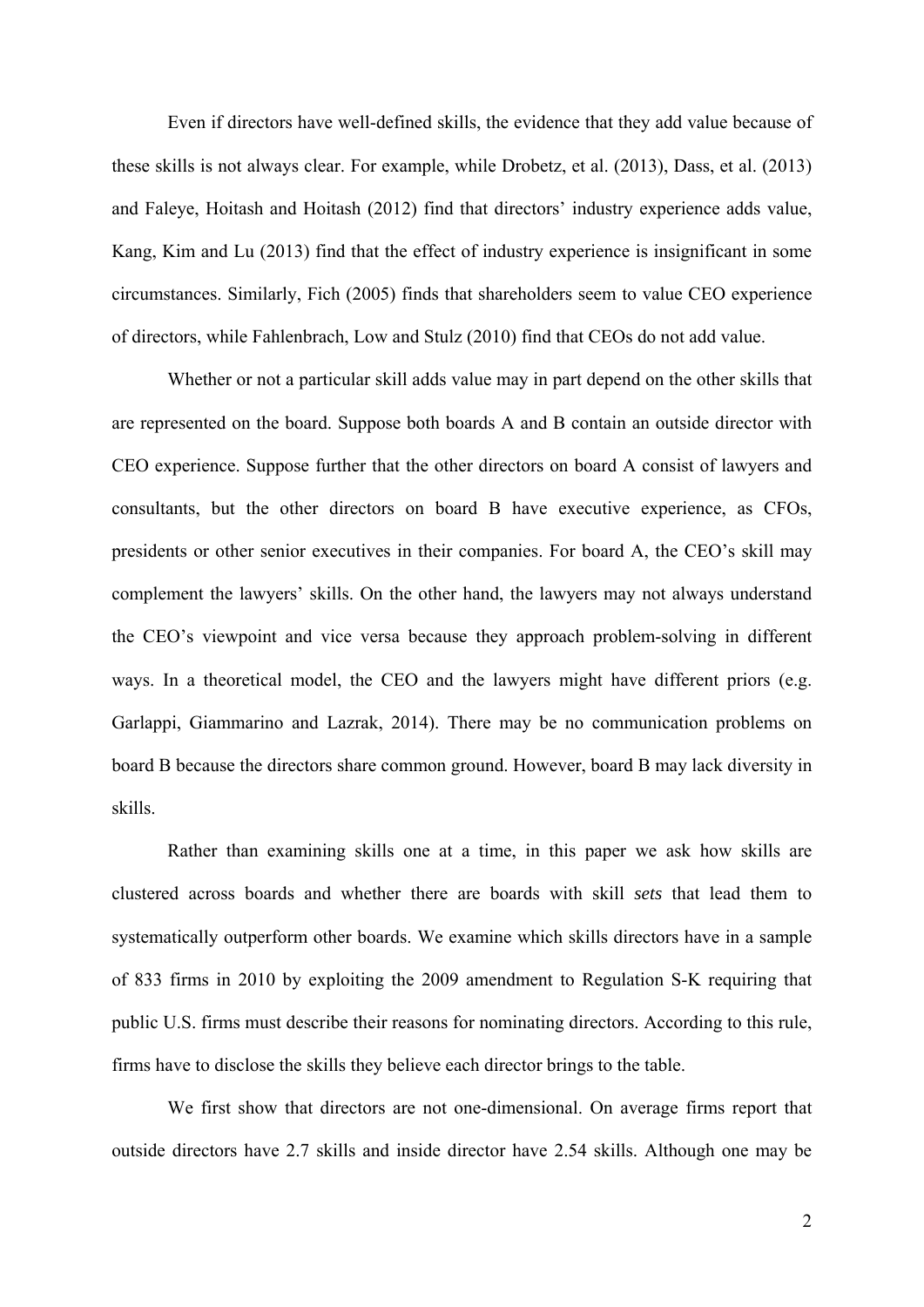Even if directors have well-defined skills, the evidence that they add value because of these skills is not always clear. For example, while Drobetz, et al. (2013), Dass, et al. (2013) and Faleye, Hoitash and Hoitash (2012) find that directors' industry experience adds value, Kang, Kim and Lu (2013) find that the effect of industry experience is insignificant in some circumstances. Similarly, Fich (2005) finds that shareholders seem to value CEO experience of directors, while Fahlenbrach, Low and Stulz (2010) find that CEOs do not add value.

Whether or not a particular skill adds value may in part depend on the other skills that are represented on the board. Suppose both boards A and B contain an outside director with CEO experience. Suppose further that the other directors on board A consist of lawyers and consultants, but the other directors on board B have executive experience, as CFOs, presidents or other senior executives in their companies. For board A, the CEO's skill may complement the lawyers' skills. On the other hand, the lawyers may not always understand the CEO's viewpoint and vice versa because they approach problem-solving in different ways. In a theoretical model, the CEO and the lawyers might have different priors (e.g. Garlappi, Giammarino and Lazrak, 2014). There may be no communication problems on board B because the directors share common ground. However, board B may lack diversity in skills.

Rather than examining skills one at a time, in this paper we ask how skills are clustered across boards and whether there are boards with skill *sets* that lead them to systematically outperform other boards. We examine which skills directors have in a sample of 833 firms in 2010 by exploiting the 2009 amendment to Regulation S-K requiring that public U.S. firms must describe their reasons for nominating directors. According to this rule, firms have to disclose the skills they believe each director brings to the table.

We first show that directors are not one-dimensional. On average firms report that outside directors have 2.7 skills and inside director have 2.54 skills. Although one may be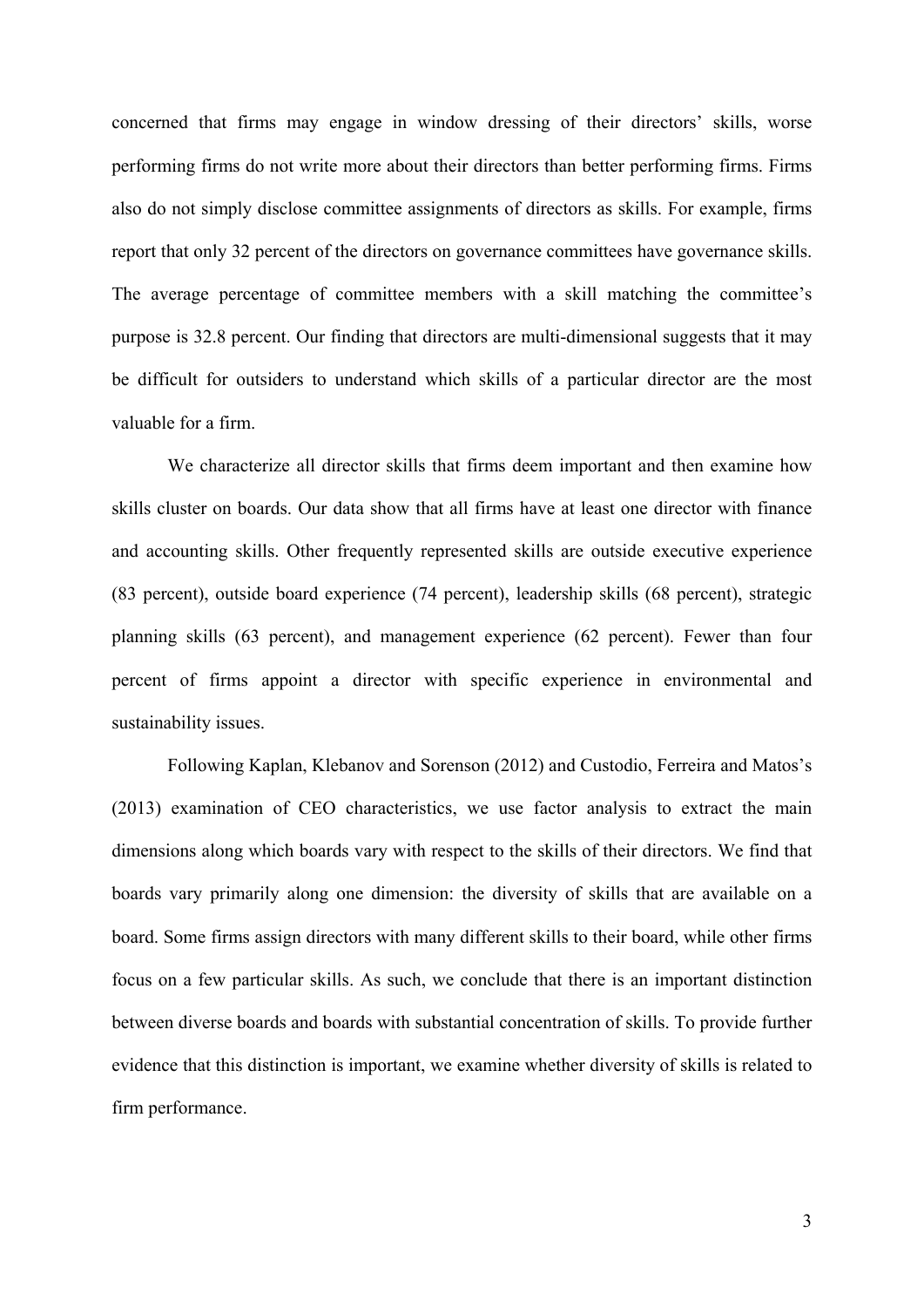concerned that firms may engage in window dressing of their directors' skills, worse performing firms do not write more about their directors than better performing firms. Firms also do not simply disclose committee assignments of directors as skills. For example, firms report that only 32 percent of the directors on governance committees have governance skills. The average percentage of committee members with a skill matching the committee's purpose is 32.8 percent. Our finding that directors are multi-dimensional suggests that it may be difficult for outsiders to understand which skills of a particular director are the most valuable for a firm.

We characterize all director skills that firms deem important and then examine how skills cluster on boards. Our data show that all firms have at least one director with finance and accounting skills. Other frequently represented skills are outside executive experience (83 percent), outside board experience (74 percent), leadership skills (68 percent), strategic planning skills (63 percent), and management experience (62 percent). Fewer than four percent of firms appoint a director with specific experience in environmental and sustainability issues.

Following Kaplan, Klebanov and Sorenson (2012) and Custodio, Ferreira and Matos's (2013) examination of CEO characteristics, we use factor analysis to extract the main dimensions along which boards vary with respect to the skills of their directors. We find that boards vary primarily along one dimension: the diversity of skills that are available on a board. Some firms assign directors with many different skills to their board, while other firms focus on a few particular skills. As such, we conclude that there is an important distinction between diverse boards and boards with substantial concentration of skills. To provide further evidence that this distinction is important, we examine whether diversity of skills is related to firm performance.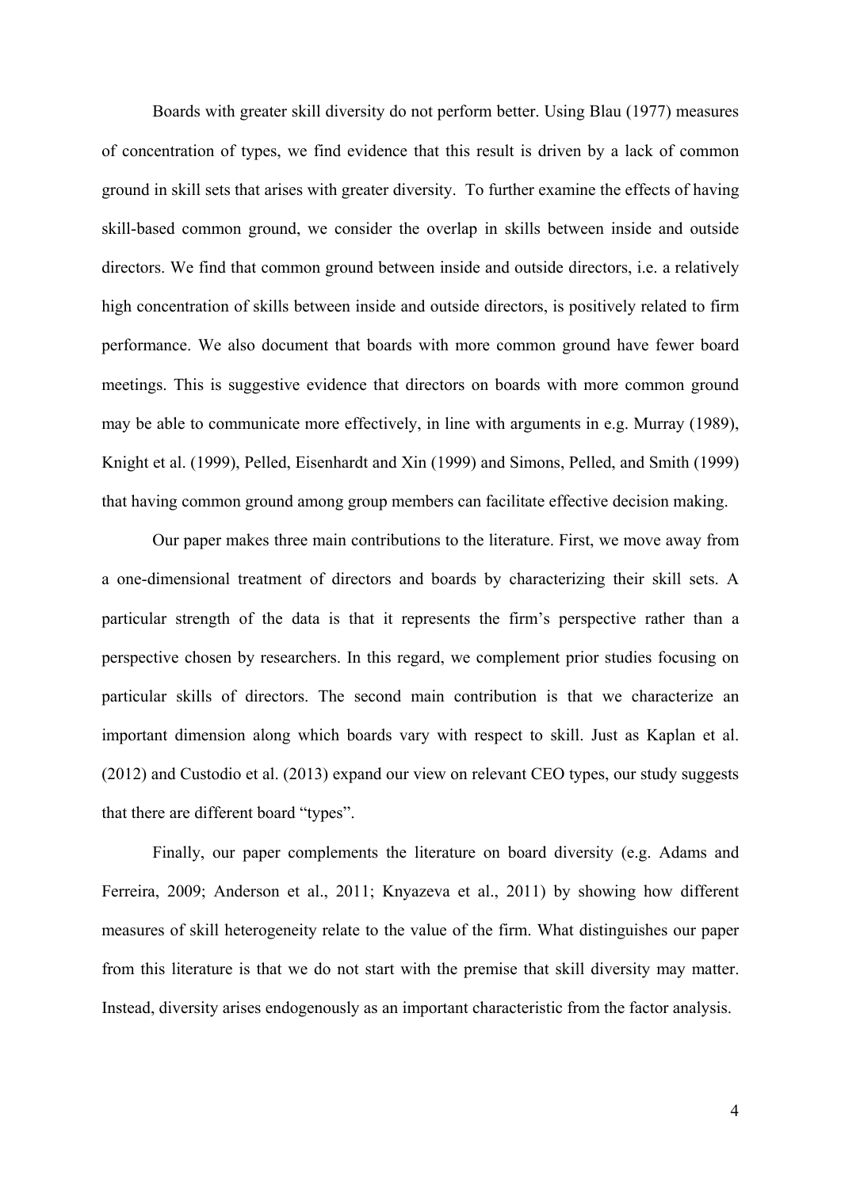Boards with greater skill diversity do not perform better. Using Blau (1977) measures of concentration of types, we find evidence that this result is driven by a lack of common ground in skill sets that arises with greater diversity. To further examine the effects of having skill-based common ground, we consider the overlap in skills between inside and outside directors. We find that common ground between inside and outside directors, i.e. a relatively high concentration of skills between inside and outside directors, is positively related to firm performance. We also document that boards with more common ground have fewer board meetings. This is suggestive evidence that directors on boards with more common ground may be able to communicate more effectively, in line with arguments in e.g. Murray (1989), Knight et al. (1999), Pelled, Eisenhardt and Xin (1999) and Simons, Pelled, and Smith (1999) that having common ground among group members can facilitate effective decision making.

Our paper makes three main contributions to the literature. First, we move away from a one-dimensional treatment of directors and boards by characterizing their skill sets. A particular strength of the data is that it represents the firm's perspective rather than a perspective chosen by researchers. In this regard, we complement prior studies focusing on particular skills of directors. The second main contribution is that we characterize an important dimension along which boards vary with respect to skill. Just as Kaplan et al. (2012) and Custodio et al. (2013) expand our view on relevant CEO types, our study suggests that there are different board "types".

Finally, our paper complements the literature on board diversity (e.g. Adams and Ferreira, 2009; Anderson et al., 2011; Knyazeva et al., 2011) by showing how different measures of skill heterogeneity relate to the value of the firm. What distinguishes our paper from this literature is that we do not start with the premise that skill diversity may matter. Instead, diversity arises endogenously as an important characteristic from the factor analysis.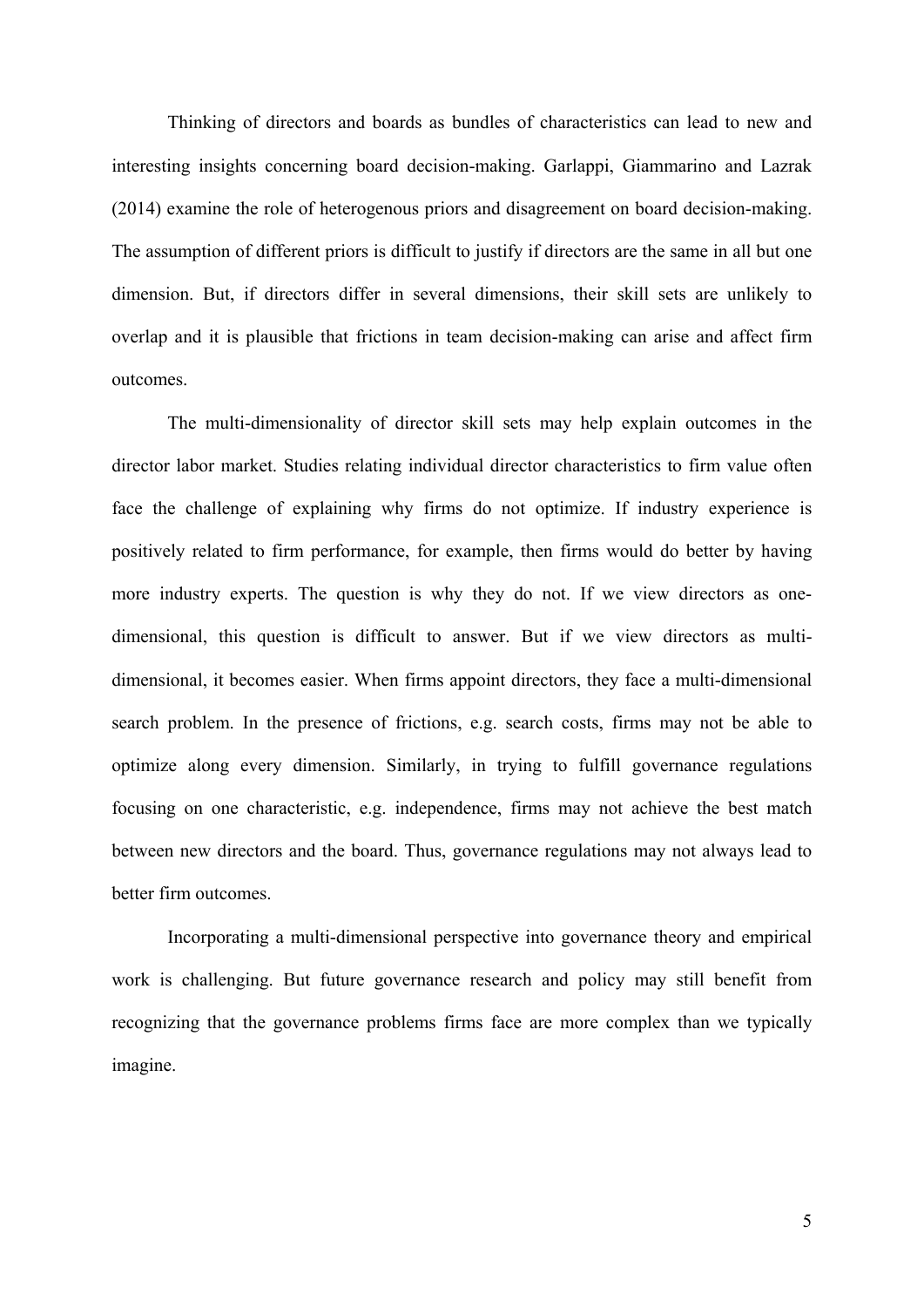Thinking of directors and boards as bundles of characteristics can lead to new and interesting insights concerning board decision-making. Garlappi, Giammarino and Lazrak (2014) examine the role of heterogenous priors and disagreement on board decision-making. The assumption of different priors is difficult to justify if directors are the same in all but one dimension. But, if directors differ in several dimensions, their skill sets are unlikely to overlap and it is plausible that frictions in team decision-making can arise and affect firm outcomes.

The multi-dimensionality of director skill sets may help explain outcomes in the director labor market. Studies relating individual director characteristics to firm value often face the challenge of explaining why firms do not optimize. If industry experience is positively related to firm performance, for example, then firms would do better by having more industry experts. The question is why they do not. If we view directors as one-dimensional, this question is difficult to answer. But if we view directors as multi-dimensional, it becomes easier. When firms appoint directors, they face a multi-dimensional search problem. In the presence of frictions, e.g. search costs, firms may not be able to optimize along every dimension. Similarly, in trying to fulfill governance regulations focusing on one characteristic, e.g. independence, firms may not achieve the best match between new directors and the board. Thus, governance regulations may not always lead to better firm outcomes.

Incorporating a multi-dimensional perspective into governance theory and empirical work is challenging. But future governance research and policy may still benefit from recognizing that the governance problems firms face are more complex than we typically imagine.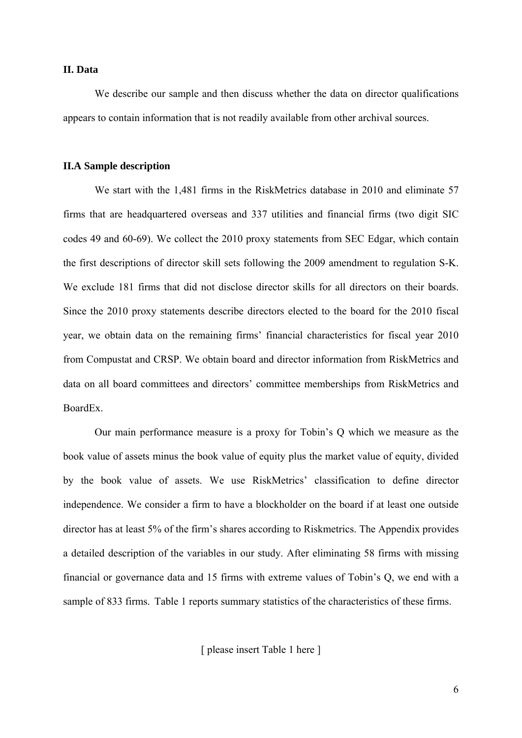## II. Data

We describe our sample and then discuss whether the data on director qualifications appears to contain information that is not readily available from other archival sources.

### II.A Sample description

We start with the 1,481 firms in the RiskMetrics database in 2010 and eliminate 57 firms that are headquartered overseas and 337 utilities and financial firms (two digit SIC codes 49 and 60-69). We collect the 2010 proxy statements from SEC Edgar, which contain the first descriptions of director skill sets following the 2009 amendment to regulation S-K. We exclude 181 firms that did not disclose director skills for all directors on their boards. Since the 2010 proxy statements describe directors elected to the board for the 2010 fiscal year, we obtain data on the remaining firms' financial characteristics for fiscal year 2010 from Compustat and CRSP. We obtain board and director information from RiskMetrics and data on all board committees and directors' committee memberships from RiskMetrics and BoardEx.

Our main performance measure is a proxy for Tobin's Q which we measure as the book value of assets minus the book value of equity plus the market value of equity, divided by the book value of assets. We use RiskMetrics' classification to define director independence. We consider a firm to have a blockholder on the board if at least one outside director has at least 5% of the firm's shares according to Riskmetrics. The Appendix provides a detailed description of the variables in our study. After eliminating 58 firms with missing financial or governance data and 15 firms with extreme values of Tobin's Q, we end with a sample of 833 firms. Table 1 reports summary statistics of the characteristics of these firms.

[ please insert Table 1 here ]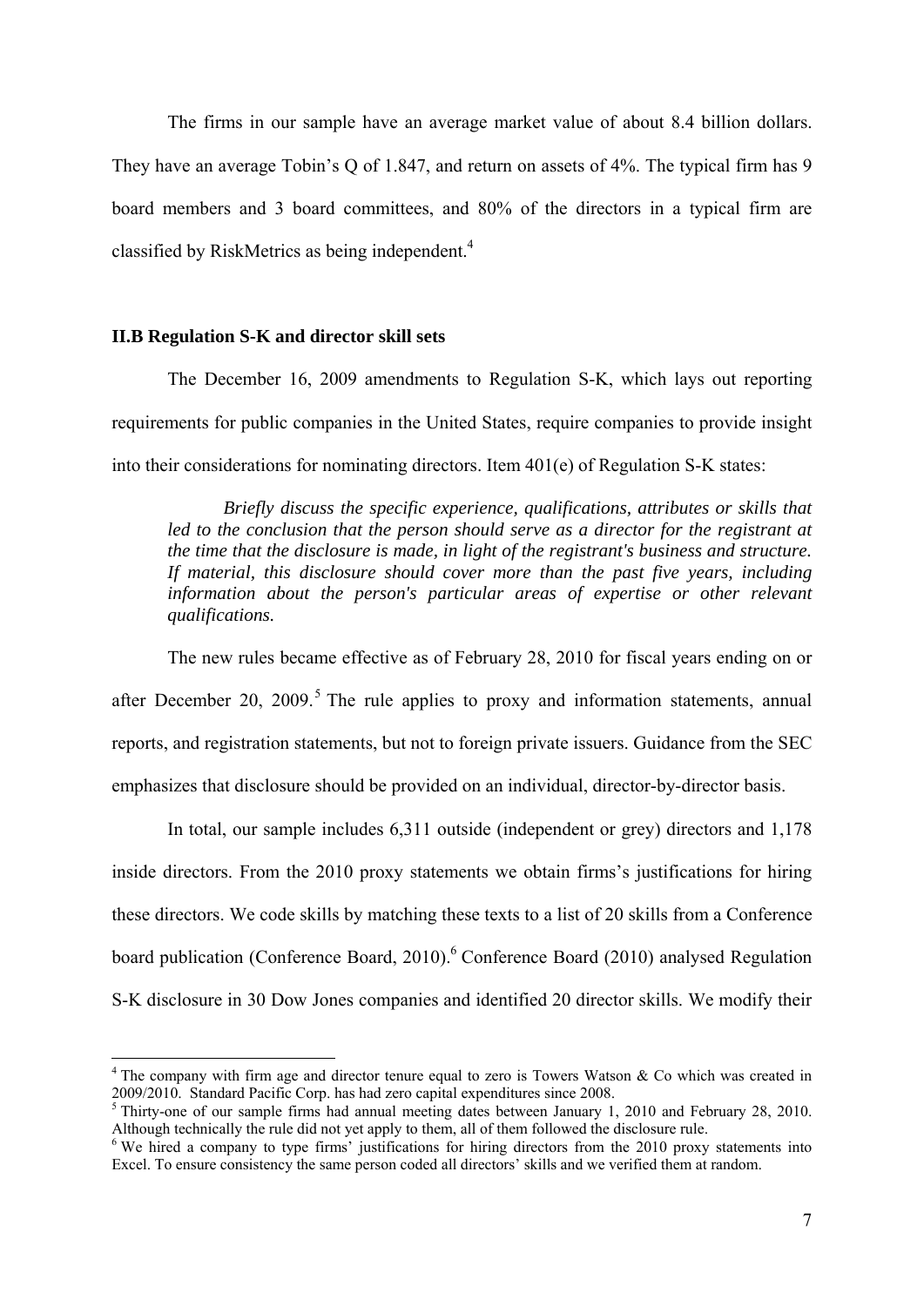The firms in our sample have an average market value of about 8.4 billion dollars. They have an average Tobin's Q of 1.847, and return on assets of 4%. The typical firm has 9 board members and 3 board committees, and 80% of the directors in a typical firm are classified by RiskMetrics as being independent.[4]

### II.B Regulation S-K and director skill sets

The December 16, 2009 amendments to Regulation S-K, which lays out reporting requirements for public companies in the United States, require companies to provide insight into their considerations for nominating directors. Item 401(e) of Regulation S-K states:

> *Briefly discuss the specific experience, qualifications, attributes or skills that led to the conclusion that the person should serve as a director for the registrant at the time that the disclosure is made, in light of the registrant's business and structure. If material, this disclosure should cover more than the past five years, including information about the person's particular areas of expertise or other relevant qualifications.*

The new rules became effective as of February 28, 2010 for fiscal years ending on or after December 20, 2009.[5] The rule applies to proxy and information statements, annual reports, and registration statements, but not to foreign private issuers. Guidance from the SEC emphasizes that disclosure should be provided on an individual, director-by-director basis.

In total, our sample includes 6,311 outside (independent or grey) directors and 1,178 inside directors. From the 2010 proxy statements we obtain firms's justifications for hiring these directors. We code skills by matching these texts to a list of 20 skills from a Conference board publication (Conference Board, 2010).[6] Conference Board (2010) analysed Regulation S-K disclosure in 30 Dow Jones companies and identified 20 director skills. We modify their

---

[4] The company with firm age and director tenure equal to zero is Towers Watson & Co which was created in 2009/2010. Standard Pacific Corp. has had zero capital expenditures since 2008.

[5] Thirty-one of our sample firms had annual meeting dates between January 1, 2010 and February 28, 2010. Although technically the rule did not yet apply to them, all of them followed the disclosure rule.

[6] We hired a company to type firms' justifications for hiring directors from the 2010 proxy statements into Excel. To ensure consistency the same person coded all directors' skills and we verified them at random.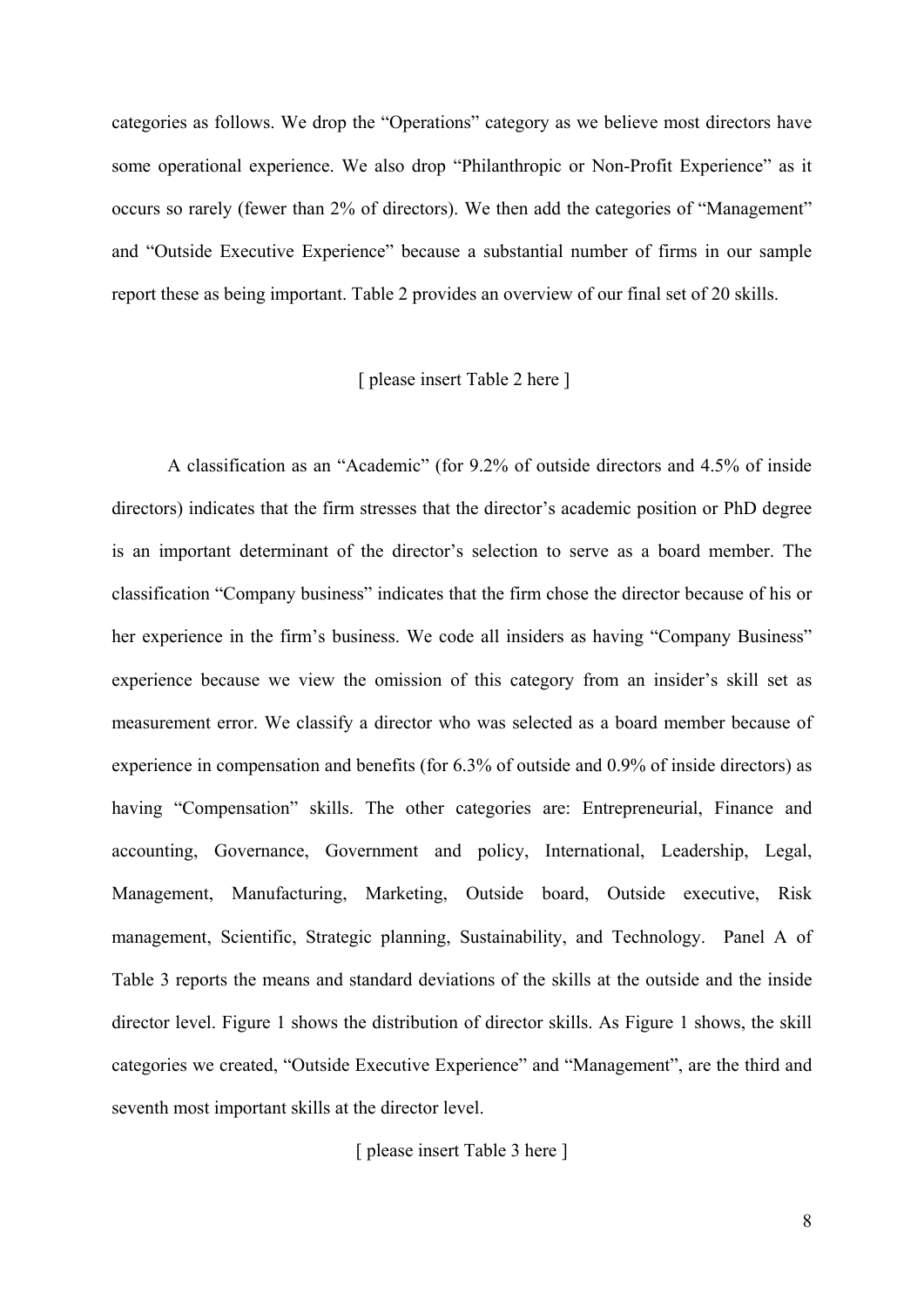categories as follows. We drop the "Operations" category as we believe most directors have some operational experience. We also drop "Philanthropic or Non-Profit Experience" as it occurs so rarely (fewer than 2% of directors). We then add the categories of "Management" and "Outside Executive Experience" because a substantial number of firms in our sample report these as being important. Table 2 provides an overview of our final set of 20 skills.

[ please insert Table 2 here ]

A classification as an "Academic" (for 9.2% of outside directors and 4.5% of inside directors) indicates that the firm stresses that the director's academic position or PhD degree is an important determinant of the director's selection to serve as a board member. The classification "Company business" indicates that the firm chose the director because of his or her experience in the firm's business. We code all insiders as having "Company Business" experience because we view the omission of this category from an insider's skill set as measurement error. We classify a director who was selected as a board member because of experience in compensation and benefits (for 6.3% of outside and 0.9% of inside directors) as having "Compensation" skills. The other categories are: Entrepreneurial, Finance and accounting, Governance, Government and policy, International, Leadership, Legal, Management, Manufacturing, Marketing, Outside board, Outside executive, Risk management, Scientific, Strategic planning, Sustainability, and Technology. Panel A of Table 3 reports the means and standard deviations of the skills at the outside and the inside director level. Figure 1 shows the distribution of director skills. As Figure 1 shows, the skill categories we created, "Outside Executive Experience" and "Management", are the third and seventh most important skills at the director level.

[ please insert Table 3 here ]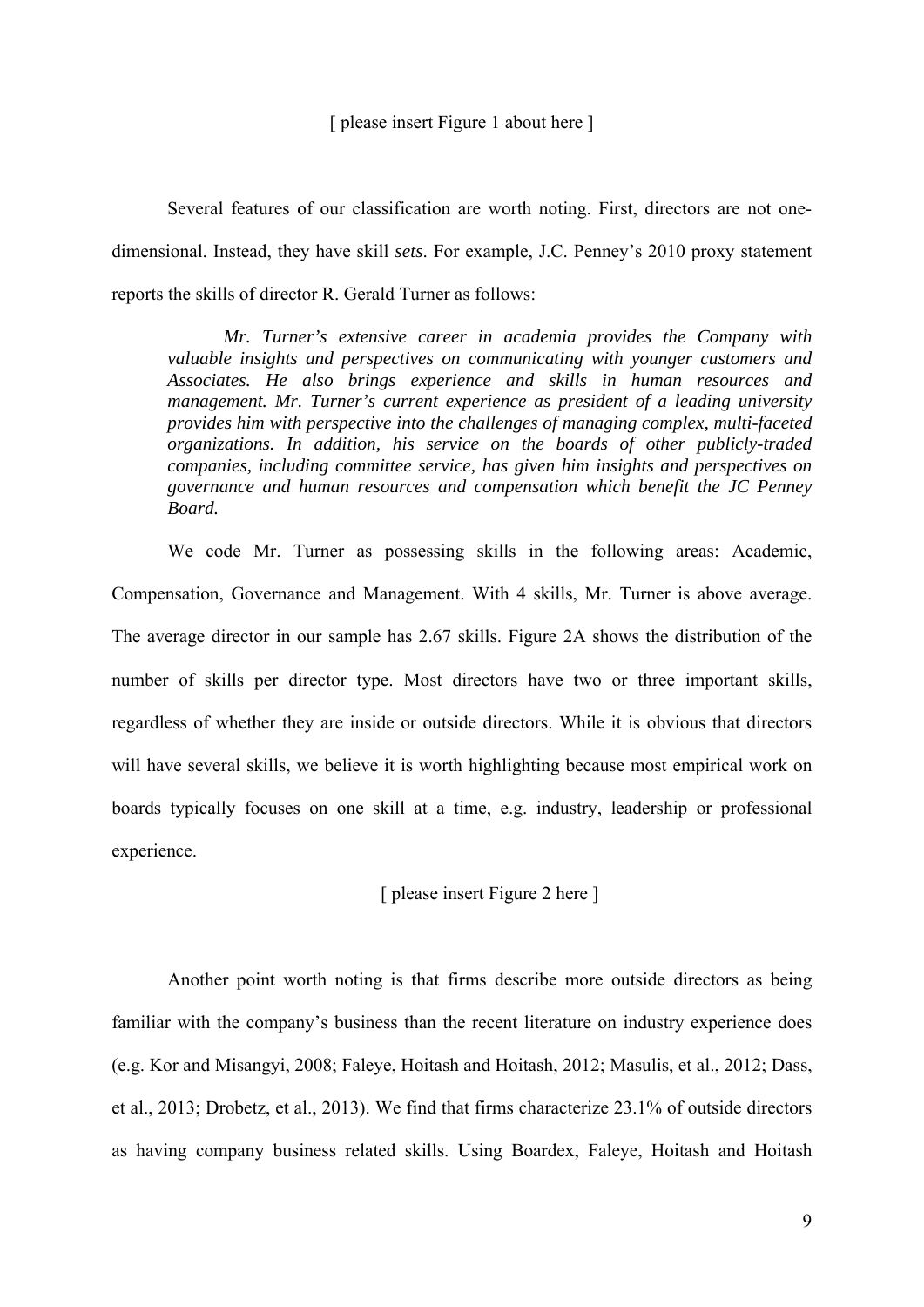[ please insert Figure 1 about here ]

Several features of our classification are worth noting. First, directors are not one-dimensional. Instead, they have skill *sets*. For example, J.C. Penney's 2010 proxy statement reports the skills of director R. Gerald Turner as follows:

> *Mr. Turner's extensive career in academia provides the Company with valuable insights and perspectives on communicating with younger customers and Associates. He also brings experience and skills in human resources and management. Mr. Turner's current experience as president of a leading university provides him with perspective into the challenges of managing complex, multi-faceted organizations. In addition, his service on the boards of other publicly-traded companies, including committee service, has given him insights and perspectives on governance and human resources and compensation which benefit the JC Penney Board.*

We code Mr. Turner as possessing skills in the following areas: Academic, Compensation, Governance and Management. With 4 skills, Mr. Turner is above average. The average director in our sample has 2.67 skills. Figure 2A shows the distribution of the number of skills per director type. Most directors have two or three important skills, regardless of whether they are inside or outside directors. While it is obvious that directors will have several skills, we believe it is worth highlighting because most empirical work on boards typically focuses on one skill at a time, e.g. industry, leadership or professional experience.

[ please insert Figure 2 here ]

Another point worth noting is that firms describe more outside directors as being familiar with the company's business than the recent literature on industry experience does (e.g. Kor and Misangyi, 2008; Faleye, Hoitash and Hoitash, 2012; Masulis, et al., 2012; Dass, et al., 2013; Drobetz, et al., 2013). We find that firms characterize 23.1% of outside directors as having company business related skills. Using Boardex, Faleye, Hoitash and Hoitash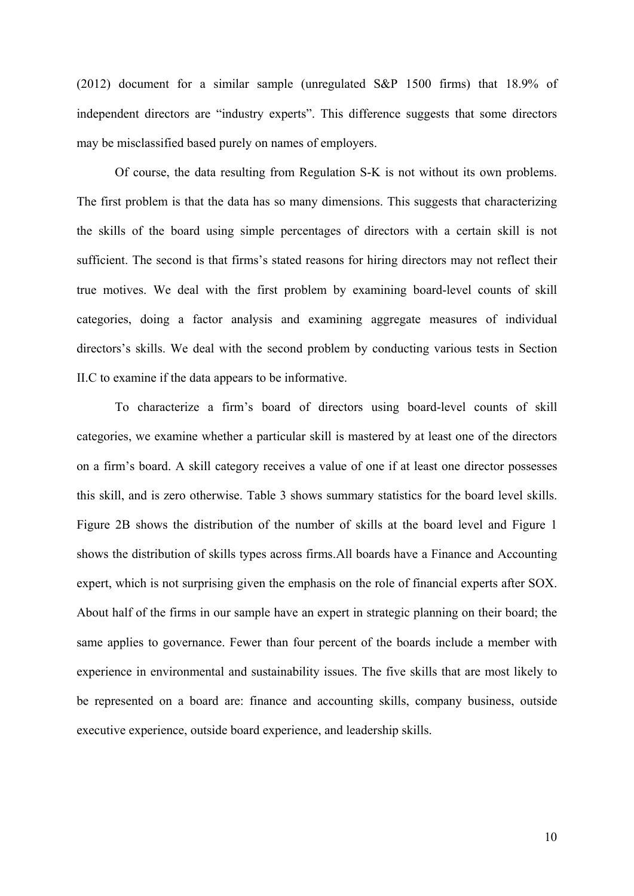(2012) document for a similar sample (unregulated S&P 1500 firms) that 18.9% of independent directors are "industry experts". This difference suggests that some directors may be misclassified based purely on names of employers.

Of course, the data resulting from Regulation S-K is not without its own problems. The first problem is that the data has so many dimensions. This suggests that characterizing the skills of the board using simple percentages of directors with a certain skill is not sufficient. The second is that firms's stated reasons for hiring directors may not reflect their true motives. We deal with the first problem by examining board-level counts of skill categories, doing a factor analysis and examining aggregate measures of individual directors's skills. We deal with the second problem by conducting various tests in Section II.C to examine if the data appears to be informative.

To characterize a firm's board of directors using board-level counts of skill categories, we examine whether a particular skill is mastered by at least one of the directors on a firm's board. A skill category receives a value of one if at least one director possesses this skill, and is zero otherwise. Table 3 shows summary statistics for the board level skills. Figure 2B shows the distribution of the number of skills at the board level and Figure 1 shows the distribution of skills types across firms.All boards have a Finance and Accounting expert, which is not surprising given the emphasis on the role of financial experts after SOX. About half of the firms in our sample have an expert in strategic planning on their board; the same applies to governance. Fewer than four percent of the boards include a member with experience in environmental and sustainability issues. The five skills that are most likely to be represented on a board are: finance and accounting skills, company business, outside executive experience, outside board experience, and leadership skills.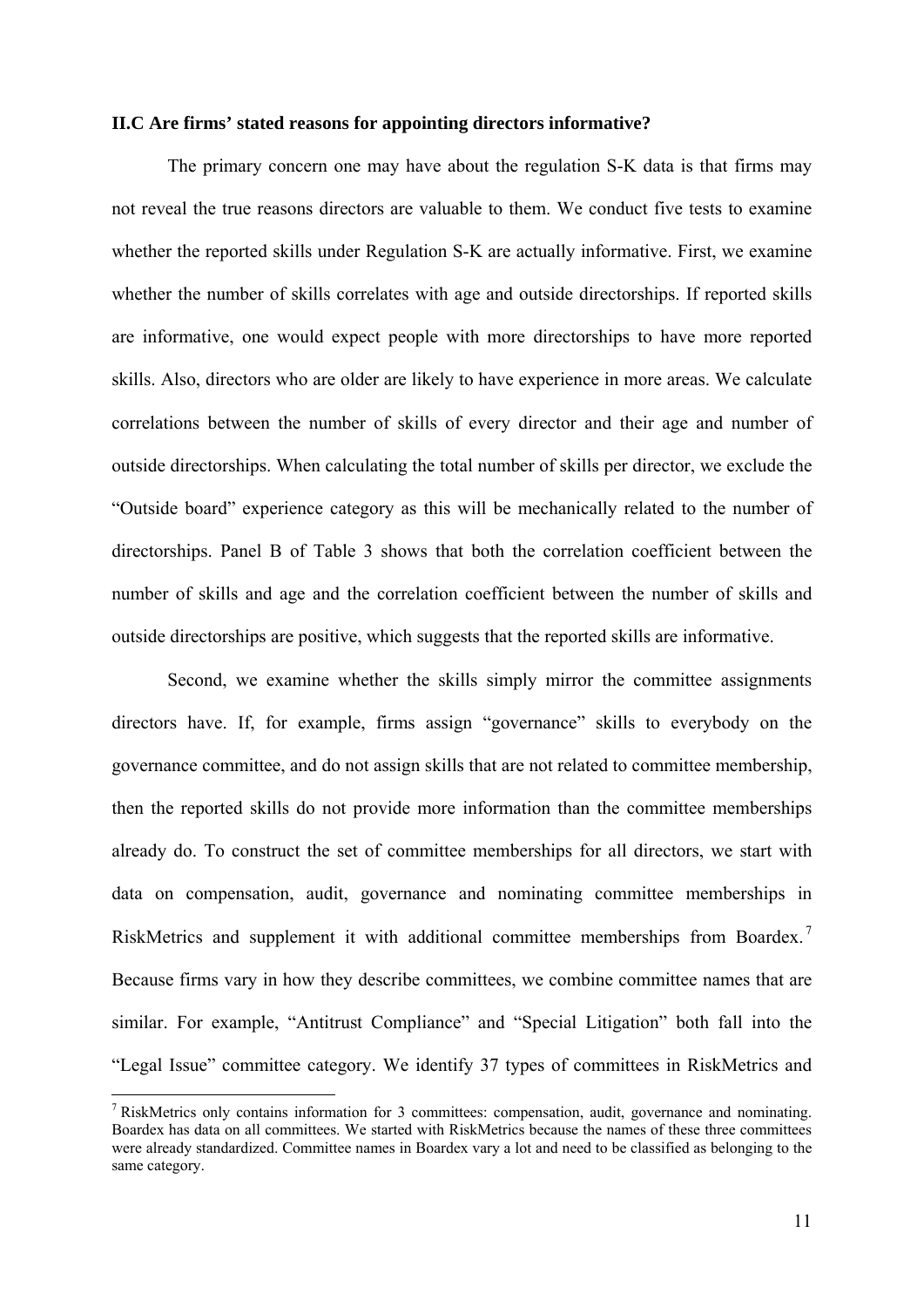### II.C Are firms' stated reasons for appointing directors informative?

The primary concern one may have about the regulation S-K data is that firms may not reveal the true reasons directors are valuable to them. We conduct five tests to examine whether the reported skills under Regulation S-K are actually informative. First, we examine whether the number of skills correlates with age and outside directorships. If reported skills are informative, one would expect people with more directorships to have more reported skills. Also, directors who are older are likely to have experience in more areas. We calculate correlations between the number of skills of every director and their age and number of outside directorships. When calculating the total number of skills per director, we exclude the "Outside board" experience category as this will be mechanically related to the number of directorships. Panel B of Table 3 shows that both the correlation coefficient between the number of skills and age and the correlation coefficient between the number of skills and outside directorships are positive, which suggests that the reported skills are informative.

Second, we examine whether the skills simply mirror the committee assignments directors have. If, for example, firms assign "governance" skills to everybody on the governance committee, and do not assign skills that are not related to committee membership, then the reported skills do not provide more information than the committee memberships already do. To construct the set of committee memberships for all directors, we start with data on compensation, audit, governance and nominating committee memberships in RiskMetrics and supplement it with additional committee memberships from Boardex.[7] Because firms vary in how they describe committees, we combine committee names that are similar. For example, "Antitrust Compliance" and "Special Litigation" both fall into the "Legal Issue" committee category. We identify 37 types of committees in RiskMetrics and

[7] RiskMetrics only contains information for 3 committees: compensation, audit, governance and nominating. Boardex has data on all committees. We started with RiskMetrics because the names of these three committees were already standardized. Committee names in Boardex vary a lot and need to be classified as belonging to the same category.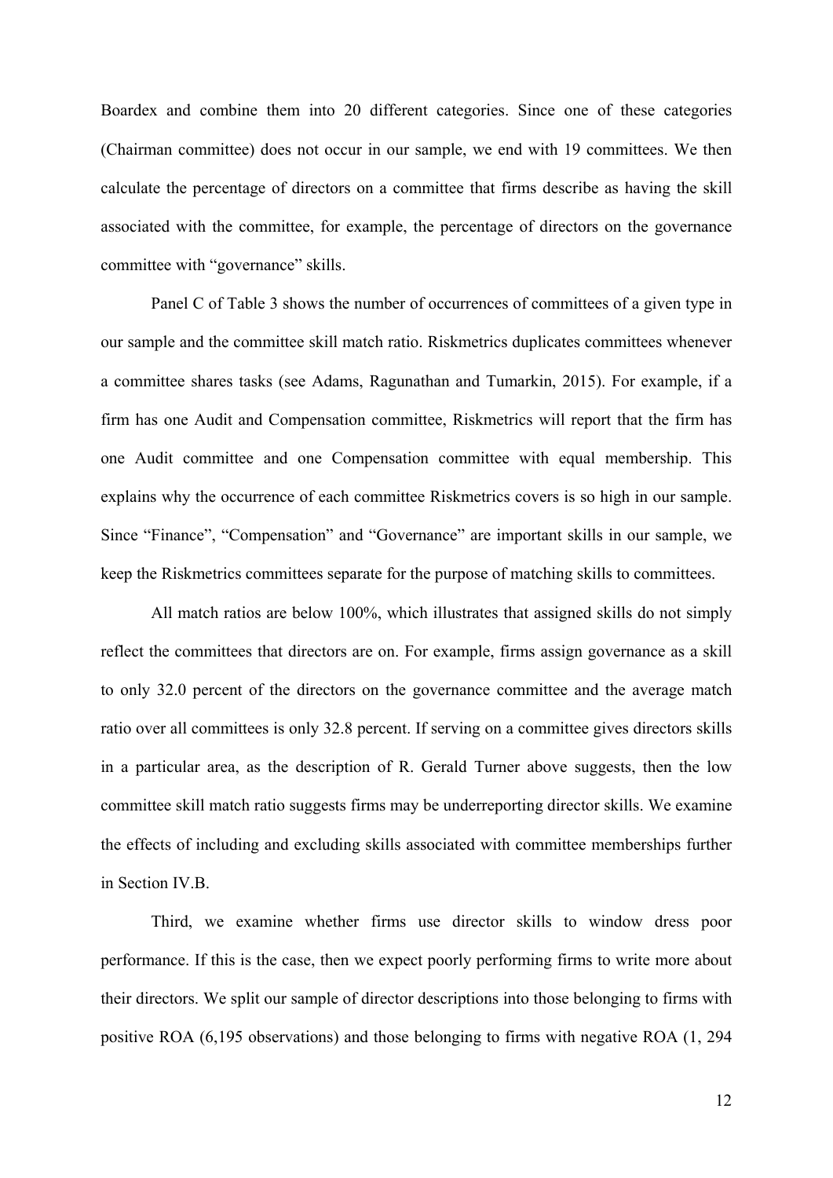Boardex and combine them into 20 different categories. Since one of these categories (Chairman committee) does not occur in our sample, we end with 19 committees. We then calculate the percentage of directors on a committee that firms describe as having the skill associated with the committee, for example, the percentage of directors on the governance committee with "governance" skills.

Panel C of Table 3 shows the number of occurrences of committees of a given type in our sample and the committee skill match ratio. Riskmetrics duplicates committees whenever a committee shares tasks (see Adams, Ragunathan and Tumarkin, 2015). For example, if a firm has one Audit and Compensation committee, Riskmetrics will report that the firm has one Audit committee and one Compensation committee with equal membership. This explains why the occurrence of each committee Riskmetrics covers is so high in our sample. Since "Finance", "Compensation" and "Governance" are important skills in our sample, we keep the Riskmetrics committees separate for the purpose of matching skills to committees.

All match ratios are below 100%, which illustrates that assigned skills do not simply reflect the committees that directors are on. For example, firms assign governance as a skill to only 32.0 percent of the directors on the governance committee and the average match ratio over all committees is only 32.8 percent. If serving on a committee gives directors skills in a particular area, as the description of R. Gerald Turner above suggests, then the low committee skill match ratio suggests firms may be underreporting director skills. We examine the effects of including and excluding skills associated with committee memberships further in Section IV.B.

Third, we examine whether firms use director skills to window dress poor performance. If this is the case, then we expect poorly performing firms to write more about their directors. We split our sample of director descriptions into those belonging to firms with positive ROA (6,195 observations) and those belonging to firms with negative ROA (1, 294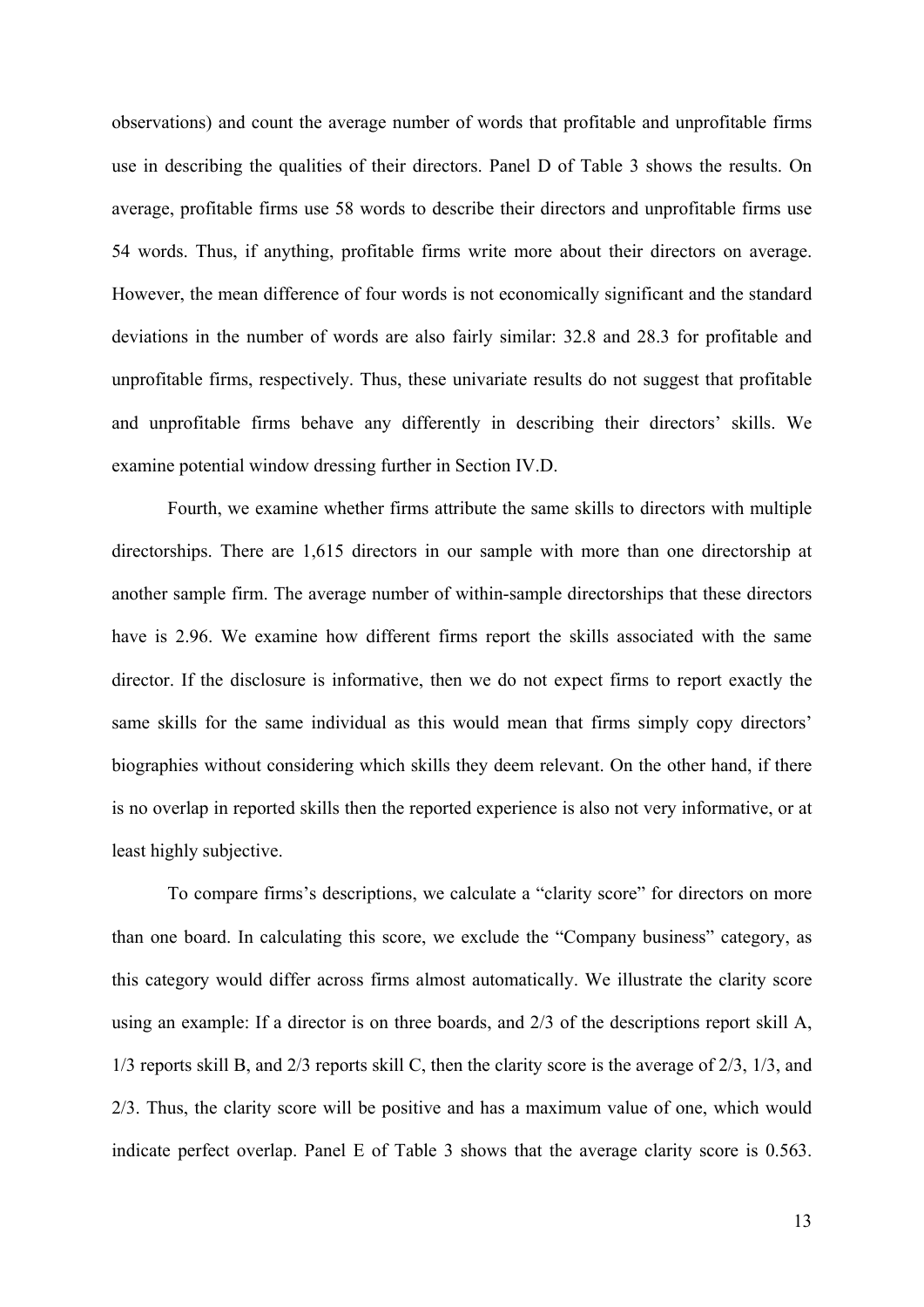observations) and count the average number of words that profitable and unprofitable firms use in describing the qualities of their directors. Panel D of Table 3 shows the results. On average, profitable firms use 58 words to describe their directors and unprofitable firms use 54 words. Thus, if anything, profitable firms write more about their directors on average. However, the mean difference of four words is not economically significant and the standard deviations in the number of words are also fairly similar: 32.8 and 28.3 for profitable and unprofitable firms, respectively. Thus, these univariate results do not suggest that profitable and unprofitable firms behave any differently in describing their directors' skills. We examine potential window dressing further in Section IV.D.

Fourth, we examine whether firms attribute the same skills to directors with multiple directorships. There are 1,615 directors in our sample with more than one directorship at another sample firm. The average number of within-sample directorships that these directors have is 2.96. We examine how different firms report the skills associated with the same director. If the disclosure is informative, then we do not expect firms to report exactly the same skills for the same individual as this would mean that firms simply copy directors' biographies without considering which skills they deem relevant. On the other hand, if there is no overlap in reported skills then the reported experience is also not very informative, or at least highly subjective.

To compare firms's descriptions, we calculate a "clarity score" for directors on more than one board. In calculating this score, we exclude the "Company business" category, as this category would differ across firms almost automatically. We illustrate the clarity score using an example: If a director is on three boards, and 2/3 of the descriptions report skill A, 1/3 reports skill B, and 2/3 reports skill C, then the clarity score is the average of 2/3, 1/3, and 2/3. Thus, the clarity score will be positive and has a maximum value of one, which would indicate perfect overlap. Panel E of Table 3 shows that the average clarity score is 0.563.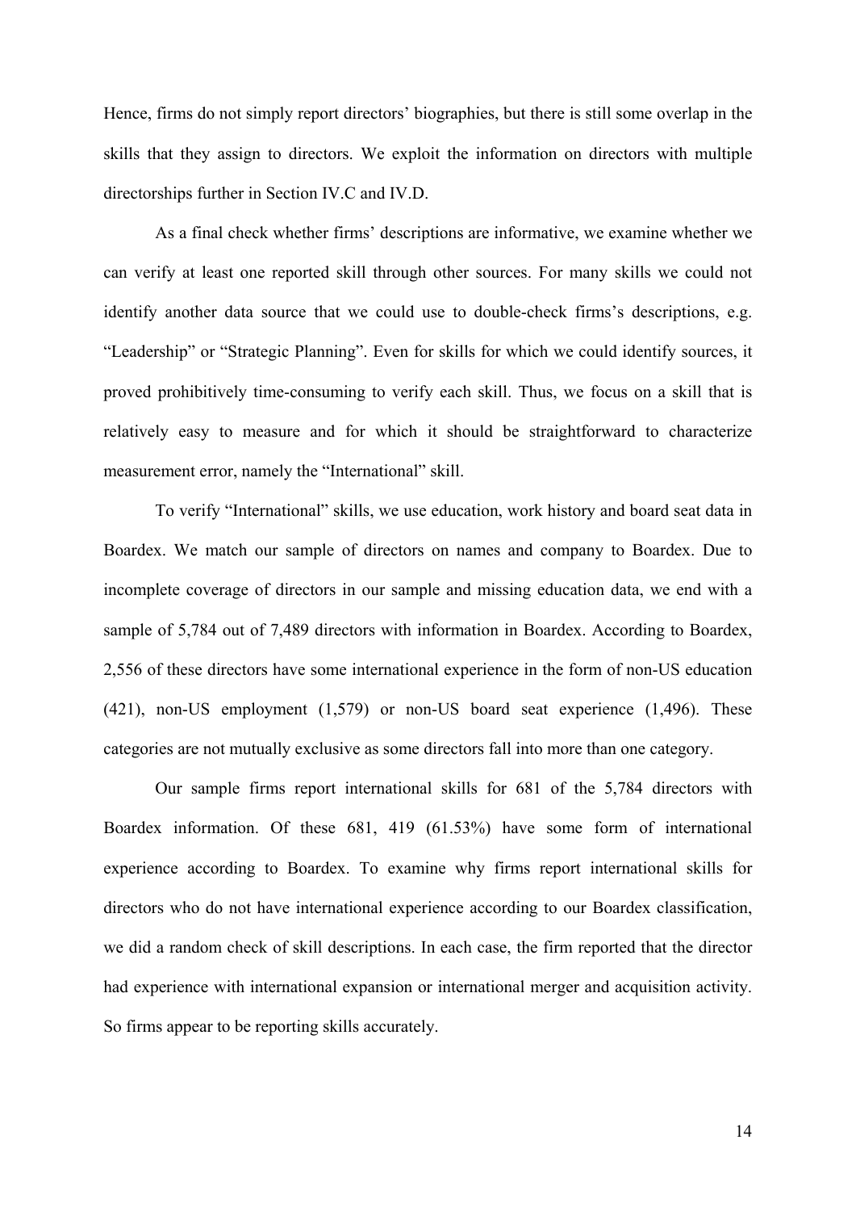Hence, firms do not simply report directors' biographies, but there is still some overlap in the skills that they assign to directors. We exploit the information on directors with multiple directorships further in Section IV.C and IV.D.

As a final check whether firms' descriptions are informative, we examine whether we can verify at least one reported skill through other sources. For many skills we could not identify another data source that we could use to double-check firms's descriptions, e.g. "Leadership" or "Strategic Planning". Even for skills for which we could identify sources, it proved prohibitively time-consuming to verify each skill. Thus, we focus on a skill that is relatively easy to measure and for which it should be straightforward to characterize measurement error, namely the "International" skill.

To verify "International" skills, we use education, work history and board seat data in Boardex. We match our sample of directors on names and company to Boardex. Due to incomplete coverage of directors in our sample and missing education data, we end with a sample of 5,784 out of 7,489 directors with information in Boardex. According to Boardex, 2,556 of these directors have some international experience in the form of non-US education (421), non-US employment (1,579) or non-US board seat experience (1,496). These categories are not mutually exclusive as some directors fall into more than one category.

Our sample firms report international skills for 681 of the 5,784 directors with Boardex information. Of these 681, 419 (61.53%) have some form of international experience according to Boardex. To examine why firms report international skills for directors who do not have international experience according to our Boardex classification, we did a random check of skill descriptions. In each case, the firm reported that the director had experience with international expansion or international merger and acquisition activity. So firms appear to be reporting skills accurately.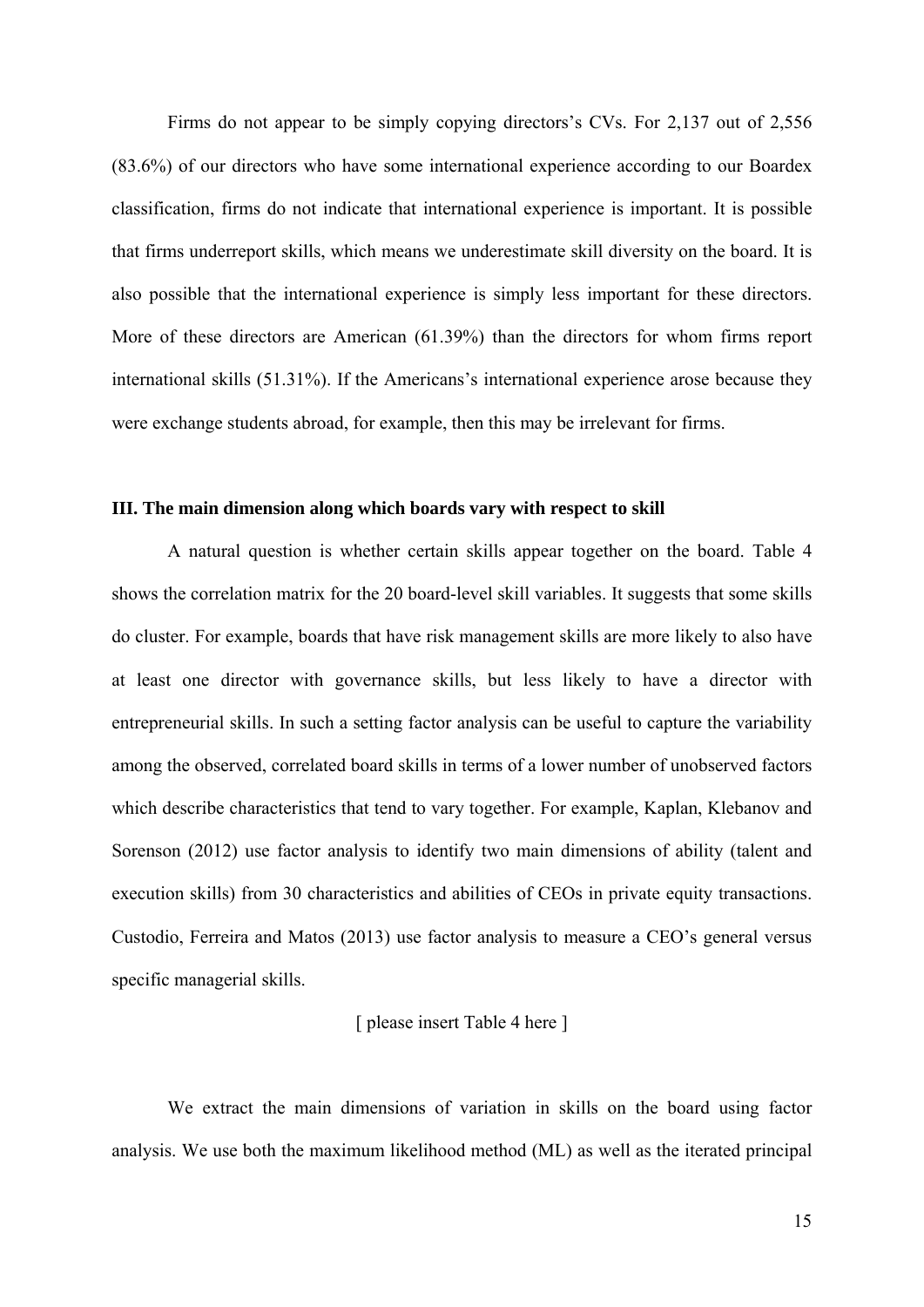Firms do not appear to be simply copying directors's CVs. For 2,137 out of 2,556 (83.6%) of our directors who have some international experience according to our Boardex classification, firms do not indicate that international experience is important. It is possible that firms underreport skills, which means we underestimate skill diversity on the board. It is also possible that the international experience is simply less important for these directors. More of these directors are American (61.39%) than the directors for whom firms report international skills (51.31%). If the Americans's international experience arose because they were exchange students abroad, for example, then this may be irrelevant for firms.

### III. The main dimension along which boards vary with respect to skill

A natural question is whether certain skills appear together on the board. Table 4 shows the correlation matrix for the 20 board-level skill variables. It suggests that some skills do cluster. For example, boards that have risk management skills are more likely to also have at least one director with governance skills, but less likely to have a director with entrepreneurial skills. In such a setting factor analysis can be useful to capture the variability among the observed, correlated board skills in terms of a lower number of unobserved factors which describe characteristics that tend to vary together. For example, Kaplan, Klebanov and Sorenson (2012) use factor analysis to identify two main dimensions of ability (talent and execution skills) from 30 characteristics and abilities of CEOs in private equity transactions. Custodio, Ferreira and Matos (2013) use factor analysis to measure a CEO's general versus specific managerial skills.

[ please insert Table 4 here ]

We extract the main dimensions of variation in skills on the board using factor analysis. We use both the maximum likelihood method (ML) as well as the iterated principal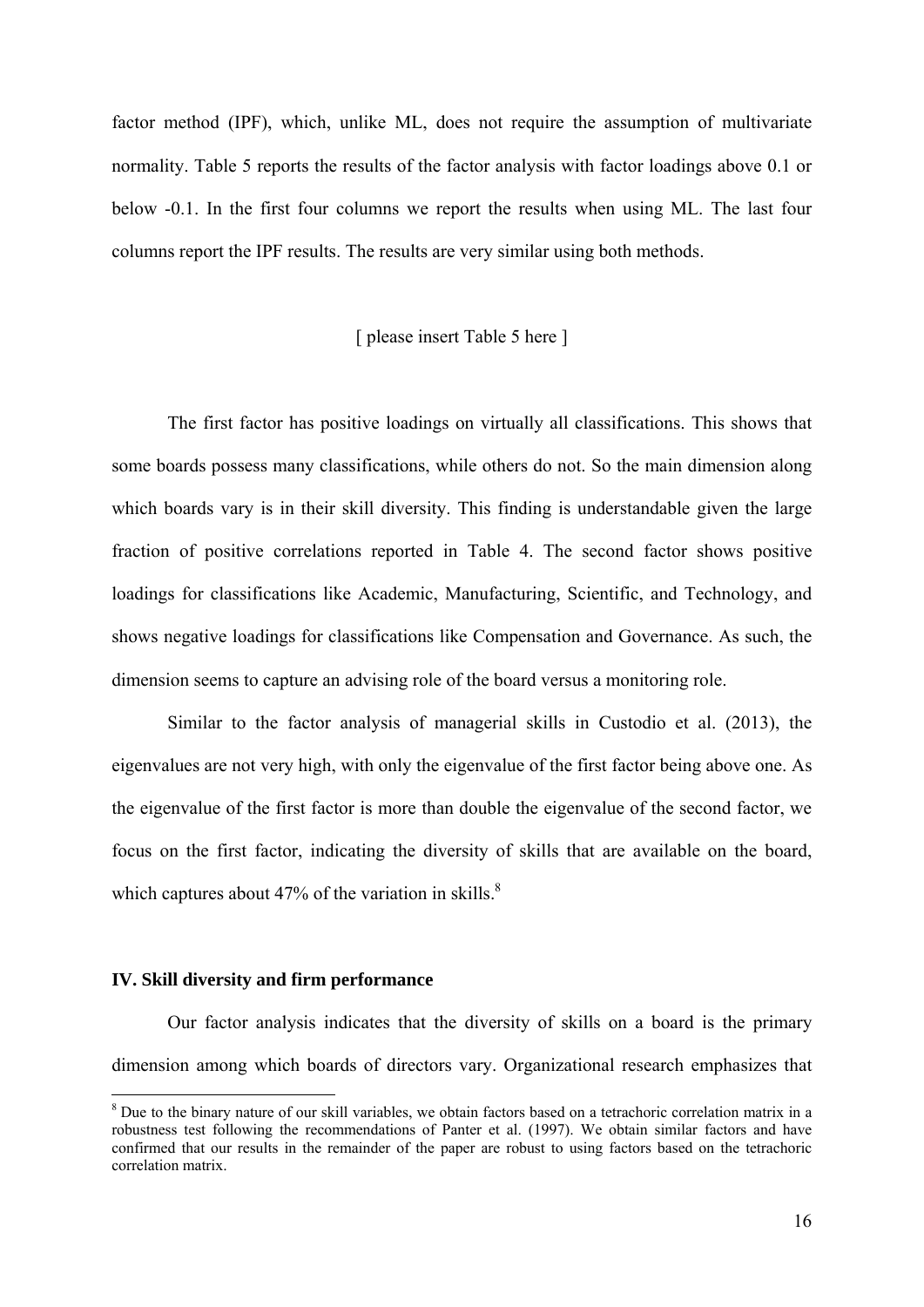factor method (IPF), which, unlike ML, does not require the assumption of multivariate normality. Table 5 reports the results of the factor analysis with factor loadings above 0.1 or below -0.1. In the first four columns we report the results when using ML. The last four columns report the IPF results. The results are very similar using both methods.

[ please insert Table 5 here ]

The first factor has positive loadings on virtually all classifications. This shows that some boards possess many classifications, while others do not. So the main dimension along which boards vary is in their skill diversity. This finding is understandable given the large fraction of positive correlations reported in Table 4. The second factor shows positive loadings for classifications like Academic, Manufacturing, Scientific, and Technology, and shows negative loadings for classifications like Compensation and Governance. As such, the dimension seems to capture an advising role of the board versus a monitoring role.

Similar to the factor analysis of managerial skills in Custodio et al. (2013), the eigenvalues are not very high, with only the eigenvalue of the first factor being above one. As the eigenvalue of the first factor is more than double the eigenvalue of the second factor, we focus on the first factor, indicating the diversity of skills that are available on the board, which captures about 47% of the variation in skills.[8]

## IV. Skill diversity and firm performance

Our factor analysis indicates that the diversity of skills on a board is the primary dimension among which boards of directors vary. Organizational research emphasizes that

[8] Due to the binary nature of our skill variables, we obtain factors based on a tetrachoric correlation matrix in a robustness test following the recommendations of Panter et al. (1997). We obtain similar factors and have confirmed that our results in the remainder of the paper are robust to using factors based on the tetrachoric correlation matrix.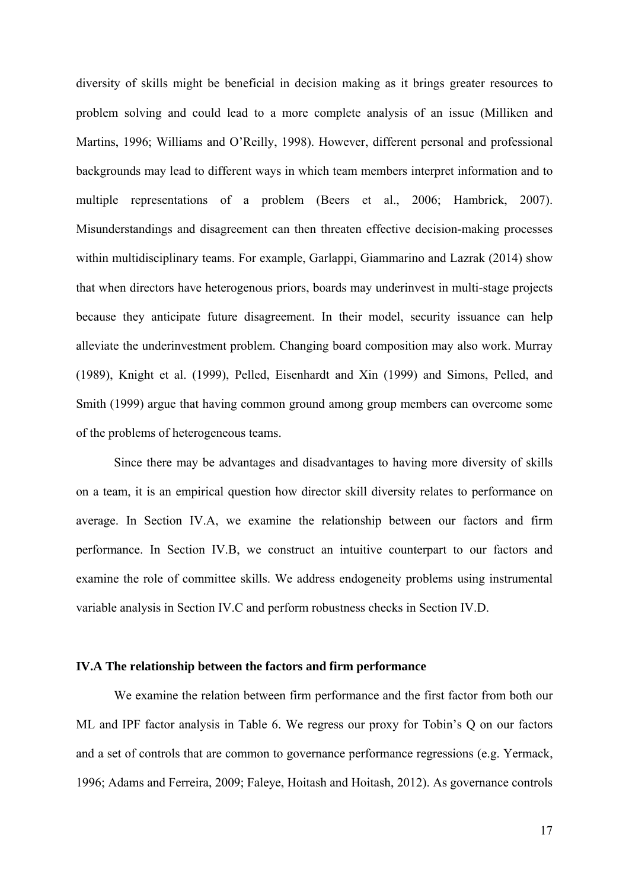diversity of skills might be beneficial in decision making as it brings greater resources to problem solving and could lead to a more complete analysis of an issue (Milliken and Martins, 1996; Williams and O'Reilly, 1998). However, different personal and professional backgrounds may lead to different ways in which team members interpret information and to multiple representations of a problem (Beers et al., 2006; Hambrick, 2007). Misunderstandings and disagreement can then threaten effective decision-making processes within multidisciplinary teams. For example, Garlappi, Giammarino and Lazrak (2014) show that when directors have heterogenous priors, boards may underinvest in multi-stage projects because they anticipate future disagreement. In their model, security issuance can help alleviate the underinvestment problem. Changing board composition may also work. Murray (1989), Knight et al. (1999), Pelled, Eisenhardt and Xin (1999) and Simons, Pelled, and Smith (1999) argue that having common ground among group members can overcome some of the problems of heterogeneous teams.

Since there may be advantages and disadvantages to having more diversity of skills on a team, it is an empirical question how director skill diversity relates to performance on average. In Section IV.A, we examine the relationship between our factors and firm performance. In Section IV.B, we construct an intuitive counterpart to our factors and examine the role of committee skills. We address endogeneity problems using instrumental variable analysis in Section IV.C and perform robustness checks in Section IV.D.

### IV.A The relationship between the factors and firm performance

We examine the relation between firm performance and the first factor from both our ML and IPF factor analysis in Table 6. We regress our proxy for Tobin's Q on our factors and a set of controls that are common to governance performance regressions (e.g. Yermack, 1996; Adams and Ferreira, 2009; Faleye, Hoitash and Hoitash, 2012). As governance controls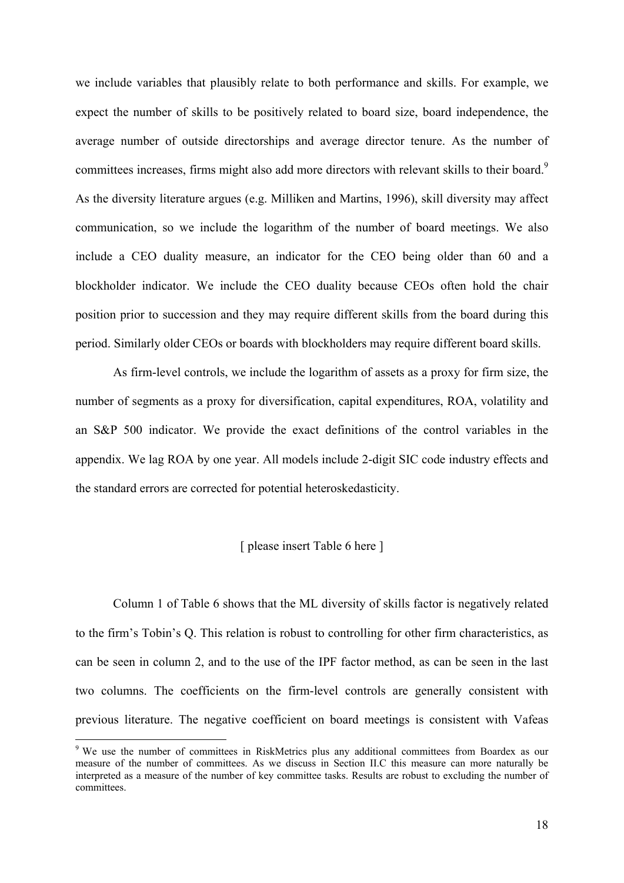we include variables that plausibly relate to both performance and skills. For example, we expect the number of skills to be positively related to board size, board independence, the average number of outside directorships and average director tenure. As the number of committees increases, firms might also add more directors with relevant skills to their board.[9] As the diversity literature argues (e.g. Milliken and Martins, 1996), skill diversity may affect communication, so we include the logarithm of the number of board meetings. We also include a CEO duality measure, an indicator for the CEO being older than 60 and a blockholder indicator. We include the CEO duality because CEOs often hold the chair position prior to succession and they may require different skills from the board during this period. Similarly older CEOs or boards with blockholders may require different board skills.

As firm-level controls, we include the logarithm of assets as a proxy for firm size, the number of segments as a proxy for diversification, capital expenditures, ROA, volatility and an S&P 500 indicator. We provide the exact definitions of the control variables in the appendix. We lag ROA by one year. All models include 2-digit SIC code industry effects and the standard errors are corrected for potential heteroskedasticity.

[ please insert Table 6 here ]

Column 1 of Table 6 shows that the ML diversity of skills factor is negatively related to the firm's Tobin's Q. This relation is robust to controlling for other firm characteristics, as can be seen in column 2, and to the use of the IPF factor method, as can be seen in the last two columns. The coefficients on the firm-level controls are generally consistent with previous literature. The negative coefficient on board meetings is consistent with Vafeas

[9] We use the number of committees in RiskMetrics plus any additional committees from Boardex as our measure of the number of committees. As we discuss in Section II.C this measure can more naturally be interpreted as a measure of the number of key committee tasks. Results are robust to excluding the number of committees.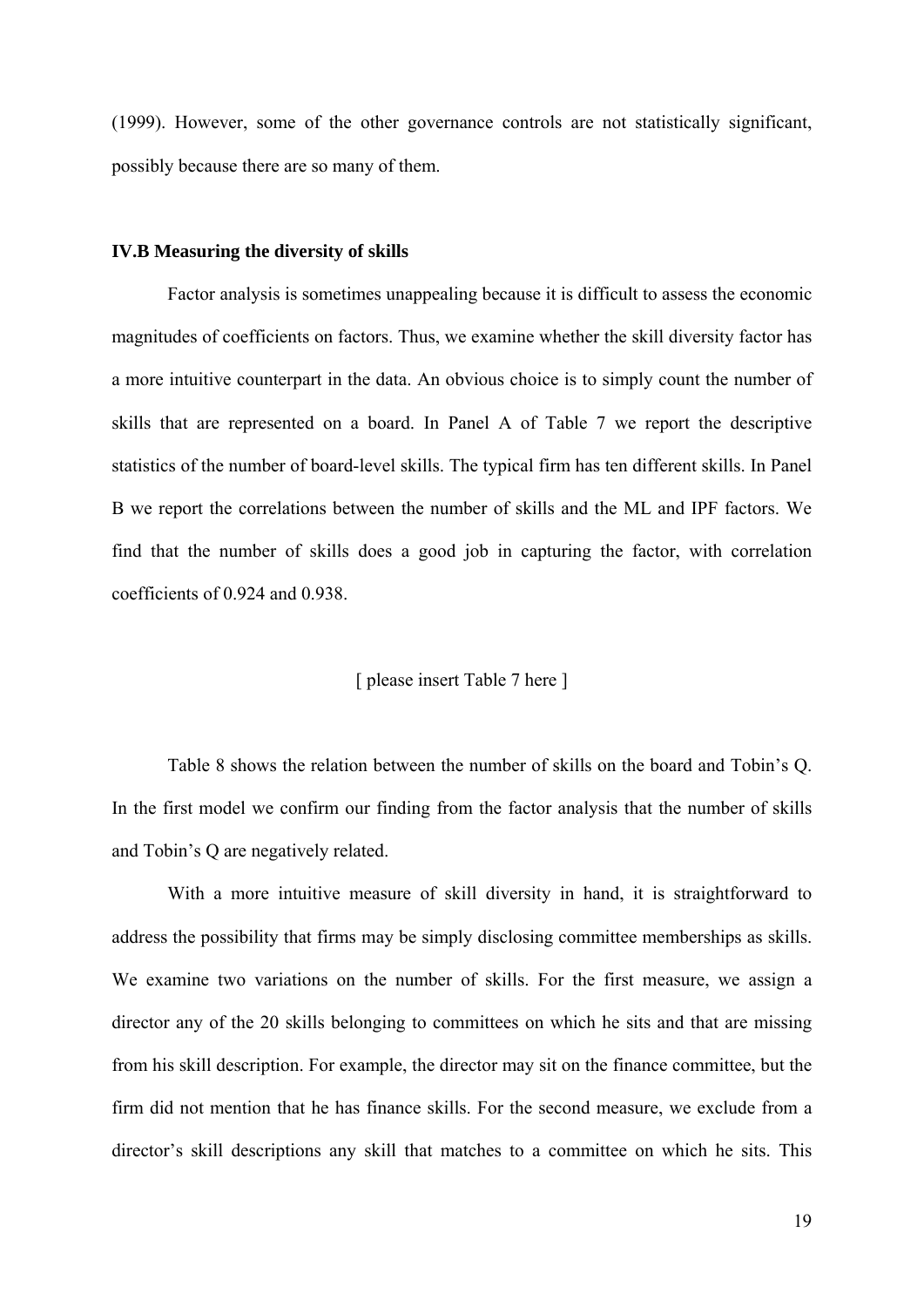(1999). However, some of the other governance controls are not statistically significant, possibly because there are so many of them.

### IV.B Measuring the diversity of skills

Factor analysis is sometimes unappealing because it is difficult to assess the economic magnitudes of coefficients on factors. Thus, we examine whether the skill diversity factor has a more intuitive counterpart in the data. An obvious choice is to simply count the number of skills that are represented on a board. In Panel A of Table 7 we report the descriptive statistics of the number of board-level skills. The typical firm has ten different skills. In Panel B we report the correlations between the number of skills and the ML and IPF factors. We find that the number of skills does a good job in capturing the factor, with correlation coefficients of 0.924 and 0.938.

[ please insert Table 7 here ]

Table 8 shows the relation between the number of skills on the board and Tobin's Q. In the first model we confirm our finding from the factor analysis that the number of skills and Tobin's Q are negatively related.

With a more intuitive measure of skill diversity in hand, it is straightforward to address the possibility that firms may be simply disclosing committee memberships as skills. We examine two variations on the number of skills. For the first measure, we assign a director any of the 20 skills belonging to committees on which he sits and that are missing from his skill description. For example, the director may sit on the finance committee, but the firm did not mention that he has finance skills. For the second measure, we exclude from a director's skill descriptions any skill that matches to a committee on which he sits. This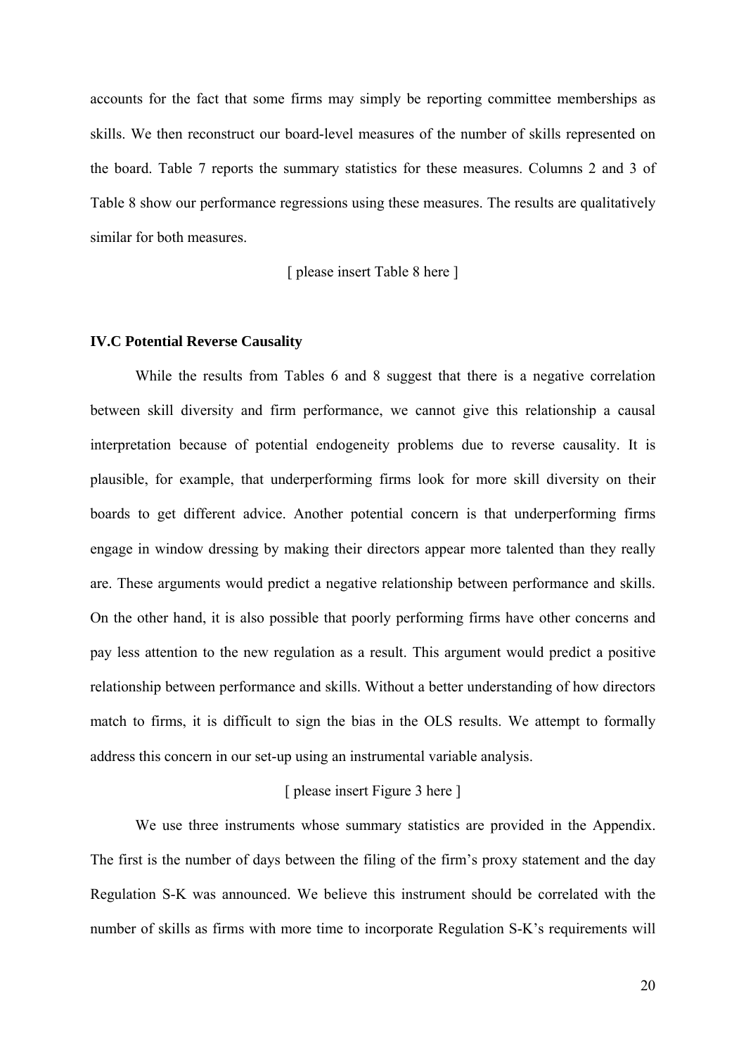accounts for the fact that some firms may simply be reporting committee memberships as skills. We then reconstruct our board-level measures of the number of skills represented on the board. Table 7 reports the summary statistics for these measures. Columns 2 and 3 of Table 8 show our performance regressions using these measures. The results are qualitatively similar for both measures.

[ please insert Table 8 here ]

### IV.C Potential Reverse Causality

While the results from Tables 6 and 8 suggest that there is a negative correlation between skill diversity and firm performance, we cannot give this relationship a causal interpretation because of potential endogeneity problems due to reverse causality. It is plausible, for example, that underperforming firms look for more skill diversity on their boards to get different advice. Another potential concern is that underperforming firms engage in window dressing by making their directors appear more talented than they really are. These arguments would predict a negative relationship between performance and skills. On the other hand, it is also possible that poorly performing firms have other concerns and pay less attention to the new regulation as a result. This argument would predict a positive relationship between performance and skills. Without a better understanding of how directors match to firms, it is difficult to sign the bias in the OLS results. We attempt to formally address this concern in our set-up using an instrumental variable analysis.

[ please insert Figure 3 here ]

We use three instruments whose summary statistics are provided in the Appendix. The first is the number of days between the filing of the firm's proxy statement and the day Regulation S-K was announced. We believe this instrument should be correlated with the number of skills as firms with more time to incorporate Regulation S-K's requirements will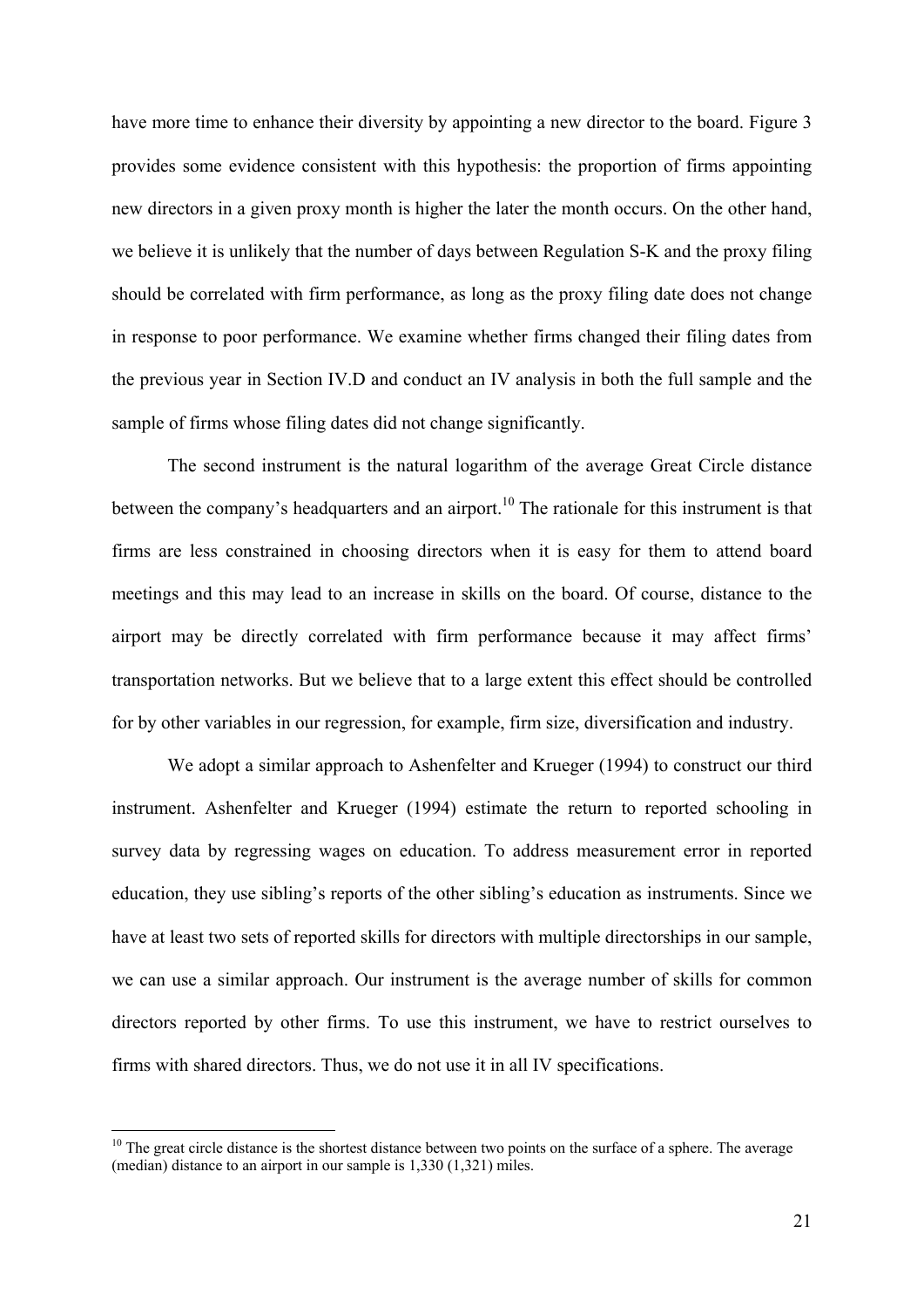have more time to enhance their diversity by appointing a new director to the board. Figure 3 provides some evidence consistent with this hypothesis: the proportion of firms appointing new directors in a given proxy month is higher the later the month occurs. On the other hand, we believe it is unlikely that the number of days between Regulation S-K and the proxy filing should be correlated with firm performance, as long as the proxy filing date does not change in response to poor performance. We examine whether firms changed their filing dates from the previous year in Section IV.D and conduct an IV analysis in both the full sample and the sample of firms whose filing dates did not change significantly.

The second instrument is the natural logarithm of the average Great Circle distance between the company's headquarters and an airport.[10] The rationale for this instrument is that firms are less constrained in choosing directors when it is easy for them to attend board meetings and this may lead to an increase in skills on the board. Of course, distance to the airport may be directly correlated with firm performance because it may affect firms' transportation networks. But we believe that to a large extent this effect should be controlled for by other variables in our regression, for example, firm size, diversification and industry.

We adopt a similar approach to Ashenfelter and Krueger (1994) to construct our third instrument. Ashenfelter and Krueger (1994) estimate the return to reported schooling in survey data by regressing wages on education. To address measurement error in reported education, they use sibling's reports of the other sibling's education as instruments. Since we have at least two sets of reported skills for directors with multiple directorships in our sample, we can use a similar approach. Our instrument is the average number of skills for common directors reported by other firms. To use this instrument, we have to restrict ourselves to firms with shared directors. Thus, we do not use it in all IV specifications.

[10] The great circle distance is the shortest distance between two points on the surface of a sphere. The average (median) distance to an airport in our sample is 1,330 (1,321) miles.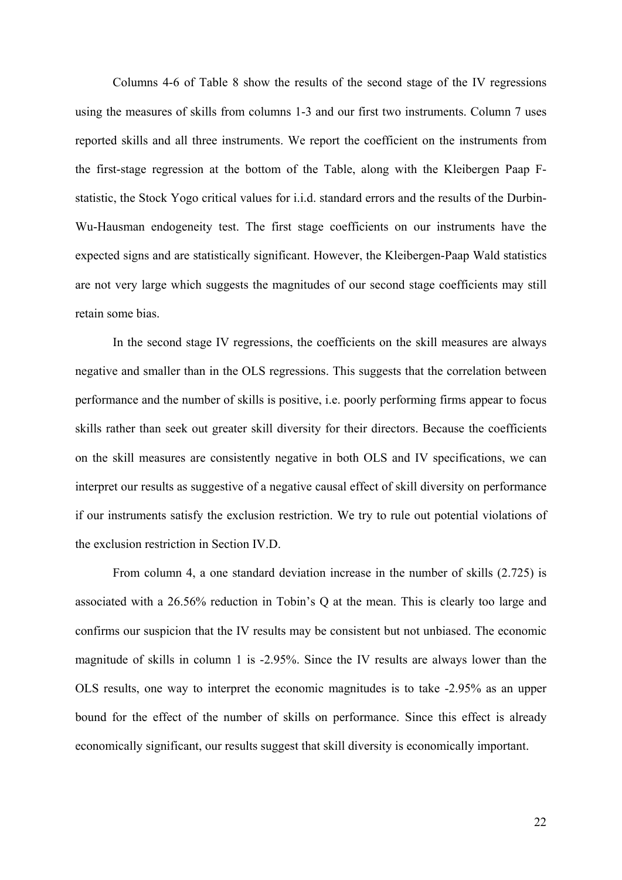Columns 4-6 of Table 8 show the results of the second stage of the IV regressions using the measures of skills from columns 1-3 and our first two instruments. Column 7 uses reported skills and all three instruments. We report the coefficient on the instruments from the first-stage regression at the bottom of the Table, along with the Kleibergen Paap F-statistic, the Stock Yogo critical values for i.i.d. standard errors and the results of the Durbin-Wu-Hausman endogeneity test. The first stage coefficients on our instruments have the expected signs and are statistically significant. However, the Kleibergen-Paap Wald statistics are not very large which suggests the magnitudes of our second stage coefficients may still retain some bias.

In the second stage IV regressions, the coefficients on the skill measures are always negative and smaller than in the OLS regressions. This suggests that the correlation between performance and the number of skills is positive, i.e. poorly performing firms appear to focus skills rather than seek out greater skill diversity for their directors. Because the coefficients on the skill measures are consistently negative in both OLS and IV specifications, we can interpret our results as suggestive of a negative causal effect of skill diversity on performance if our instruments satisfy the exclusion restriction. We try to rule out potential violations of the exclusion restriction in Section IV.D.

From column 4, a one standard deviation increase in the number of skills (2.725) is associated with a 26.56% reduction in Tobin's Q at the mean. This is clearly too large and confirms our suspicion that the IV results may be consistent but not unbiased. The economic magnitude of skills in column 1 is -2.95%. Since the IV results are always lower than the OLS results, one way to interpret the economic magnitudes is to take -2.95% as an upper bound for the effect of the number of skills on performance. Since this effect is already economically significant, our results suggest that skill diversity is economically important.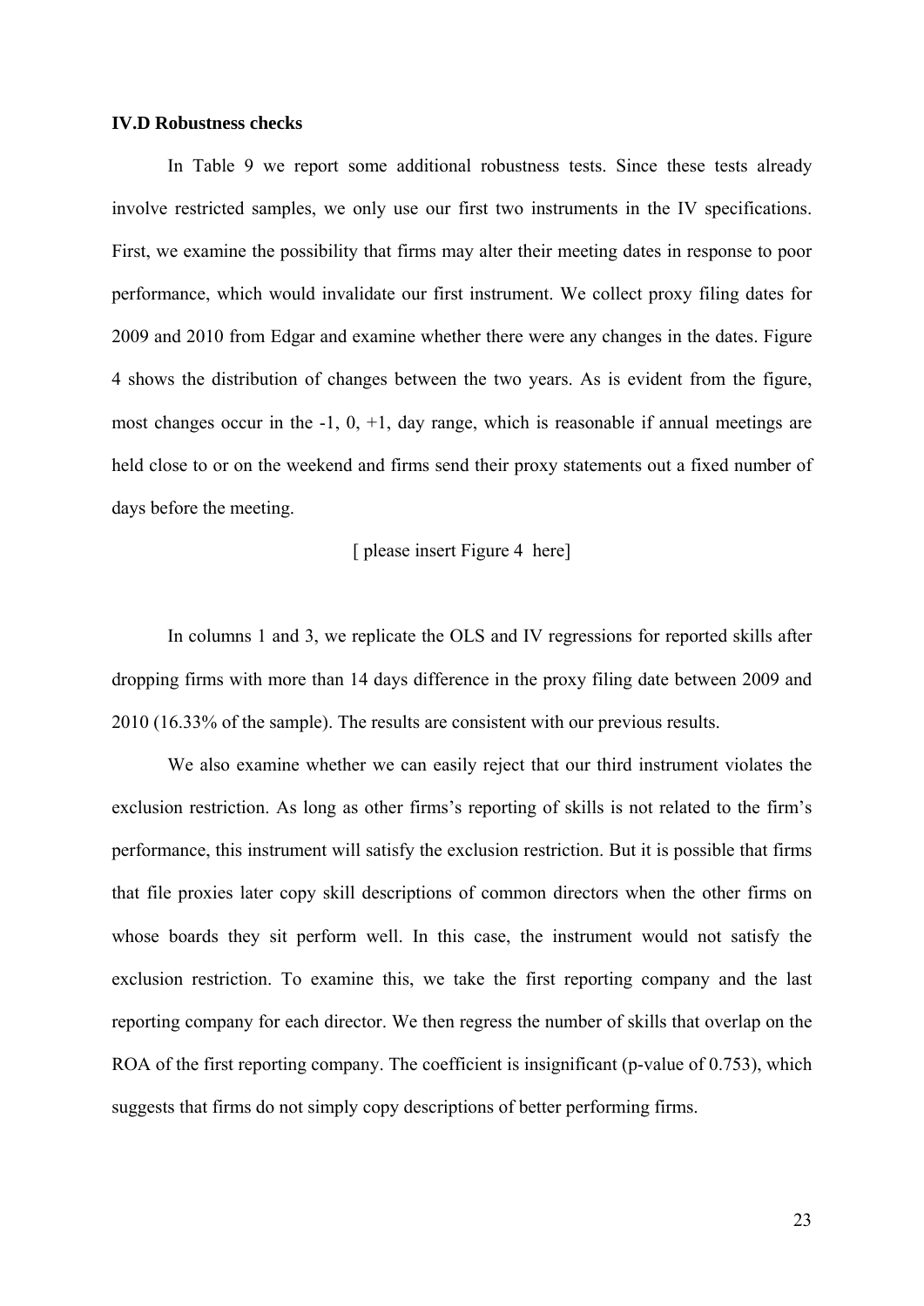### IV.D Robustness checks

In Table 9 we report some additional robustness tests. Since these tests already involve restricted samples, we only use our first two instruments in the IV specifications. First, we examine the possibility that firms may alter their meeting dates in response to poor performance, which would invalidate our first instrument. We collect proxy filing dates for 2009 and 2010 from Edgar and examine whether there were any changes in the dates. Figure 4 shows the distribution of changes between the two years. As is evident from the figure, most changes occur in the -1, 0, +1, day range, which is reasonable if annual meetings are held close to or on the weekend and firms send their proxy statements out a fixed number of days before the meeting.

[ please insert Figure 4 here]

In columns 1 and 3, we replicate the OLS and IV regressions for reported skills after dropping firms with more than 14 days difference in the proxy filing date between 2009 and 2010 (16.33% of the sample). The results are consistent with our previous results.

We also examine whether we can easily reject that our third instrument violates the exclusion restriction. As long as other firms's reporting of skills is not related to the firm's performance, this instrument will satisfy the exclusion restriction. But it is possible that firms that file proxies later copy skill descriptions of common directors when the other firms on whose boards they sit perform well. In this case, the instrument would not satisfy the exclusion restriction. To examine this, we take the first reporting company and the last reporting company for each director. We then regress the number of skills that overlap on the ROA of the first reporting company. The coefficient is insignificant (p-value of 0.753), which suggests that firms do not simply copy descriptions of better performing firms.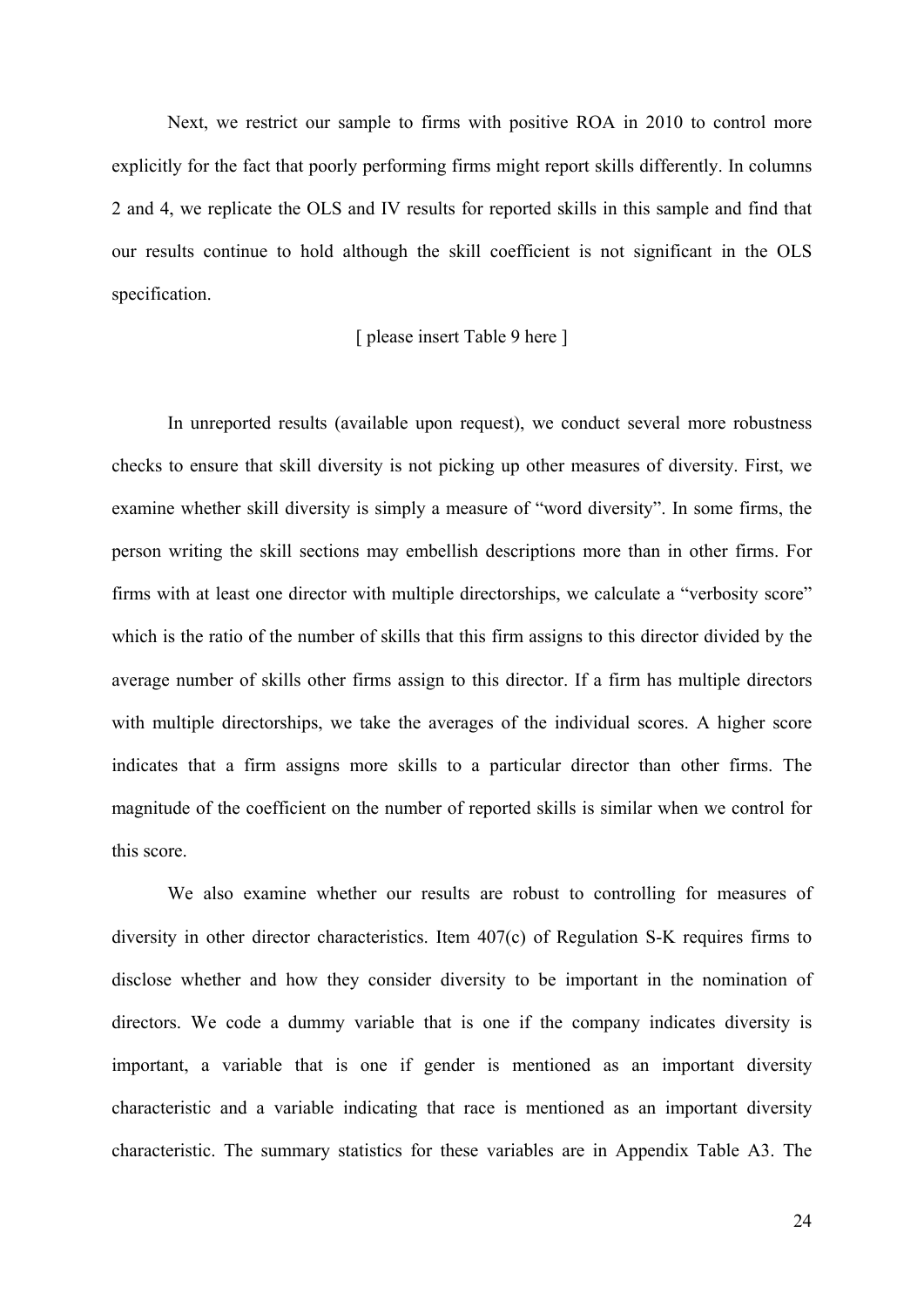Next, we restrict our sample to firms with positive ROA in 2010 to control more explicitly for the fact that poorly performing firms might report skills differently. In columns 2 and 4, we replicate the OLS and IV results for reported skills in this sample and find that our results continue to hold although the skill coefficient is not significant in the OLS specification.

[ please insert Table 9 here ]

In unreported results (available upon request), we conduct several more robustness checks to ensure that skill diversity is not picking up other measures of diversity. First, we examine whether skill diversity is simply a measure of "word diversity". In some firms, the person writing the skill sections may embellish descriptions more than in other firms. For firms with at least one director with multiple directorships, we calculate a "verbosity score" which is the ratio of the number of skills that this firm assigns to this director divided by the average number of skills other firms assign to this director. If a firm has multiple directors with multiple directorships, we take the averages of the individual scores. A higher score indicates that a firm assigns more skills to a particular director than other firms. The magnitude of the coefficient on the number of reported skills is similar when we control for this score.

We also examine whether our results are robust to controlling for measures of diversity in other director characteristics. Item 407(c) of Regulation S-K requires firms to disclose whether and how they consider diversity to be important in the nomination of directors. We code a dummy variable that is one if the company indicates diversity is important, a variable that is one if gender is mentioned as an important diversity characteristic and a variable indicating that race is mentioned as an important diversity characteristic. The summary statistics for these variables are in Appendix Table A3. The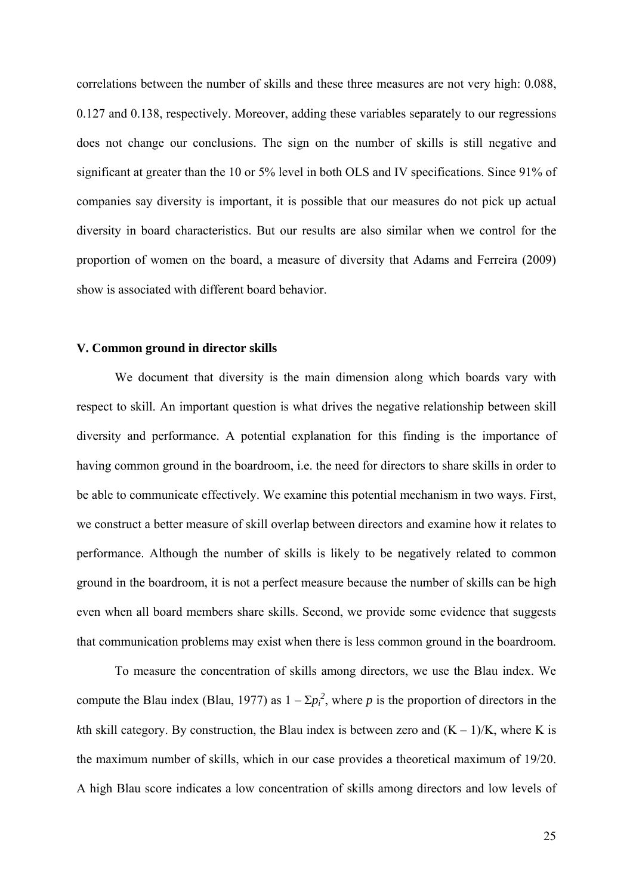correlations between the number of skills and these three measures are not very high: 0.088, 0.127 and 0.138, respectively. Moreover, adding these variables separately to our regressions does not change our conclusions. The sign on the number of skills is still negative and significant at greater than the 10 or 5% level in both OLS and IV specifications. Since 91% of companies say diversity is important, it is possible that our measures do not pick up actual diversity in board characteristics. But our results are also similar when we control for the proportion of women on the board, a measure of diversity that Adams and Ferreira (2009) show is associated with different board behavior.

## V. Common ground in director skills

We document that diversity is the main dimension along which boards vary with respect to skill. An important question is what drives the negative relationship between skill diversity and performance. A potential explanation for this finding is the importance of having common ground in the boardroom, i.e. the need for directors to share skills in order to be able to communicate effectively. We examine this potential mechanism in two ways. First, we construct a better measure of skill overlap between directors and examine how it relates to performance. Although the number of skills is likely to be negatively related to common ground in the boardroom, it is not a perfect measure because the number of skills can be high even when all board members share skills. Second, we provide some evidence that suggests that communication problems may exist when there is less common ground in the boardroom.

To measure the concentration of skills among directors, we use the Blau index. We compute the Blau index (Blau, 1977) as $1 - \Sigma p_i^2$, where $p$ is the proportion of directors in the $k$th skill category. By construction, the Blau index is between zero and $(K - 1)/K$, where K is the maximum number of skills, which in our case provides a theoretical maximum of 19/20. A high Blau score indicates a low concentration of skills among directors and low levels of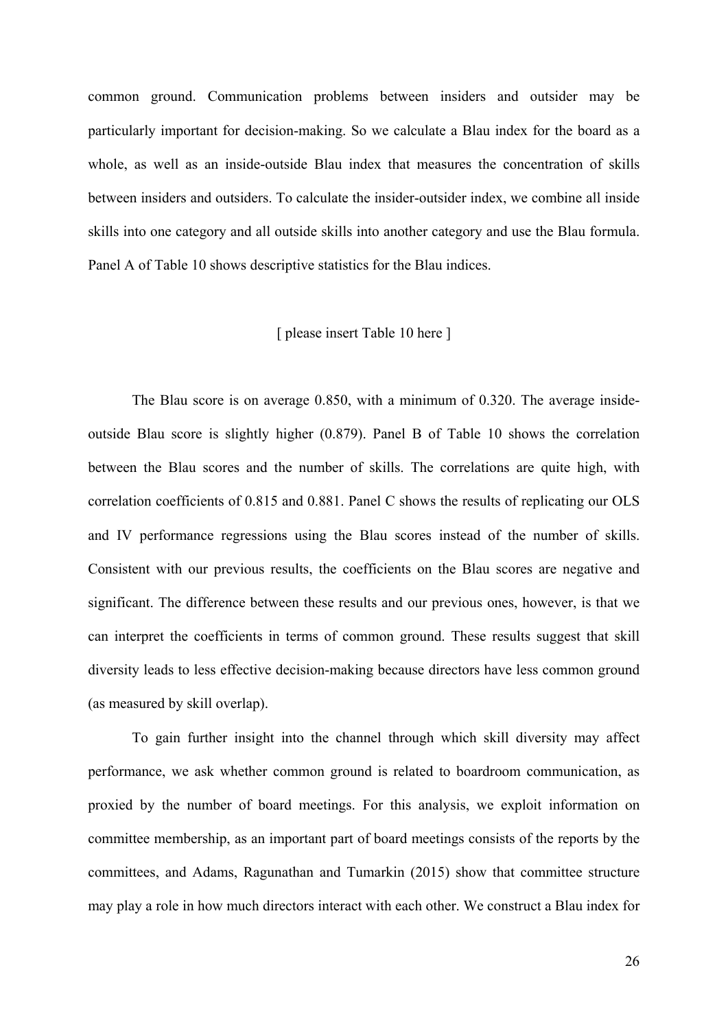common ground. Communication problems between insiders and outsider may be particularly important for decision-making. So we calculate a Blau index for the board as a whole, as well as an inside-outside Blau index that measures the concentration of skills between insiders and outsiders. To calculate the insider-outsider index, we combine all inside skills into one category and all outside skills into another category and use the Blau formula. Panel A of Table 10 shows descriptive statistics for the Blau indices.

[ please insert Table 10 here ]

The Blau score is on average 0.850, with a minimum of 0.320. The average inside-outside Blau score is slightly higher (0.879). Panel B of Table 10 shows the correlation between the Blau scores and the number of skills. The correlations are quite high, with correlation coefficients of 0.815 and 0.881. Panel C shows the results of replicating our OLS and IV performance regressions using the Blau scores instead of the number of skills. Consistent with our previous results, the coefficients on the Blau scores are negative and significant. The difference between these results and our previous ones, however, is that we can interpret the coefficients in terms of common ground. These results suggest that skill diversity leads to less effective decision-making because directors have less common ground (as measured by skill overlap).

To gain further insight into the channel through which skill diversity may affect performance, we ask whether common ground is related to boardroom communication, as proxied by the number of board meetings. For this analysis, we exploit information on committee membership, as an important part of board meetings consists of the reports by the committees, and Adams, Ragunathan and Tumarkin (2015) show that committee structure may play a role in how much directors interact with each other. We construct a Blau index for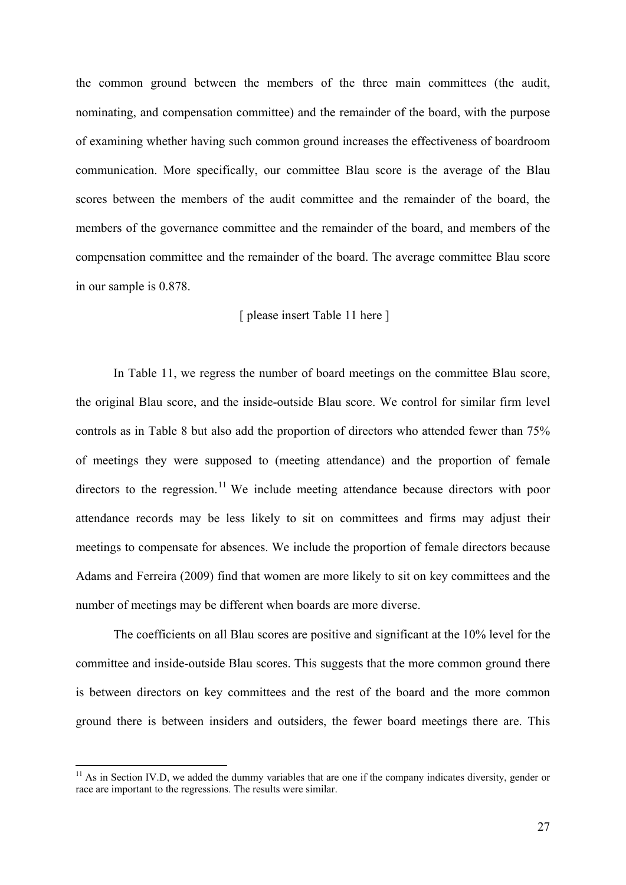the common ground between the members of the three main committees (the audit, nominating, and compensation committee) and the remainder of the board, with the purpose of examining whether having such common ground increases the effectiveness of boardroom communication. More specifically, our committee Blau score is the average of the Blau scores between the members of the audit committee and the remainder of the board, the members of the governance committee and the remainder of the board, and members of the compensation committee and the remainder of the board. The average committee Blau score in our sample is 0.878.

[ please insert Table 11 here ]

In Table 11, we regress the number of board meetings on the committee Blau score, the original Blau score, and the inside-outside Blau score. We control for similar firm level controls as in Table 8 but also add the proportion of directors who attended fewer than 75% of meetings they were supposed to (meeting attendance) and the proportion of female directors to the regression.[11] We include meeting attendance because directors with poor attendance records may be less likely to sit on committees and firms may adjust their meetings to compensate for absences. We include the proportion of female directors because Adams and Ferreira (2009) find that women are more likely to sit on key committees and the number of meetings may be different when boards are more diverse.

The coefficients on all Blau scores are positive and significant at the 10% level for the committee and inside-outside Blau scores. This suggests that the more common ground there is between directors on key committees and the rest of the board and the more common ground there is between insiders and outsiders, the fewer board meetings there are. This

[11] As in Section IV.D, we added the dummy variables that are one if the company indicates diversity, gender or race are important to the regressions. The results were similar.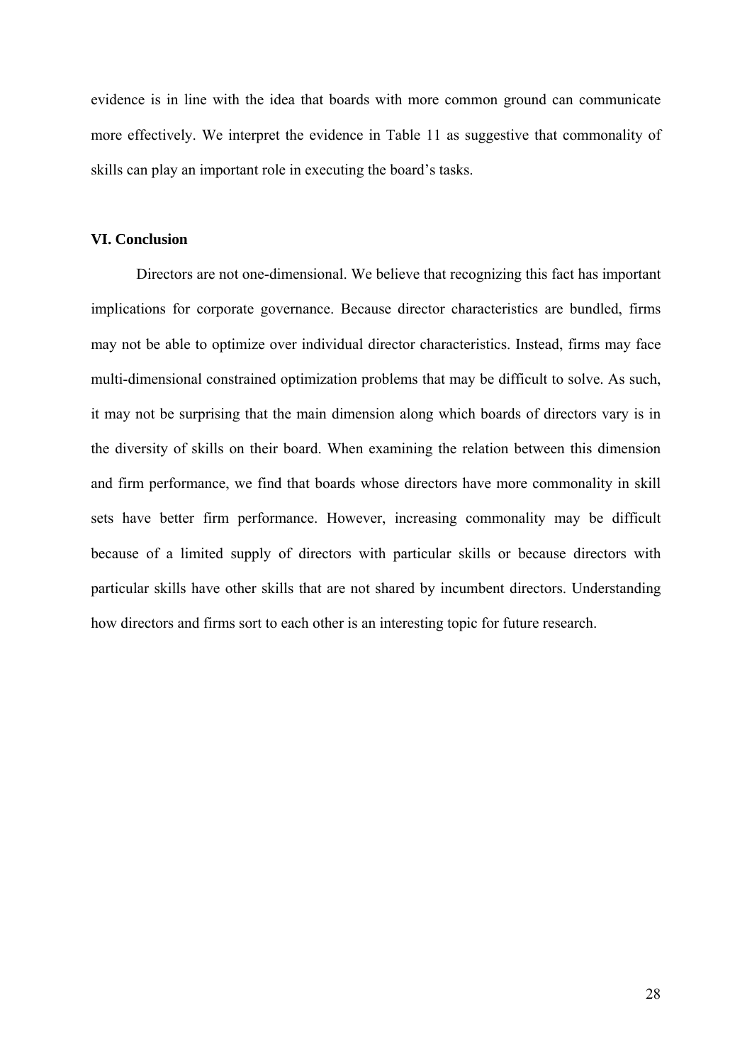evidence is in line with the idea that boards with more common ground can communicate more effectively. We interpret the evidence in Table 11 as suggestive that commonality of skills can play an important role in executing the board's tasks.

## VI. Conclusion

Directors are not one-dimensional. We believe that recognizing this fact has important implications for corporate governance. Because director characteristics are bundled, firms may not be able to optimize over individual director characteristics. Instead, firms may face multi-dimensional constrained optimization problems that may be difficult to solve. As such, it may not be surprising that the main dimension along which boards of directors vary is in the diversity of skills on their board. When examining the relation between this dimension and firm performance, we find that boards whose directors have more commonality in skill sets have better firm performance. However, increasing commonality may be difficult because of a limited supply of directors with particular skills or because directors with particular skills have other skills that are not shared by incumbent directors. Understanding how directors and firms sort to each other is an interesting topic for future research.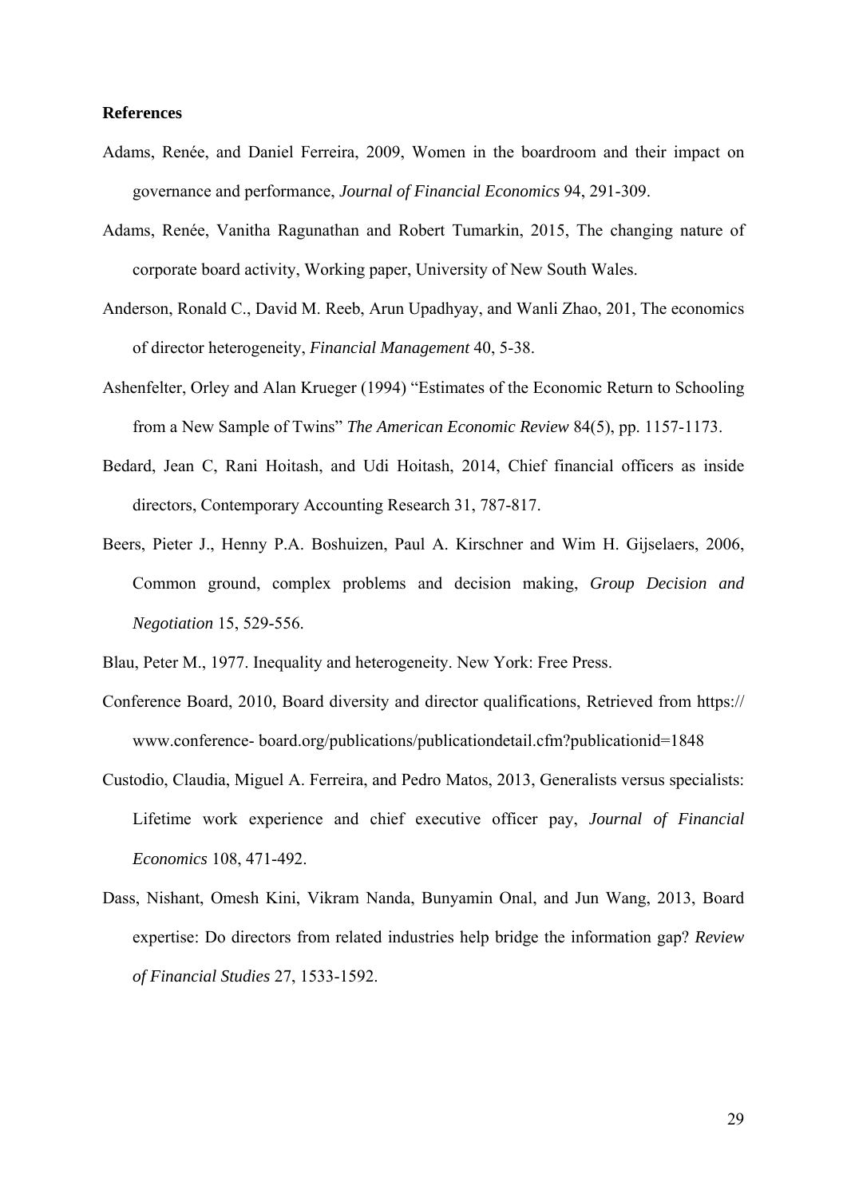**References**

Adams, Renée, and Daniel Ferreira, 2009, Women in the boardroom and their impact on governance and performance, *Journal of Financial Economics* 94, 291-309.

Adams, Renée, Vanitha Ragunathan and Robert Tumarkin, 2015, The changing nature of corporate board activity, Working paper, University of New South Wales.

Anderson, Ronald C., David M. Reeb, Arun Upadhyay, and Wanli Zhao, 201, The economics of director heterogeneity, *Financial Management* 40, 5-38.

Ashenfelter, Orley and Alan Krueger (1994) "Estimates of the Economic Return to Schooling from a New Sample of Twins" *The American Economic Review* 84(5), pp. 1157-1173.

Bedard, Jean C, Rani Hoitash, and Udi Hoitash, 2014, Chief financial officers as inside directors, Contemporary Accounting Research 31, 787-817.

Beers, Pieter J., Henny P.A. Boshuizen, Paul A. Kirschner and Wim H. Gijselaers, 2006, Common ground, complex problems and decision making, *Group Decision and Negotiation* 15, 529-556.

Blau, Peter M., 1977. Inequality and heterogeneity. New York: Free Press.

Conference Board, 2010, Board diversity and director qualifications, Retrieved from https:// www.conference- board.org/publications/publicationdetail.cfm?publicationid=1848

Custodio, Claudia, Miguel A. Ferreira, and Pedro Matos, 2013, Generalists versus specialists: Lifetime work experience and chief executive officer pay, *Journal of Financial Economics* 108, 471-492.

Dass, Nishant, Omesh Kini, Vikram Nanda, Bunyamin Onal, and Jun Wang, 2013, Board expertise: Do directors from related industries help bridge the information gap? *Review of Financial Studies* 27, 1533-1592.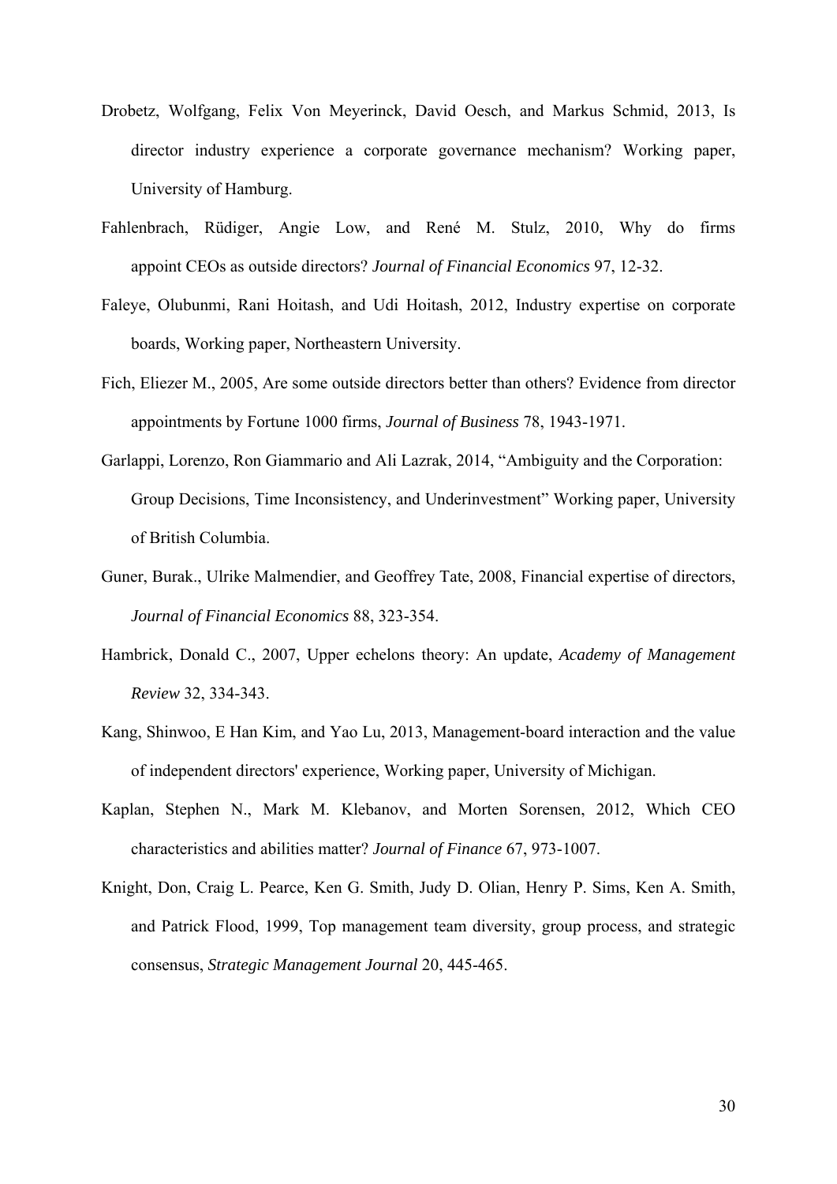Drobetz, Wolfgang, Felix Von Meyerinck, David Oesch, and Markus Schmid, 2013, Is director industry experience a corporate governance mechanism? Working paper, University of Hamburg.

Fahlenbrach, Rüdiger, Angie Low, and René M. Stulz, 2010, Why do firms appoint CEOs as outside directors? *Journal of Financial Economics* 97, 12-32.

Faleye, Olubunmi, Rani Hoitash, and Udi Hoitash, 2012, Industry expertise on corporate boards, Working paper, Northeastern University.

Fich, Eliezer M., 2005, Are some outside directors better than others? Evidence from director appointments by Fortune 1000 firms, *Journal of Business* 78, 1943-1971.

Garlappi, Lorenzo, Ron Giammario and Ali Lazrak, 2014, "Ambiguity and the Corporation: Group Decisions, Time Inconsistency, and Underinvestment" Working paper, University of British Columbia.

Guner, Burak., Ulrike Malmendier, and Geoffrey Tate, 2008, Financial expertise of directors, *Journal of Financial Economics* 88, 323-354.

Hambrick, Donald C., 2007, Upper echelons theory: An update, *Academy of Management Review* 32, 334-343.

Kang, Shinwoo, E Han Kim, and Yao Lu, 2013, Management-board interaction and the value of independent directors' experience, Working paper, University of Michigan.

Kaplan, Stephen N., Mark M. Klebanov, and Morten Sorensen, 2012, Which CEO characteristics and abilities matter? *Journal of Finance* 67, 973-1007.

Knight, Don, Craig L. Pearce, Ken G. Smith, Judy D. Olian, Henry P. Sims, Ken A. Smith, and Patrick Flood, 1999, Top management team diversity, group process, and strategic consensus, *Strategic Management Journal* 20, 445-465.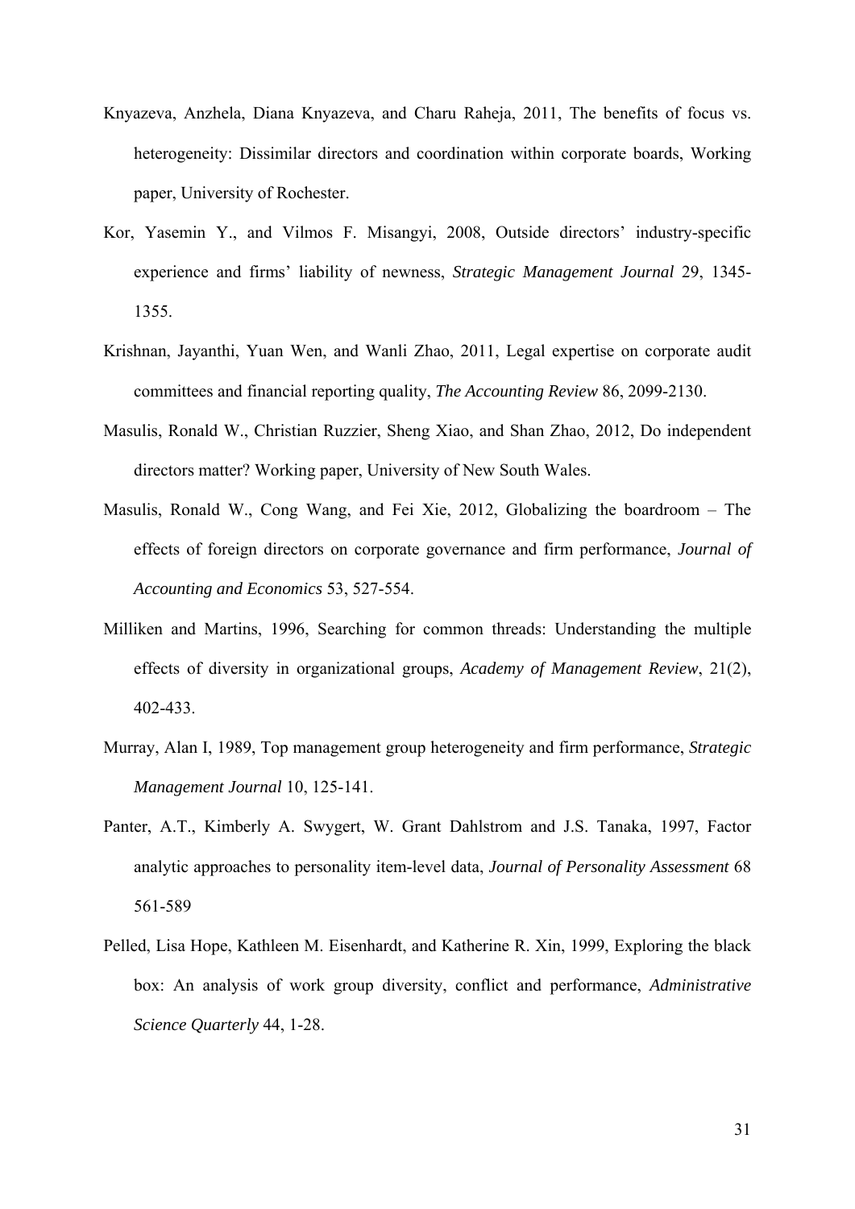Knyazeva, Anzhela, Diana Knyazeva, and Charu Raheja, 2011, The benefits of focus vs. heterogeneity: Dissimilar directors and coordination within corporate boards, Working paper, University of Rochester.

Kor, Yasemin Y., and Vilmos F. Misangyi, 2008, Outside directors' industry-specific experience and firms' liability of newness, *Strategic Management Journal* 29, 1345-1355.

Krishnan, Jayanthi, Yuan Wen, and Wanli Zhao, 2011, Legal expertise on corporate audit committees and financial reporting quality, *The Accounting Review* 86, 2099-2130.

Masulis, Ronald W., Christian Ruzzier, Sheng Xiao, and Shan Zhao, 2012, Do independent directors matter? Working paper, University of New South Wales.

Masulis, Ronald W., Cong Wang, and Fei Xie, 2012, Globalizing the boardroom – The effects of foreign directors on corporate governance and firm performance, *Journal of Accounting and Economics* 53, 527-554.

Milliken and Martins, 1996, Searching for common threads: Understanding the multiple effects of diversity in organizational groups, *Academy of Management Review*, 21(2), 402-433.

Murray, Alan I, 1989, Top management group heterogeneity and firm performance, *Strategic Management Journal* 10, 125-141.

Panter, A.T., Kimberly A. Swygert, W. Grant Dahlstrom and J.S. Tanaka, 1997, Factor analytic approaches to personality item-level data, *Journal of Personality Assessment* 68 561-589

Pelled, Lisa Hope, Kathleen M. Eisenhardt, and Katherine R. Xin, 1999, Exploring the black box: An analysis of work group diversity, conflict and performance, *Administrative Science Quarterly* 44, 1-28.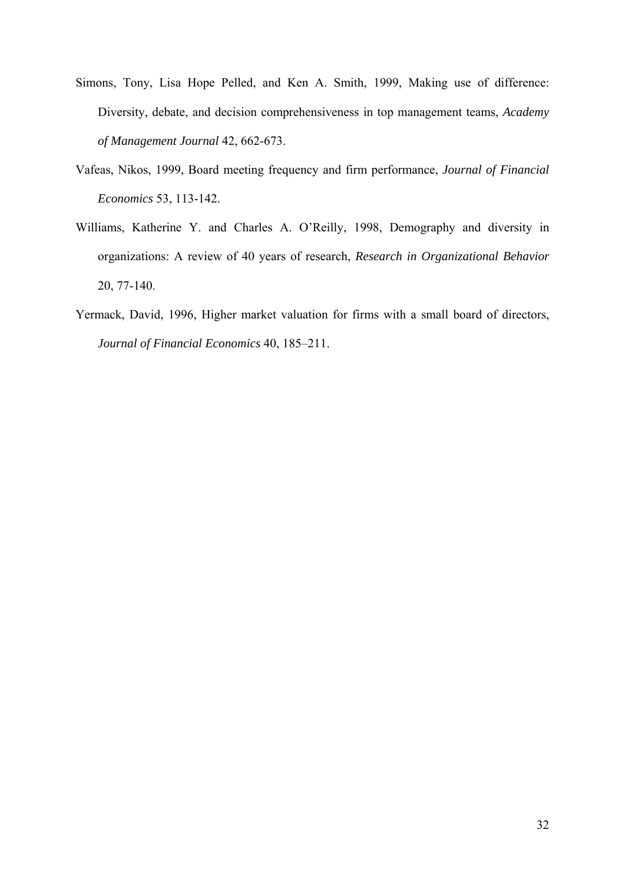Simons, Tony, Lisa Hope Pelled, and Ken A. Smith, 1999, Making use of difference: Diversity, debate, and decision comprehensiveness in top management teams, *Academy of Management Journal* 42, 662-673.

Vafeas, Nikos, 1999, Board meeting frequency and firm performance, *Journal of Financial Economics* 53, 113-142.

Williams, Katherine Y. and Charles A. O'Reilly, 1998, Demography and diversity in organizations: A review of 40 years of research, *Research in Organizational Behavior* 20, 77-140.

Yermack, David, 1996, Higher market valuation for firms with a small board of directors, *Journal of Financial Economics* 40, 185–211.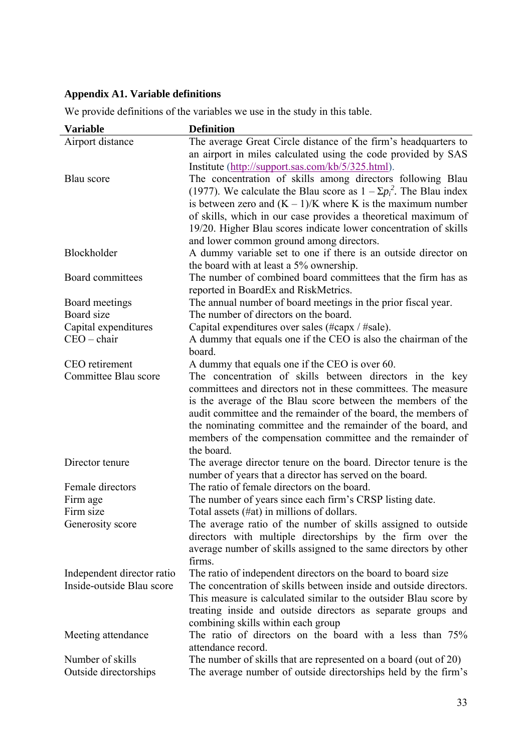**Appendix A1. Variable definitions**

We provide definitions of the variables we use in the study in this table.

| Variable | Definition |
|---|---|
| Airport distance | The average Great Circle distance of the firm's headquarters to an airport in miles calculated using the code provided by SAS Institute (http://support.sas.com/kb/5/325.html). |
| Blau score | The concentration of skills among directors following Blau (1977). We calculate the Blau score as $1 - \Sigma p_i^2$. The Blau index is between zero and (K – 1)/K where K is the maximum number of skills, which in our case provides a theoretical maximum of 19/20. Higher Blau scores indicate lower concentration of skills and lower common ground among directors. |
| Blockholder | A dummy variable set to one if there is an outside director on the board with at least a 5% ownership. |
| Board committees | The number of combined board committees that the firm has as reported in BoardEx and RiskMetrics. |
| Board meetings | The annual number of board meetings in the prior fiscal year. |
| Board size | The number of directors on the board. |
| Capital expenditures | Capital expenditures over sales (#capx / #sale). |
| CEO – chair | A dummy that equals one if the CEO is also the chairman of the board. |
| CEO retirement | A dummy that equals one if the CEO is over 60. |
| Committee Blau score | The concentration of skills between directors in the key committees and directors not in these committees. The measure is the average of the Blau score between the members of the audit committee and the remainder of the board, the members of the nominating committee and the remainder of the board, and members of the compensation committee and the remainder of the board. |
| Director tenure | The average director tenure on the board. Director tenure is the number of years that a director has served on the board. |
| Female directors | The ratio of female directors on the board. |
| Firm age | The number of years since each firm's CRSP listing date. |
| Firm size | Total assets (#at) in millions of dollars. |
| Generosity score | The average ratio of the number of skills assigned to outside directors with multiple directorships by the firm over the average number of skills assigned to the same directors by other firms. |
| Independent director ratio | The ratio of independent directors on the board to board size |
| Inside-outside Blau score | The concentration of skills between inside and outside directors. This measure is calculated similar to the outsider Blau score by treating inside and outside directors as separate groups and combining skills within each group |
| Meeting attendance | The ratio of directors on the board with a less than 75% attendance record. |
| Number of skills | The number of skills that are represented on a board (out of 20) |
| Outside directorships | The average number of outside directorships held by the firm's |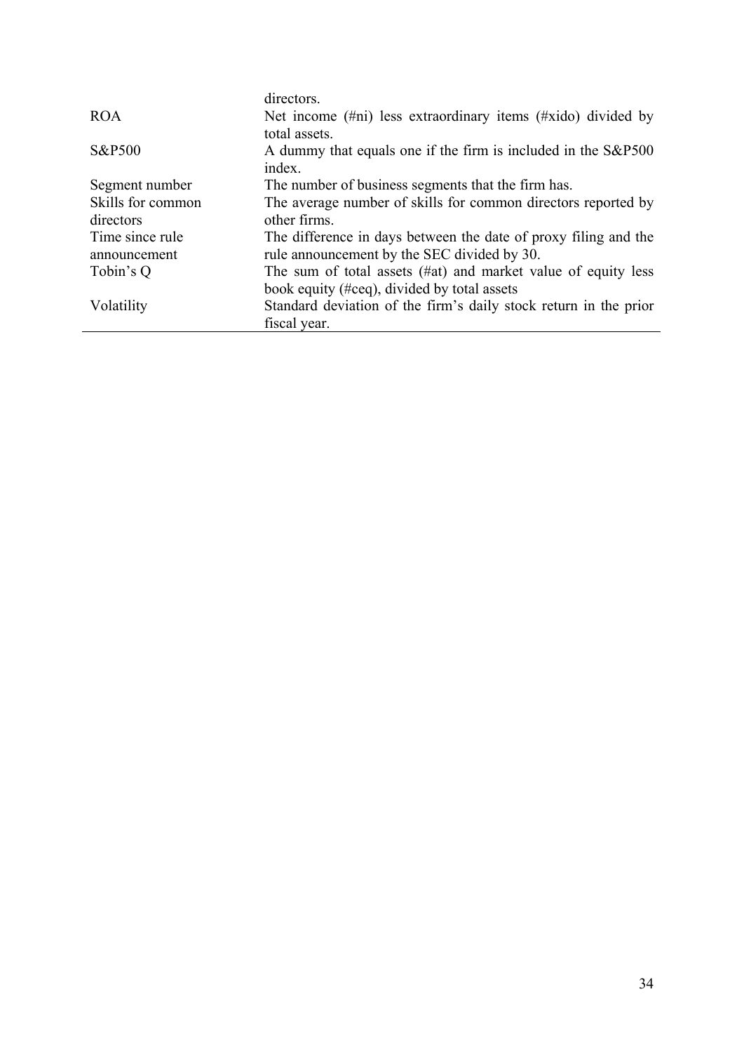| | |
|---|---|
| | directors. |
| ROA | Net income (#ni) less extraordinary items (#xido) divided by total assets. |
| S&P500 | A dummy that equals one if the firm is included in the S&P500 index. |
| Segment number | The number of business segments that the firm has. |
| Skills for common directors | The average number of skills for common directors reported by other firms. |
| Time since rule announcement | The difference in days between the date of proxy filing and the rule announcement by the SEC divided by 30. |
| Tobin's Q | The sum of total assets (#at) and market value of equity less book equity (#ceq), divided by total assets |
| Volatility | Standard deviation of the firm's daily stock return in the prior fiscal year. |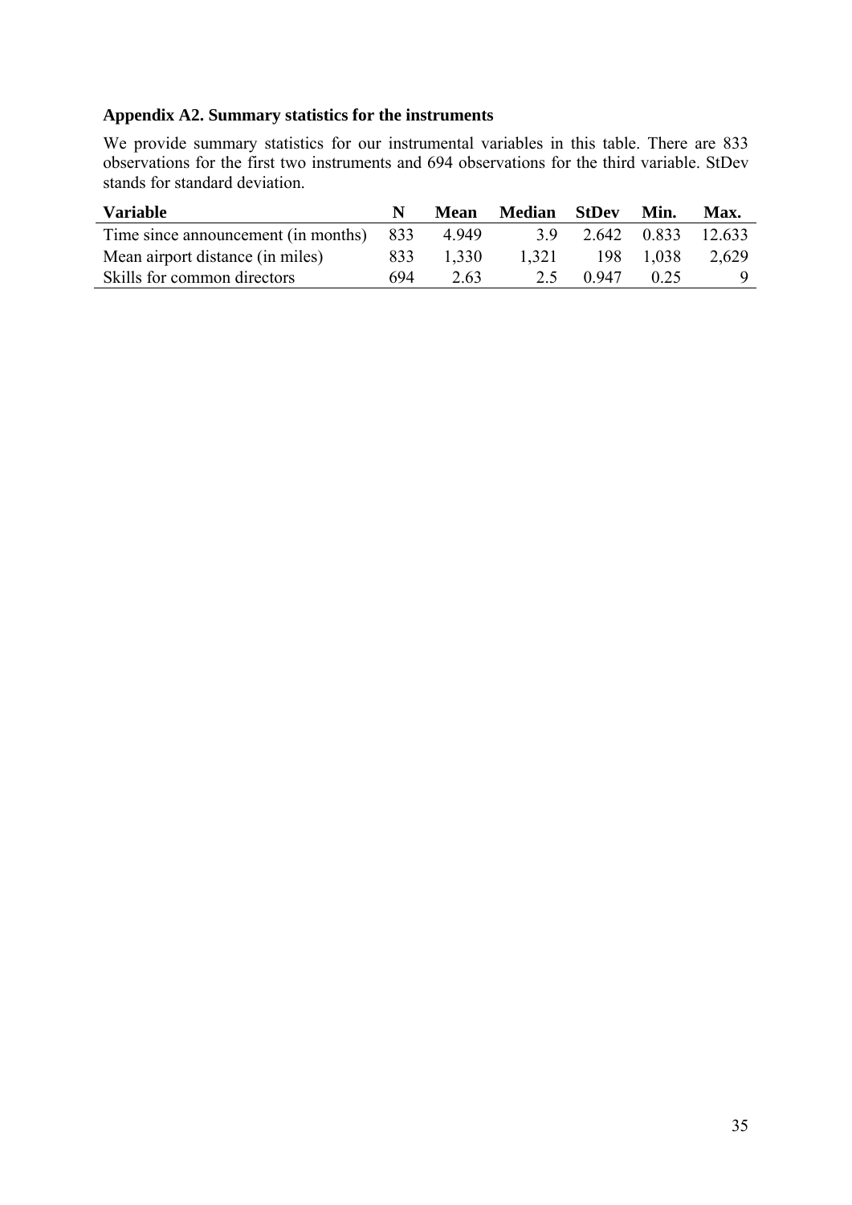### Appendix A2. Summary statistics for the instruments

We provide summary statistics for our instrumental variables in this table. There are 833 observations for the first two instruments and 694 observations for the third variable. StDev stands for standard deviation.

| Variable | N | Mean | Median | StDev | Min. | Max. |
|---|---|---|---|---|---|---|
| Time since announcement (in months) | 833 | 4.949 | 3.9 | 2.642 | 0.833 | 12.633 |
| Mean airport distance (in miles) | 833 | 1,330 | 1,321 | 198 | 1,038 | 2,629 |
| Skills for common directors | 694 | 2.63 | 2.5 | 0.947 | 0.25 | 9 |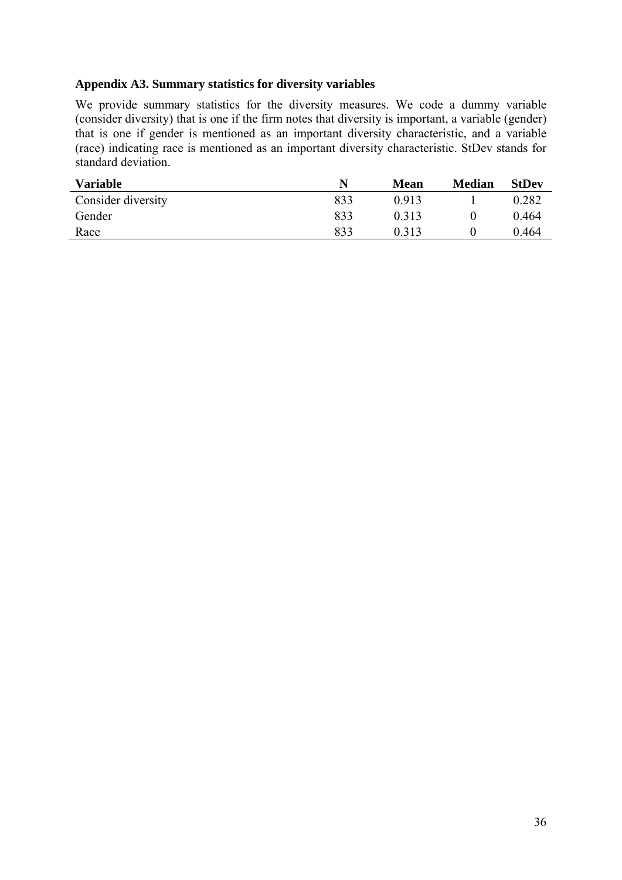**Appendix A3. Summary statistics for diversity variables**

We provide summary statistics for the diversity measures. We code a dummy variable (consider diversity) that is one if the firm notes that diversity is important, a variable (gender) that is one if gender is mentioned as an important diversity characteristic, and a variable (race) indicating race is mentioned as an important diversity characteristic. StDev stands for standard deviation.

| Variable | N | Mean | Median | StDev |
|---|---|---|---|---|
| Consider diversity | 833 | 0.913 | 1 | 0.282 |
| Gender | 833 | 0.313 | 0 | 0.464 |
| Race | 833 | 0.313 | 0 | 0.464 |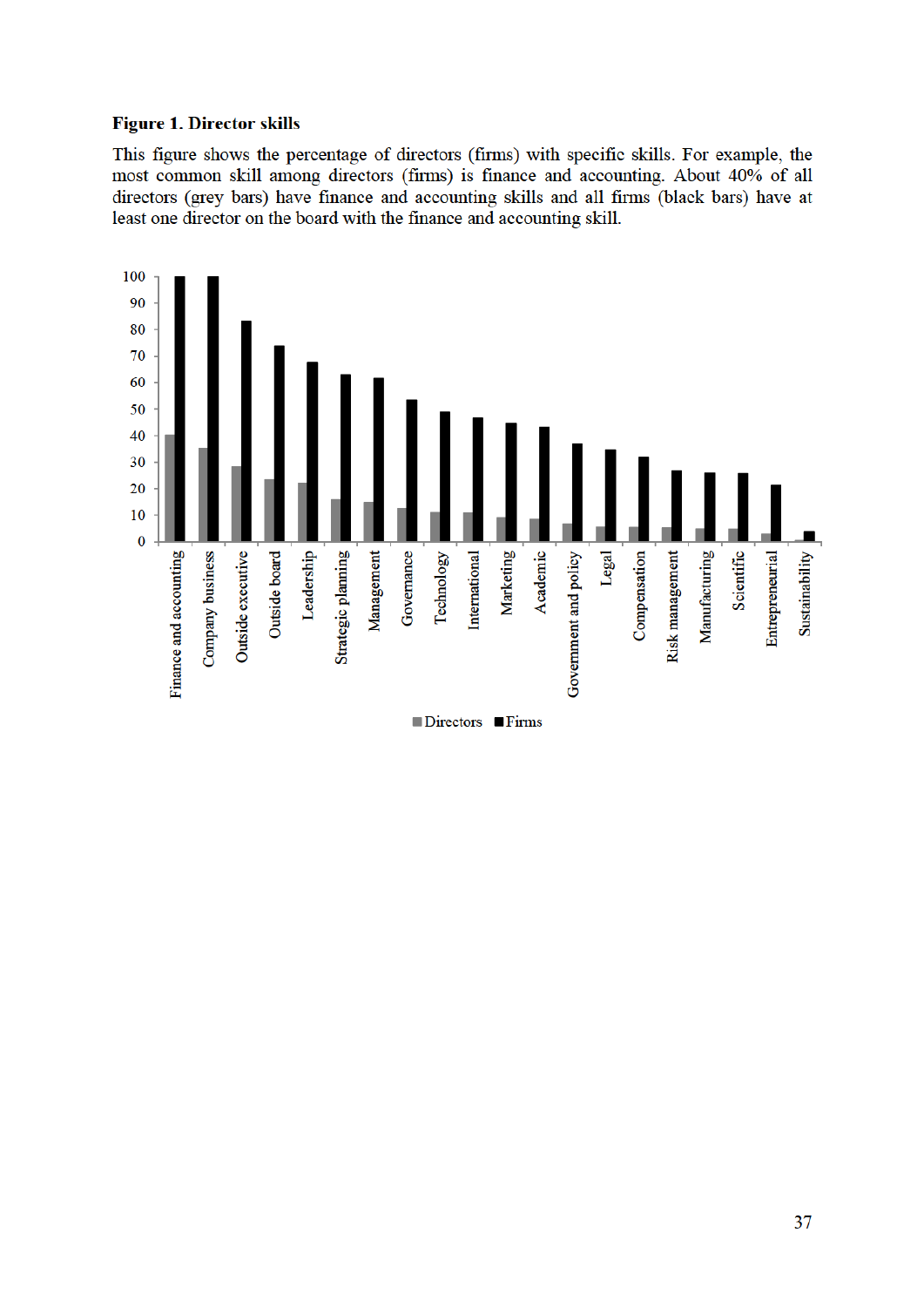**Figure 1. Director skills**

This figure shows the percentage of directors (firms) with specific skills. For example, the most common skill among directors (firms) is finance and accounting. About 40% of all directors (grey bars) have finance and accounting skills and all firms (black bars) have at least one director on the board with the finance and accounting skill.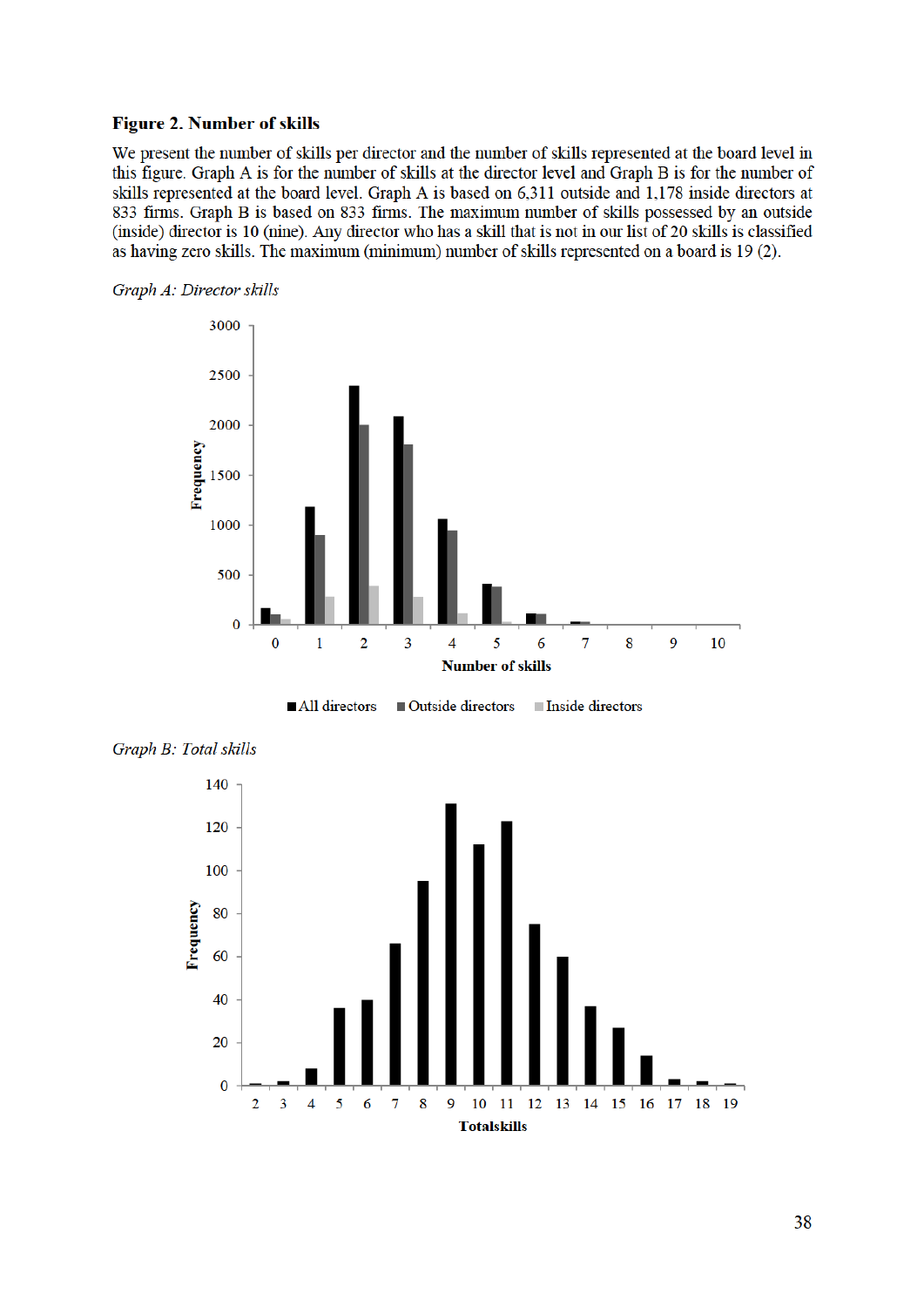**Figure 2. Number of skills**

We present the number of skills per director and the number of skills represented at the board level in this figure. Graph A is for the number of skills at the director level and Graph B is for the number of skills represented at the board level. Graph A is based on 6,311 outside and 1,178 inside directors at 833 firms. Graph B is based on 833 firms. The maximum number of skills possessed by an outside (inside) director is 10 (nine). Any director who has a skill that is not in our list of 20 skills is classified as having zero skills. The maximum (minimum) number of skills represented on a board is 19 (2).

*Graph A: Director skills*

*Graph B: Total skills*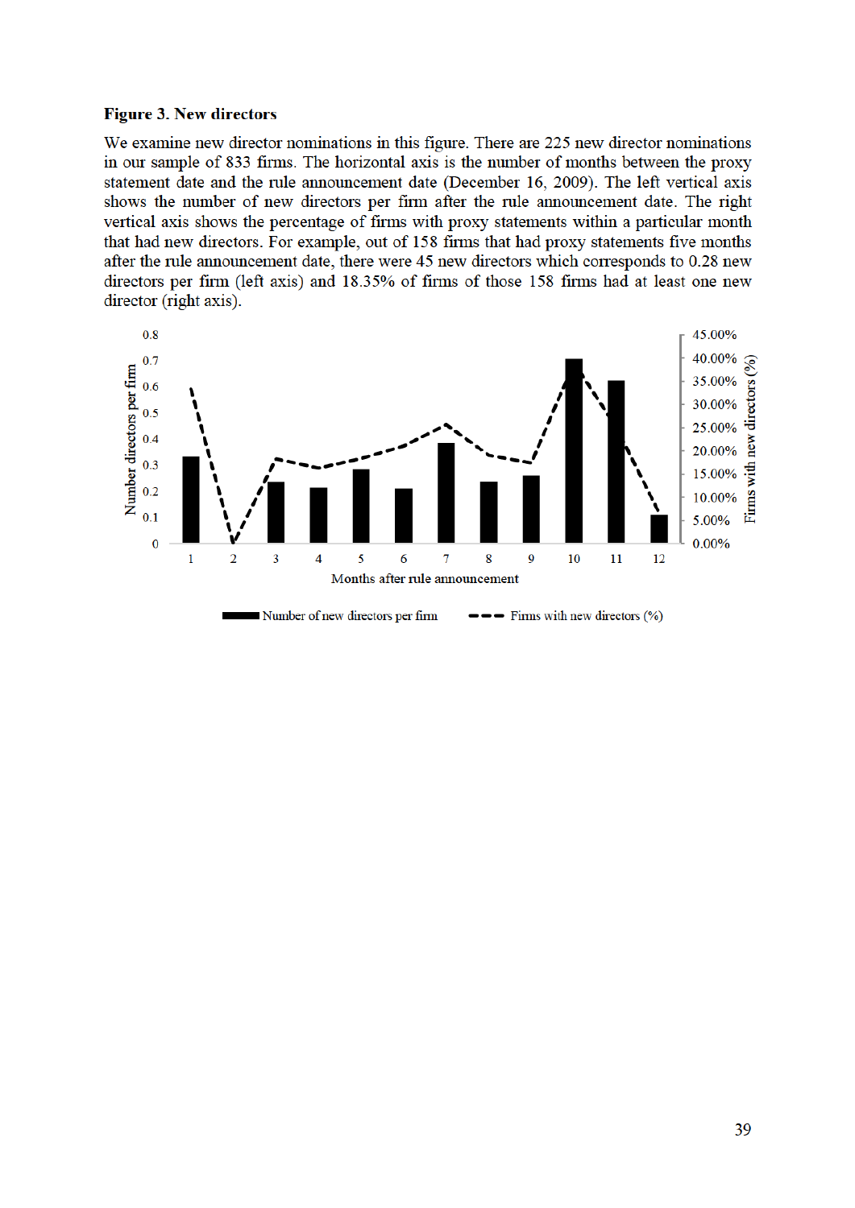**Figure 3. New directors**

We examine new director nominations in this figure. There are 225 new director nominations in our sample of 833 firms. The horizontal axis is the number of months between the proxy statement date and the rule announcement date (December 16, 2009). The left vertical axis shows the number of new directors per firm after the rule announcement date. The right vertical axis shows the percentage of firms with proxy statements within a particular month that had new directors. For example, out of 158 firms that had proxy statements five months after the rule announcement date, there were 45 new directors which corresponds to 0.28 new directors per firm (left axis) and 18.35% of firms of those 158 firms had at least one new director (right axis).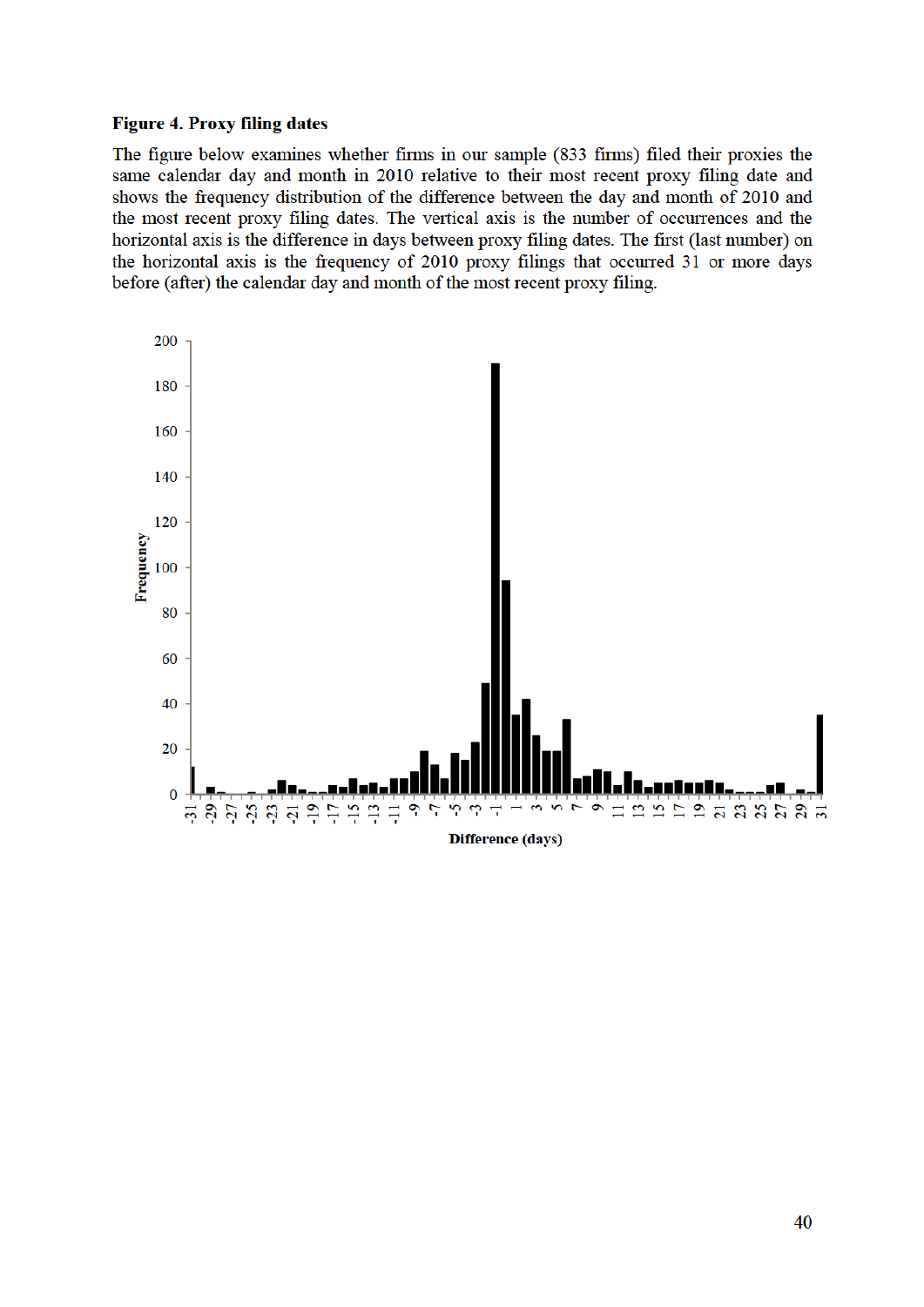**Figure 4. Proxy filing dates**

The figure below examines whether firms in our sample (833 firms) filed their proxies the same calendar day and month in 2010 relative to their most recent proxy filing date and shows the frequency distribution of the difference between the day and month of 2010 and the most recent proxy filing dates. The vertical axis is the number of occurrences and the horizontal axis is the difference in days between proxy filing dates. The first (last number) on the horizontal axis is the frequency of 2010 proxy filings that occurred 31 or more days before (after) the calendar day and month of the most recent proxy filing.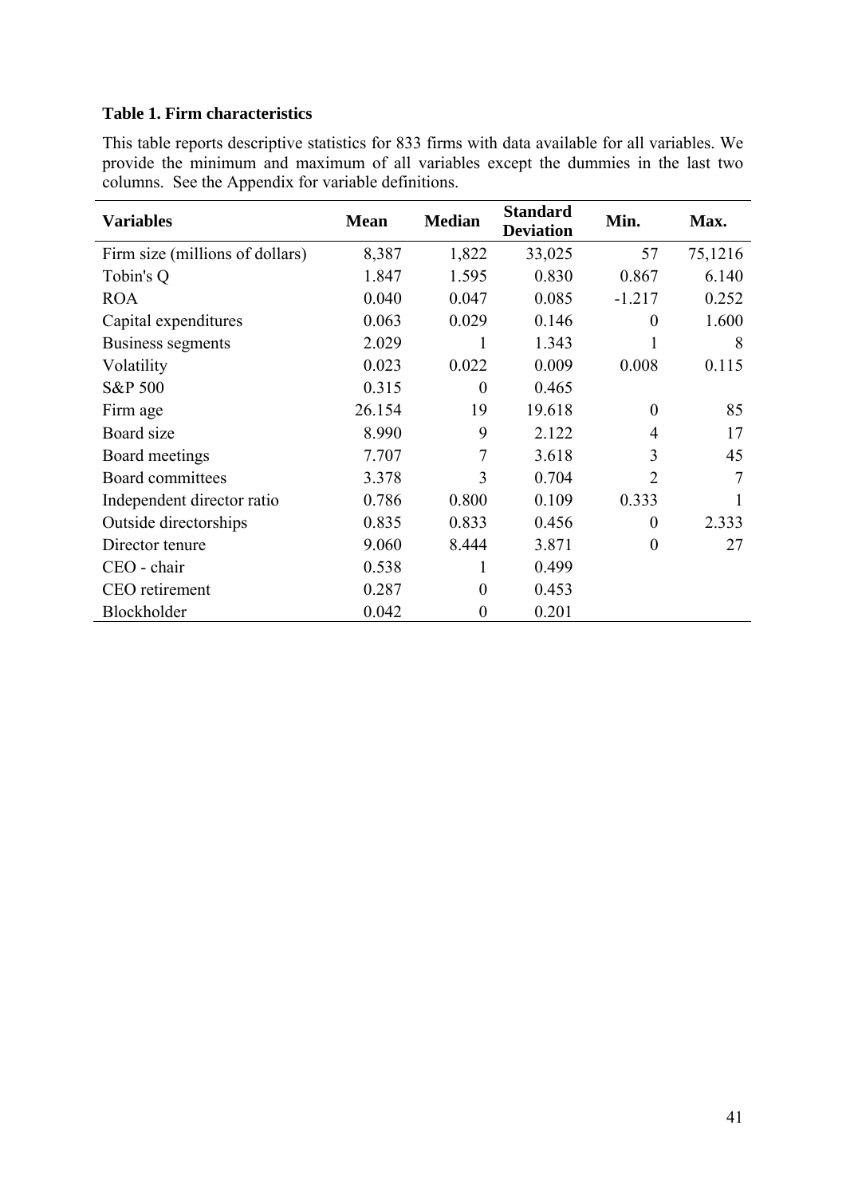**Table 1. Firm characteristics**

This table reports descriptive statistics for 833 firms with data available for all variables. We provide the minimum and maximum of all variables except the dummies in the last two columns. See the Appendix for variable definitions.

| Variables | Mean | Median | Standard Deviation | Min. | Max. |
|---|---|---|---|---|---|
| Firm size (millions of dollars) | 8,387 | 1,822 | 33,025 | 57 | 75,1216 |
| Tobin's Q | 1.847 | 1.595 | 0.830 | 0.867 | 6.140 |
| ROA | 0.040 | 0.047 | 0.085 | -1.217 | 0.252 |
| Capital expenditures | 0.063 | 0.029 | 0.146 | 0 | 1.600 |
| Business segments | 2.029 | 1 | 1.343 | 1 | 8 |
| Volatility | 0.023 | 0.022 | 0.009 | 0.008 | 0.115 |
| S&P 500 | 0.315 | 0 | 0.465 | | |
| Firm age | 26.154 | 19 | 19.618 | 0 | 85 |
| Board size | 8.990 | 9 | 2.122 | 4 | 17 |
| Board meetings | 7.707 | 7 | 3.618 | 3 | 45 |
| Board committees | 3.378 | 3 | 0.704 | 2 | 7 |
| Independent director ratio | 0.786 | 0.800 | 0.109 | 0.333 | 1 |
| Outside directorships | 0.835 | 0.833 | 0.456 | 0 | 2.333 |
| Director tenure | 9.060 | 8.444 | 3.871 | 0 | 27 |
| CEO - chair | 0.538 | 1 | 0.499 | | |
| CEO retirement | 0.287 | 0 | 0.453 | | |
| Blockholder | 0.042 | 0 | 0.201 | | |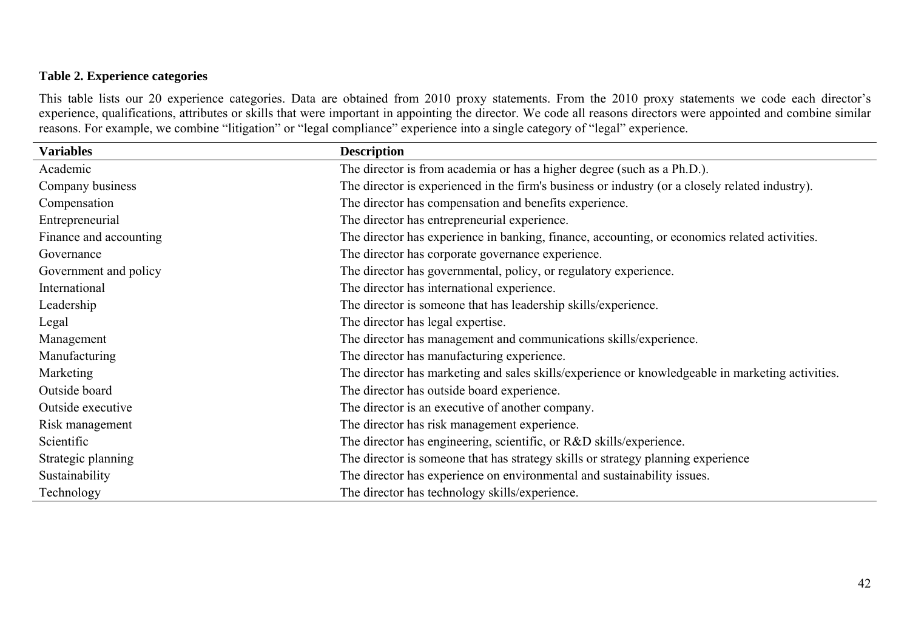**Table 2. Experience categories**

This table lists our 20 experience categories. Data are obtained from 2010 proxy statements. From the 2010 proxy statements we code each director's experience, qualifications, attributes or skills that were important in appointing the director. We code all reasons directors were appointed and combine similar reasons. For example, we combine "litigation" or "legal compliance" experience into a single category of "legal" experience.

| Variables | Description |
|---|---|
| Academic | The director is from academia or has a higher degree (such as a Ph.D.). |
| Company business | The director is experienced in the firm's business or industry (or a closely related industry). |
| Compensation | The director has compensation and benefits experience. |
| Entrepreneurial | The director has entrepreneurial experience. |
| Finance and accounting | The director has experience in banking, finance, accounting, or economics related activities. |
| Governance | The director has corporate governance experience. |
| Government and policy | The director has governmental, policy, or regulatory experience. |
| International | The director has international experience. |
| Leadership | The director is someone that has leadership skills/experience. |
| Legal | The director has legal expertise. |
| Management | The director has management and communications skills/experience. |
| Manufacturing | The director has manufacturing experience. |
| Marketing | The director has marketing and sales skills/experience or knowledgeable in marketing activities. |
| Outside board | The director has outside board experience. |
| Outside executive | The director is an executive of another company. |
| Risk management | The director has risk management experience. |
| Scientific | The director has engineering, scientific, or R&D skills/experience. |
| Strategic planning | The director is someone that has strategy skills or strategy planning experience |
| Sustainability | The director has experience on environmental and sustainability issues. |
| Technology | The director has technology skills/experience. |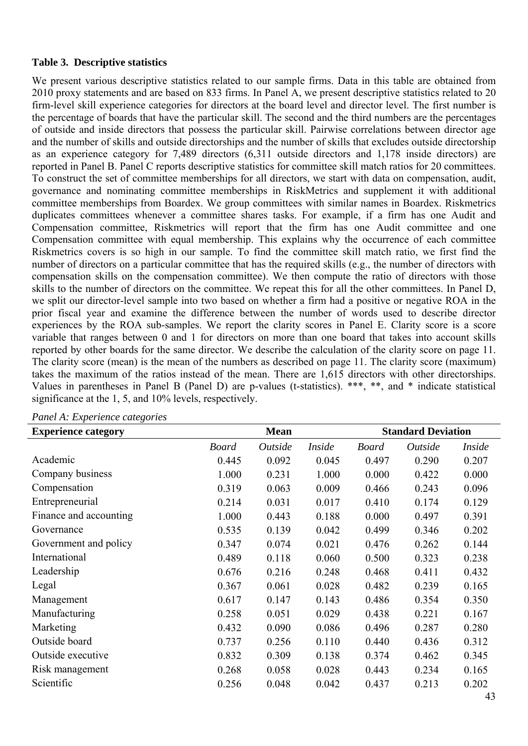**Table 3. Descriptive statistics**

We present various descriptive statistics related to our sample firms. Data in this table are obtained from 2010 proxy statements and are based on 833 firms. In Panel A, we present descriptive statistics related to 20 firm-level skill experience categories for directors at the board level and director level. The first number is the percentage of boards that have the particular skill. The second and the third numbers are the percentages of outside and inside directors that possess the particular skill. Pairwise correlations between director age and the number of skills and outside directorships and the number of skills that excludes outside directorship as an experience category for 7,489 directors (6,311 outside directors and 1,178 inside directors) are reported in Panel B. Panel C reports descriptive statistics for committee skill match ratios for 20 committees. To construct the set of committee memberships for all directors, we start with data on compensation, audit, governance and nominating committee memberships in RiskMetrics and supplement it with additional committee memberships from Boardex. We group committees with similar names in Boardex. Riskmetrics duplicates committees whenever a committee shares tasks. For example, if a firm has one Audit and Compensation committee, Riskmetrics will report that the firm has one Audit committee and one Compensation committee with equal membership. This explains why the occurrence of each committee Riskmetrics covers is so high in our sample. To find the committee skill match ratio, we first find the number of directors on a particular committee that has the required skills (e.g., the number of directors with compensation skills on the compensation committee). We then compute the ratio of directors with those skills to the number of directors on the committee. We repeat this for all the other committees. In Panel D, we split our director-level sample into two based on whether a firm had a positive or negative ROA in the prior fiscal year and examine the difference between the number of words used to describe director experiences by the ROA sub-samples. We report the clarity scores in Panel E. Clarity score is a score variable that ranges between 0 and 1 for directors on more than one board that takes into account skills reported by other boards for the same director. We describe the calculation of the clarity score on page 11. The clarity score (mean) is the mean of the numbers as described on page 11. The clarity score (maximum) takes the maximum of the ratios instead of the mean. There are 1,615 directors with other directorships. Values in parentheses in Panel B (Panel D) are p-values (t-statistics). \*\*\*, \*\*, and \* indicate statistical significance at the 1, 5, and 10% levels, respectively.

*Panel A: Experience categories*

| Experience category | Mean | | | Standard Deviation | | |
|---|---|---|---|---|---|---|
| | *Board* | *Outside* | *Inside* | *Board* | *Outside* | *Inside* |
| Academic | 0.445 | 0.092 | 0.045 | 0.497 | 0.290 | 0.207 |
| Company business | 1.000 | 0.231 | 1.000 | 0.000 | 0.422 | 0.000 |
| Compensation | 0.319 | 0.063 | 0.009 | 0.466 | 0.243 | 0.096 |
| Entrepreneurial | 0.214 | 0.031 | 0.017 | 0.410 | 0.174 | 0.129 |
| Finance and accounting | 1.000 | 0.443 | 0.188 | 0.000 | 0.497 | 0.391 |
| Governance | 0.535 | 0.139 | 0.042 | 0.499 | 0.346 | 0.202 |
| Government and policy | 0.347 | 0.074 | 0.021 | 0.476 | 0.262 | 0.144 |
| International | 0.489 | 0.118 | 0.060 | 0.500 | 0.323 | 0.238 |
| Leadership | 0.676 | 0.216 | 0.248 | 0.468 | 0.411 | 0.432 |
| Legal | 0.367 | 0.061 | 0.028 | 0.482 | 0.239 | 0.165 |
| Management | 0.617 | 0.147 | 0.143 | 0.486 | 0.354 | 0.350 |
| Manufacturing | 0.258 | 0.051 | 0.029 | 0.438 | 0.221 | 0.167 |
| Marketing | 0.432 | 0.090 | 0.086 | 0.496 | 0.287 | 0.280 |
| Outside board | 0.737 | 0.256 | 0.110 | 0.440 | 0.436 | 0.312 |
| Outside executive | 0.832 | 0.309 | 0.138 | 0.374 | 0.462 | 0.345 |
| Risk management | 0.268 | 0.058 | 0.028 | 0.443 | 0.234 | 0.165 |
| Scientific | 0.256 | 0.048 | 0.042 | 0.437 | 0.213 | 0.202 |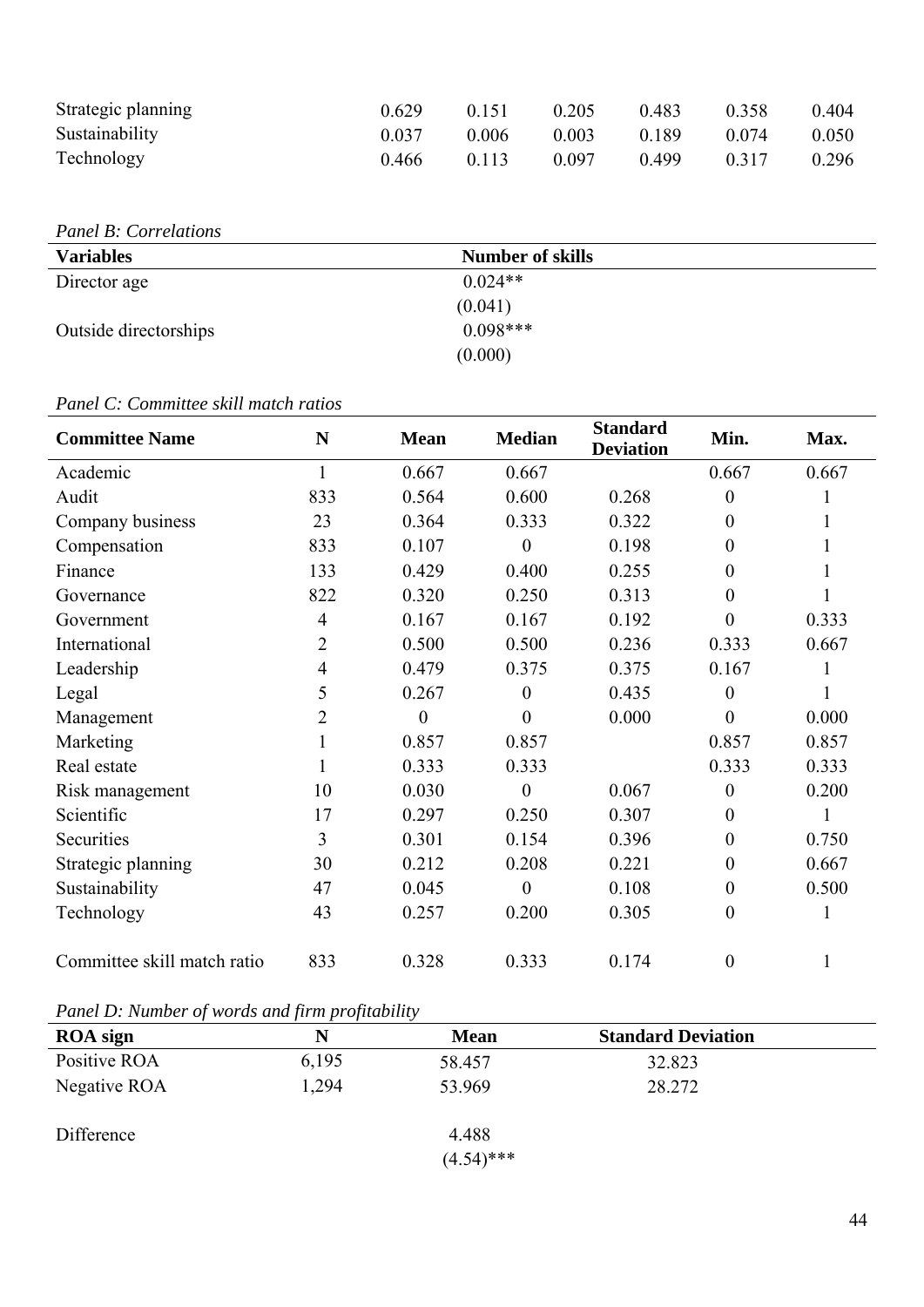| | | | | | | |
|---|---|---|---|---|---|---|
| Strategic planning | 0.629 | 0.151 | 0.205 | 0.483 | 0.358 | 0.404 |
| Sustainability | 0.037 | 0.006 | 0.003 | 0.189 | 0.074 | 0.050 |
| Technology | 0.466 | 0.113 | 0.097 | 0.499 | 0.317 | 0.296 |

*Panel B: Correlations*

| Variables | Number of skills |
|---|---|
| Director age | 0.024** |
| | (0.041) |
| Outside directorships | 0.098*** |
| | (0.000) |

*Panel C: Committee skill match ratios*

| Committee Name | N | Mean | Median | Standard Deviation | Min. | Max. |
|---|---|---|---|---|---|---|
| Academic | 1 | 0.667 | 0.667 | | 0.667 | 0.667 |
| Audit | 833 | 0.564 | 0.600 | 0.268 | 0 | 1 |
| Company business | 23 | 0.364 | 0.333 | 0.322 | 0 | 1 |
| Compensation | 833 | 0.107 | 0 | 0.198 | 0 | 1 |
| Finance | 133 | 0.429 | 0.400 | 0.255 | 0 | 1 |
| Governance | 822 | 0.320 | 0.250 | 0.313 | 0 | 1 |
| Government | 4 | 0.167 | 0.167 | 0.192 | 0 | 0.333 |
| International | 2 | 0.500 | 0.500 | 0.236 | 0.333 | 0.667 |
| Leadership | 4 | 0.479 | 0.375 | 0.375 | 0.167 | 1 |
| Legal | 5 | 0.267 | 0 | 0.435 | 0 | 1 |
| Management | 2 | 0 | 0 | 0.000 | 0 | 0.000 |
| Marketing | 1 | 0.857 | 0.857 | | 0.857 | 0.857 |
| Real estate | 1 | 0.333 | 0.333 | | 0.333 | 0.333 |
| Risk management | 10 | 0.030 | 0 | 0.067 | 0 | 0.200 |
| Scientific | 17 | 0.297 | 0.250 | 0.307 | 0 | 1 |
| Securities | 3 | 0.301 | 0.154 | 0.396 | 0 | 0.750 |
| Strategic planning | 30 | 0.212 | 0.208 | 0.221 | 0 | 0.667 |
| Sustainability | 47 | 0.045 | 0 | 0.108 | 0 | 0.500 |
| Technology | 43 | 0.257 | 0.200 | 0.305 | 0 | 1 |
| | | | | | | |
| Committee skill match ratio | 833 | 0.328 | 0.333 | 0.174 | 0 | 1 |

*Panel D: Number of words and firm profitability*

| ROA sign | N | Mean | Standard Deviation |
|---|---|---|---|
| Positive ROA | 6,195 | 58.457 | 32.823 |
| Negative ROA | 1,294 | 53.969 | 28.272 |
| | | | |
| Difference | | 4.488 | |
| | | (4.54)*** | |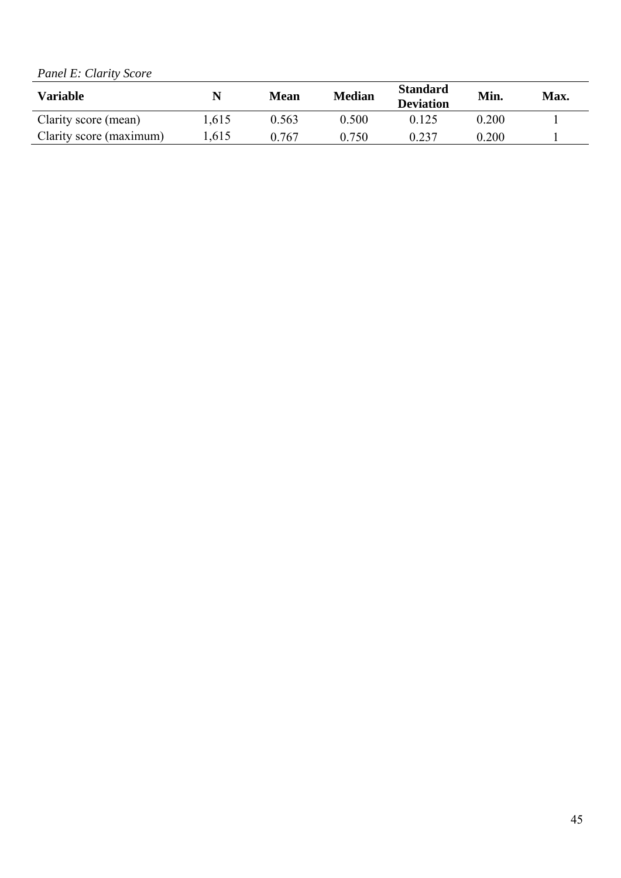*Panel E: Clarity Score*

| **Variable** | **N** | **Mean** | **Median** | **Standard Deviation** | **Min.** | **Max.** |
|---|---|---|---|---|---|---|
| Clarity score (mean) | 1,615 | 0.563 | 0.500 | 0.125 | 0.200 | 1 |
| Clarity score (maximum) | 1,615 | 0.767 | 0.750 | 0.237 | 0.200 | 1 |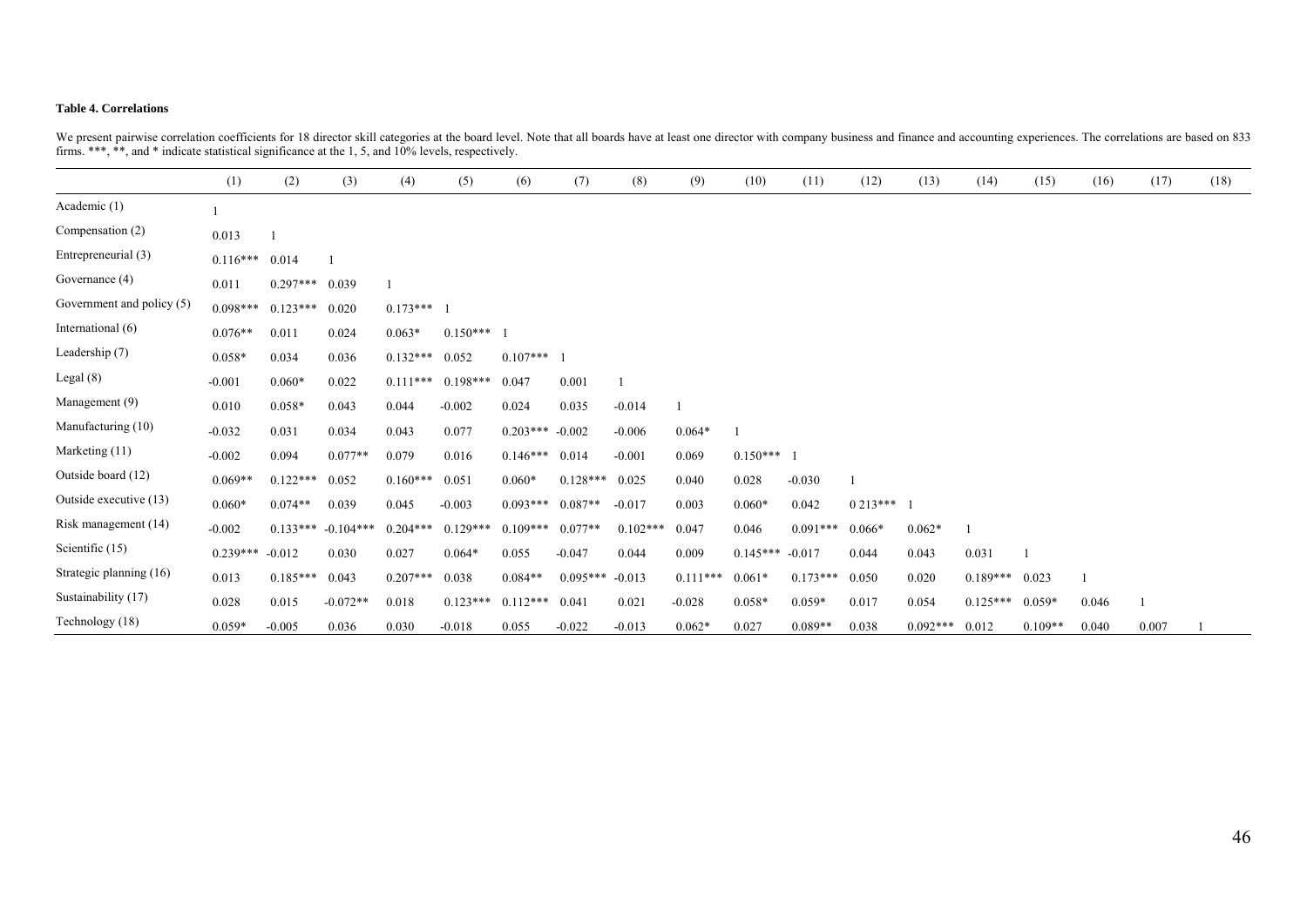**Table 4. Correlations**

We present pairwise correlation coefficients for 18 director skill categories at the board level. Note that all boards have at least one director with company business and finance and accounting experiences. The correlations are based on 833 firms. ***, **, and * indicate statistical significance at the 1, 5, and 10% levels, respectively.

| | (1) | (2) | (3) | (4) | (5) | (6) | (7) | (8) | (9) | (10) | (11) | (12) | (13) | (14) | (15) | (16) | (17) | (18) |
|---|---|---|---|---|---|---|---|---|---|---|---|---|---|---|---|---|---|---|
| Academic (1) | 1 | | | | | | | | | | | | | | | | | |
| Compensation (2) | 0.013 | 1 | | | | | | | | | | | | | | | | |
| Entrepreneurial (3) | 0.116*** | 0.014 | 1 | | | | | | | | | | | | | | | |
| Governance (4) | 0.011 | 0.297*** | 0.039 | 1 | | | | | | | | | | | | | | |
| Government and policy (5) | 0.098*** | 0.123*** | 0.020 | 0.173*** | 1 | | | | | | | | | | | | | |
| International (6) | 0.076** | 0.011 | 0.024 | 0.063* | 0.150*** | 1 | | | | | | | | | | | | |
| Leadership (7) | 0.058* | 0.034 | 0.036 | 0.132*** | 0.052 | 0.107*** | 1 | | | | | | | | | | | |
| Legal (8) | -0.001 | 0.060* | 0.022 | 0.111*** | 0.198*** | 0.047 | 0.001 | 1 | | | | | | | | | | |
| Management (9) | 0.010 | 0.058* | 0.043 | 0.044 | -0.002 | 0.024 | 0.035 | -0.014 | 1 | | | | | | | | | |
| Manufacturing (10) | -0.032 | 0.031 | 0.034 | 0.043 | 0.077 | 0.203*** | -0.002 | -0.006 | 0.064* | 1 | | | | | | | | |
| Marketing (11) | -0.002 | 0.094 | 0.077** | 0.079 | 0.016 | 0.146*** | 0.014 | -0.001 | 0.069 | 0.150*** | 1 | | | | | | | |
| Outside board (12) | 0.069** | 0.122*** | 0.052 | 0.160*** | 0.051 | 0.060* | 0.128*** | 0.025 | 0.040 | 0.028 | -0.030 | 1 | | | | | | |
| Outside executive (13) | 0.060* | 0.074** | 0.039 | 0.045 | -0.003 | 0.093*** | 0.087** | -0.017 | 0.003 | 0.060* | 0.042 | 0 213*** | 1 | | | | | |
| Risk management (14) | -0.002 | 0.133*** | -0.104*** | 0.204*** | 0.129*** | 0.109*** | 0.077** | 0.102*** | 0.047 | 0.046 | 0.091*** | 0.066* | 0.062* | 1 | | | | |
| Scientific (15) | 0.239*** | -0.012 | 0.030 | 0.027 | 0.064* | 0.055 | -0.047 | 0.044 | 0.009 | 0.145*** | -0.017 | 0.044 | 0.043 | 0.031 | 1 | | | |
| Strategic planning (16) | 0.013 | 0.185*** | 0.043 | 0.207*** | 0.038 | 0.084** | 0.095*** | -0.013 | 0.111*** | 0.061* | 0.173*** | 0.050 | 0.020 | 0.189*** | 0.023 | 1 | | |
| Sustainability (17) | 0.028 | 0.015 | -0.072** | 0.018 | 0.123*** | 0.112*** | 0.041 | 0.021 | -0.028 | 0.058* | 0.059* | 0.017 | 0.054 | 0.125*** | 0.059* | 0.046 | 1 | |
| Technology (18) | 0.059* | -0.005 | 0.036 | 0.030 | -0.018 | 0.055 | -0.022 | -0.013 | 0.062* | 0.027 | 0.089** | 0.038 | 0.092*** | 0.012 | 0.109** | 0.040 | 0.007 | 1 |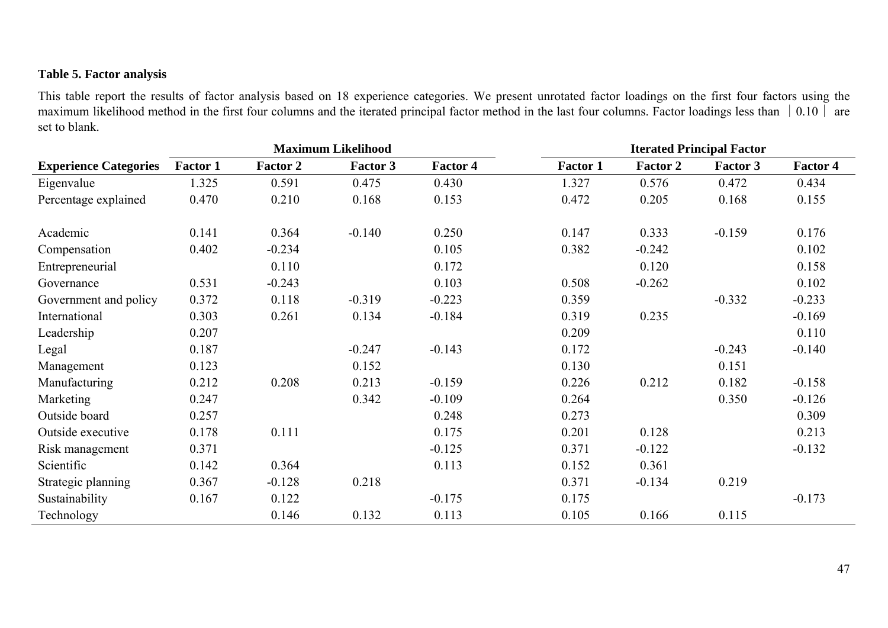**Table 5. Factor analysis**

This table report the results of factor analysis based on 18 experience categories. We present unrotated factor loadings on the first four factors using the maximum likelihood method in the first four columns and the iterated principal factor method in the last four columns. Factor loadings less than │0.10│ are set to blank.

| | Maximum Likelihood | | | | Iterated Principal Factor | | | |
|---|---|---|---|---|---|---|---|---|
| **Experience Categories** | **Factor 1** | **Factor 2** | **Factor 3** | **Factor 4** | **Factor 1** | **Factor 2** | **Factor 3** | **Factor 4** |
| Eigenvalue | 1.325 | 0.591 | 0.475 | 0.430 | 1.327 | 0.576 | 0.472 | 0.434 |
| Percentage explained | 0.470 | 0.210 | 0.168 | 0.153 | 0.472 | 0.205 | 0.168 | 0.155 |
| | | | | | | | | |
| Academic | 0.141 | 0.364 | -0.140 | 0.250 | 0.147 | 0.333 | -0.159 | 0.176 |
| Compensation | 0.402 | -0.234 | | 0.105 | 0.382 | -0.242 | | 0.102 |
| Entrepreneurial | | 0.110 | | 0.172 | | 0.120 | | 0.158 |
| Governance | 0.531 | -0.243 | | 0.103 | 0.508 | -0.262 | | 0.102 |
| Government and policy | 0.372 | 0.118 | -0.319 | -0.223 | 0.359 | | -0.332 | -0.233 |
| International | 0.303 | 0.261 | 0.134 | -0.184 | 0.319 | 0.235 | | -0.169 |
| Leadership | 0.207 | | | | 0.209 | | | 0.110 |
| Legal | 0.187 | | -0.247 | -0.143 | 0.172 | | -0.243 | -0.140 |
| Management | 0.123 | | 0.152 | | 0.130 | | 0.151 | |
| Manufacturing | 0.212 | 0.208 | 0.213 | -0.159 | 0.226 | 0.212 | 0.182 | -0.158 |
| Marketing | 0.247 | | 0.342 | -0.109 | 0.264 | | 0.350 | -0.126 |
| Outside board | 0.257 | | | 0.248 | 0.273 | | | 0.309 |
| Outside executive | 0.178 | 0.111 | | 0.175 | 0.201 | 0.128 | | 0.213 |
| Risk management | 0.371 | | | -0.125 | 0.371 | -0.122 | | -0.132 |
| Scientific | 0.142 | 0.364 | | 0.113 | 0.152 | 0.361 | | |
| Strategic planning | 0.367 | -0.128 | 0.218 | | 0.371 | -0.134 | 0.219 | |
| Sustainability | 0.167 | 0.122 | | -0.175 | 0.175 | | | -0.173 |
| Technology | | 0.146 | 0.132 | 0.113 | 0.105 | 0.166 | 0.115 | |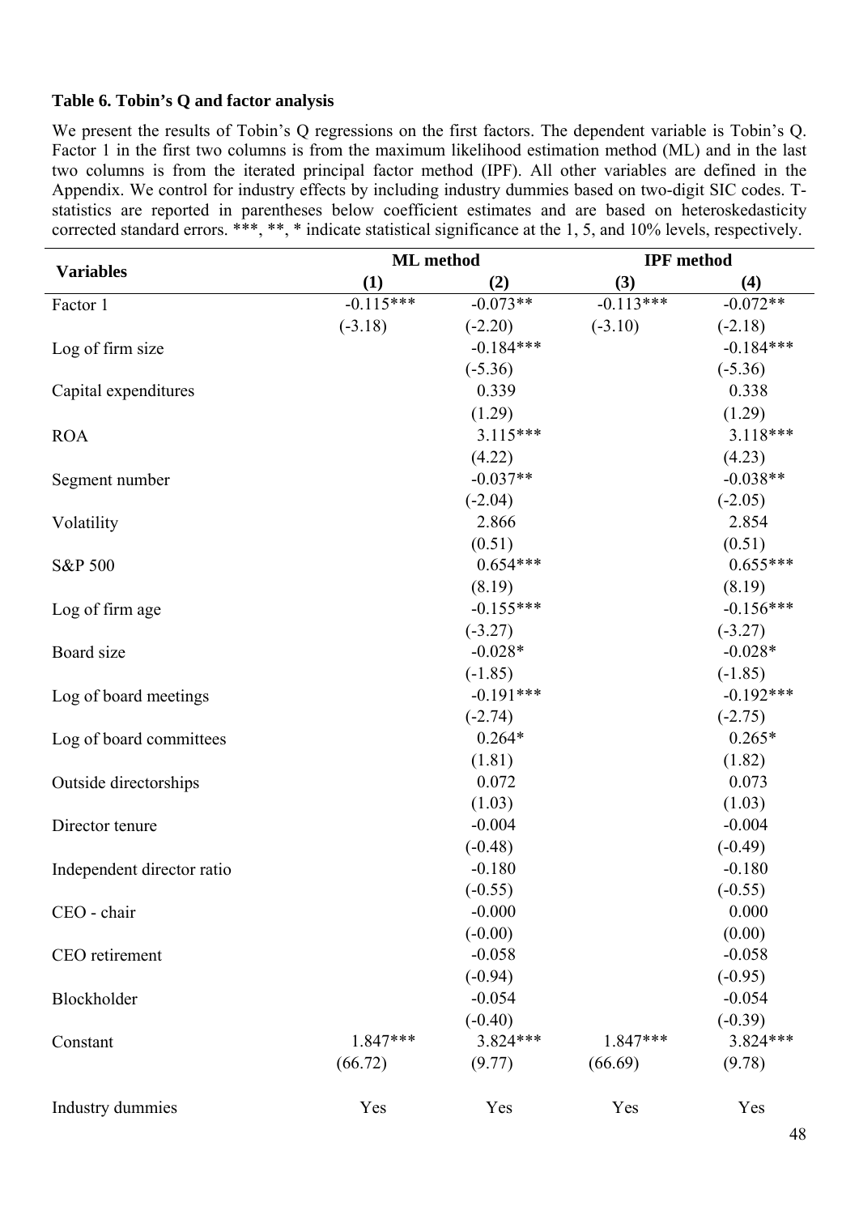**Table 6. Tobin's Q and factor analysis**

We present the results of Tobin's Q regressions on the first factors. The dependent variable is Tobin's Q. Factor 1 in the first two columns is from the maximum likelihood estimation method (ML) and in the last two columns is from the iterated principal factor method (IPF). All other variables are defined in the Appendix. We control for industry effects by including industry dummies based on two-digit SIC codes. T-statistics are reported in parentheses below coefficient estimates and are based on heteroskedasticity corrected standard errors. ***, **, * indicate statistical significance at the 1, 5, and 10% levels, respectively.

| Variables | ML method | | IPF method | |
|---|---|---|---|---|
| | (1) | (2) | (3) | (4) |
| Factor 1 | -0.115*** | -0.073** | -0.113*** | -0.072** |
| | (-3.18) | (-2.20) | (-3.10) | (-2.18) |
| Log of firm size | | -0.184*** | | -0.184*** |
| | | (-5.36) | | (-5.36) |
| Capital expenditures | | 0.339 | | 0.338 |
| | | (1.29) | | (1.29) |
| ROA | | 3.115*** | | 3.118*** |
| | | (4.22) | | (4.23) |
| Segment number | | -0.037** | | -0.038** |
| | | (-2.04) | | (-2.05) |
| Volatility | | 2.866 | | 2.854 |
| | | (0.51) | | (0.51) |
| S&P 500 | | 0.654*** | | 0.655*** |
| | | (8.19) | | (8.19) |
| Log of firm age | | -0.155*** | | -0.156*** |
| | | (-3.27) | | (-3.27) |
| Board size | | -0.028* | | -0.028* |
| | | (-1.85) | | (-1.85) |
| Log of board meetings | | -0.191*** | | -0.192*** |
| | | (-2.74) | | (-2.75) |
| Log of board committees | | 0.264* | | 0.265* |
| | | (1.81) | | (1.82) |
| Outside directorships | | 0.072 | | 0.073 |
| | | (1.03) | | (1.03) |
| Director tenure | | -0.004 | | -0.004 |
| | | (-0.48) | | (-0.49) |
| Independent director ratio | | -0.180 | | -0.180 |
| | | (-0.55) | | (-0.55) |
| CEO - chair | | -0.000 | | 0.000 |
| | | (-0.00) | | (0.00) |
| CEO retirement | | -0.058 | | -0.058 |
| | | (-0.94) | | (-0.95) |
| Blockholder | | -0.054 | | -0.054 |
| | | (-0.40) | | (-0.39) |
| Constant | 1.847*** | 3.824*** | 1.847*** | 3.824*** |
| | (66.72) | (9.77) | (66.69) | (9.78) |
| Industry dummies | Yes | Yes | Yes | Yes |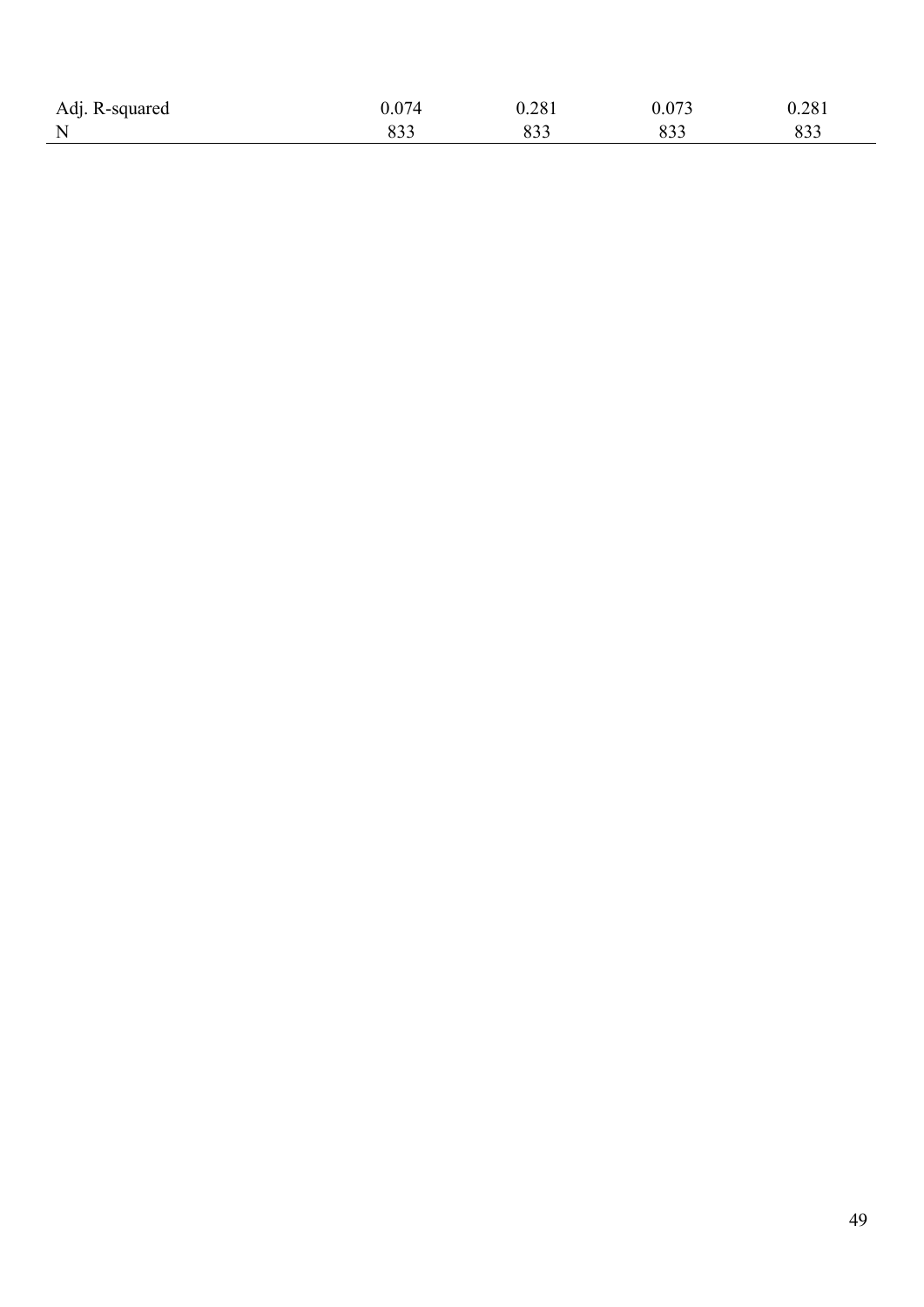| | | | | |
|---|---|---|---|---|
| Adj. R-squared | 0.074 | 0.281 | 0.073 | 0.281 |
| N | 833 | 833 | 833 | 833 |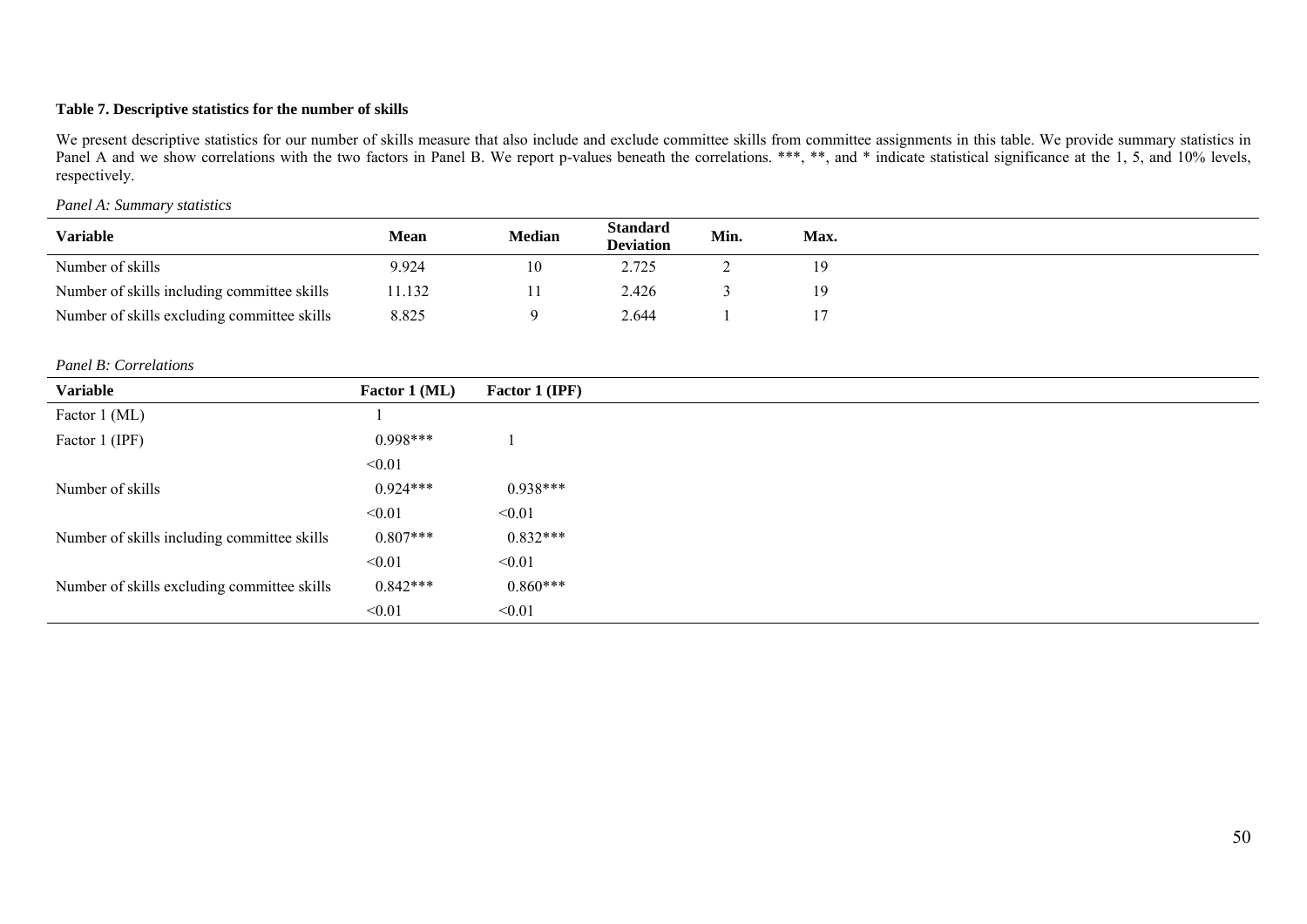**Table 7. Descriptive statistics for the number of skills**

We present descriptive statistics for our number of skills measure that also include and exclude committee skills from committee assignments in this table. We provide summary statistics in Panel A and we show correlations with the two factors in Panel B. We report p-values beneath the correlations. ***, **, and * indicate statistical significance at the 1, 5, and 10% levels, respectively.

*Panel A: Summary statistics*

| Variable | Mean | Median | Standard Deviation | Min. | Max. |
|---|---|---|---|---|---|
| Number of skills | 9.924 | 10 | 2.725 | 2 | 19 |
| Number of skills including committee skills | 11.132 | 11 | 2.426 | 3 | 19 |
| Number of skills excluding committee skills | 8.825 | 9 | 2.644 | 1 | 17 |

*Panel B: Correlations*

| Variable | Factor 1 (ML) | Factor 1 (IPF) |
|---|---|---|
| Factor 1 (ML) | 1 | |
| Factor 1 (IPF) | 0.998*** | 1 |
| | <0.01 | |
| Number of skills | 0.924*** | 0.938*** |
| | <0.01 | <0.01 |
| Number of skills including committee skills | 0.807*** | 0.832*** |
| | <0.01 | <0.01 |
| Number of skills excluding committee skills | 0.842*** | 0.860*** |
| | <0.01 | <0.01 |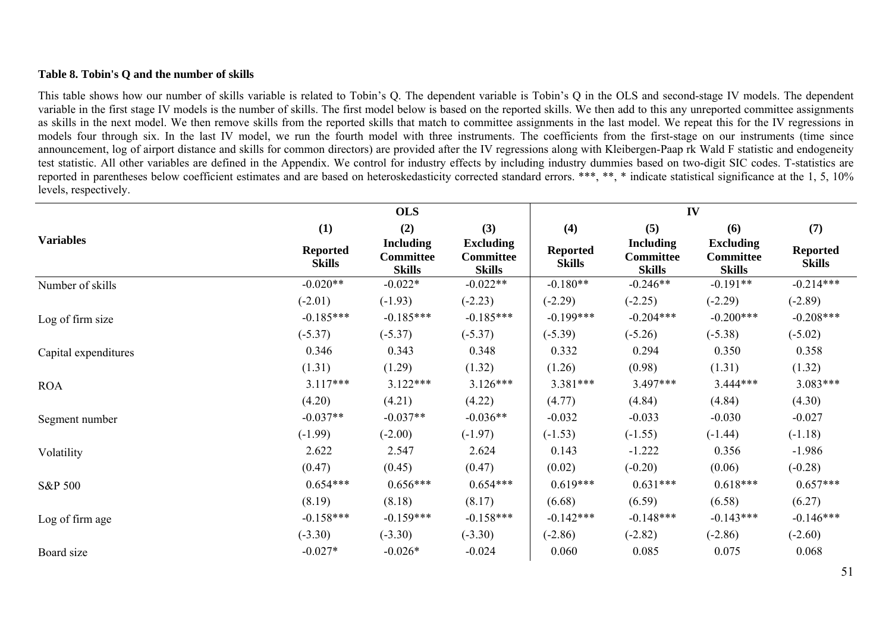**Table 8. Tobin's Q and the number of skills**

This table shows how our number of skills variable is related to Tobin's Q. The dependent variable is Tobin's Q in the OLS and second-stage IV models. The dependent variable in the first stage IV models is the number of skills. The first model below is based on the reported skills. We then add to this any unreported committee assignments as skills in the next model. We then remove skills from the reported skills that match to committee assignments in the last model. We repeat this for the IV regressions in models four through six. In the last IV model, we run the fourth model with three instruments. The coefficients from the first-stage on our instruments (time since announcement, log of airport distance and skills for common directors) are provided after the IV regressions along with Kleibergen-Paap rk Wald F statistic and endogeneity test statistic. All other variables are defined in the Appendix. We control for industry effects by including industry dummies based on two-digit SIC codes. T-statistics are reported in parentheses below coefficient estimates and are based on heteroskedasticity corrected standard errors. ***, **, * indicate statistical significance at the 1, 5, 10% levels, respectively.

| Variables | OLS | | | IV | | | |
|---|---|---|---|---|---|---|---|
| | (1) | (2) | (3) | (4) | (5) | (6) | (7) |
| | **Reported Skills** | **Including Committee Skills** | **Excluding Committee Skills** | **Reported Skills** | **Including Committee Skills** | **Excluding Committee Skills** | **Reported Skills** |
| Number of skills | -0.020** | -0.022* | -0.022** | -0.180** | -0.246** | -0.191** | -0.214*** |
| | (-2.01) | (-1.93) | (-2.23) | (-2.29) | (-2.25) | (-2.29) | (-2.89) |
| Log of firm size | -0.185*** | -0.185*** | -0.185*** | -0.199*** | -0.204*** | -0.200*** | -0.208*** |
| | (-5.37) | (-5.37) | (-5.37) | (-5.39) | (-5.26) | (-5.38) | (-5.02) |
| Capital expenditures | 0.346 | 0.343 | 0.348 | 0.332 | 0.294 | 0.350 | 0.358 |
| | (1.31) | (1.29) | (1.32) | (1.26) | (0.98) | (1.31) | (1.32) |
| ROA | 3.117*** | 3.122*** | 3.126*** | 3.381*** | 3.497*** | 3.444*** | 3.083*** |
| | (4.20) | (4.21) | (4.22) | (4.77) | (4.84) | (4.84) | (4.30) |
| Segment number | -0.037** | -0.037** | -0.036** | -0.032 | -0.033 | -0.030 | -0.027 |
| | (-1.99) | (-2.00) | (-1.97) | (-1.53) | (-1.55) | (-1.44) | (-1.18) |
| Volatility | 2.622 | 2.547 | 2.624 | 0.143 | -1.222 | 0.356 | -1.986 |
| | (0.47) | (0.45) | (0.47) | (0.02) | (-0.20) | (0.06) | (-0.28) |
| S&P 500 | 0.654*** | 0.656*** | 0.654*** | 0.619*** | 0.631*** | 0.618*** | 0.657*** |
| | (8.19) | (8.18) | (8.17) | (6.68) | (6.59) | (6.58) | (6.27) |
| Log of firm age | -0.158*** | -0.159*** | -0.158*** | -0.142*** | -0.148*** | -0.143*** | -0.146*** |
| | (-3.30) | (-3.30) | (-3.30) | (-2.86) | (-2.82) | (-2.86) | (-2.60) |
| Board size | -0.027* | -0.026* | -0.024 | 0.060 | 0.085 | 0.075 | 0.068 |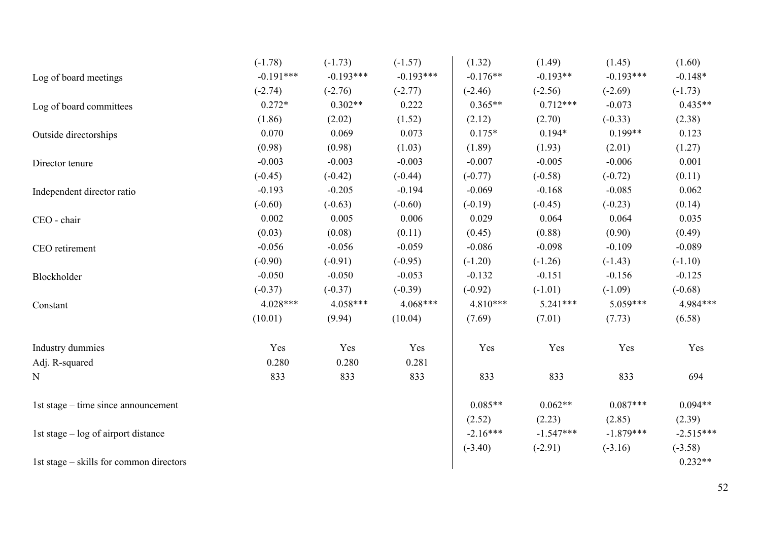| | (1) | (2) | (3) | (4) | (5) | (6) | (7) |
|---|---|---|---|---|---|---|---|
| | (-1.78) | (-1.73) | (-1.57) | (1.32) | (1.49) | (1.45) | (1.60) |
| Log of board meetings | -0.191*** | -0.193*** | -0.193*** | -0.176** | -0.193** | -0.193*** | -0.148* |
| | (-2.74) | (-2.76) | (-2.77) | (-2.46) | (-2.56) | (-2.69) | (-1.73) |
| Log of board committees | 0.272* | 0.302** | 0.222 | 0.365** | 0.712*** | -0.073 | 0.435** |
| | (1.86) | (2.02) | (1.52) | (2.12) | (2.70) | (-0.33) | (2.38) |
| Outside directorships | 0.070 | 0.069 | 0.073 | 0.175* | 0.194* | 0.199** | 0.123 |
| | (0.98) | (0.98) | (1.03) | (1.89) | (1.93) | (2.01) | (1.27) |
| Director tenure | -0.003 | -0.003 | -0.003 | -0.007 | -0.005 | -0.006 | 0.001 |
| | (-0.45) | (-0.42) | (-0.44) | (-0.77) | (-0.58) | (-0.72) | (0.11) |
| Independent director ratio | -0.193 | -0.205 | -0.194 | -0.069 | -0.168 | -0.085 | 0.062 |
| | (-0.60) | (-0.63) | (-0.60) | (-0.19) | (-0.45) | (-0.23) | (0.14) |
| CEO - chair | 0.002 | 0.005 | 0.006 | 0.029 | 0.064 | 0.064 | 0.035 |
| | (0.03) | (0.08) | (0.11) | (0.45) | (0.88) | (0.90) | (0.49) |
| CEO retirement | -0.056 | -0.056 | -0.059 | -0.086 | -0.098 | -0.109 | -0.089 |
| | (-0.90) | (-0.91) | (-0.95) | (-1.20) | (-1.26) | (-1.43) | (-1.10) |
| Blockholder | -0.050 | -0.050 | -0.053 | -0.132 | -0.151 | -0.156 | -0.125 |
| | (-0.37) | (-0.37) | (-0.39) | (-0.92) | (-1.01) | (-1.09) | (-0.68) |
| Constant | 4.028*** | 4.058*** | 4.068*** | 4.810*** | 5.241*** | 5.059*** | 4.984*** |
| | (10.01) | (9.94) | (10.04) | (7.69) | (7.01) | (7.73) | (6.58) |
| Industry dummies | Yes | Yes | Yes | Yes | Yes | Yes | Yes |
| Adj. R-squared | 0.280 | 0.280 | 0.281 | | | | |
| N | 833 | 833 | 833 | 833 | 833 | 833 | 694 |
| 1st stage – time since announcement | | | | 0.085** | 0.062** | 0.087*** | 0.094** |
| | | | | (2.52) | (2.23) | (2.85) | (2.39) |
| 1st stage – log of airport distance | | | | -2.16*** | -1.547*** | -1.879*** | -2.515*** |
| | | | | (-3.40) | (-2.91) | (-3.16) | (-3.58) |
| 1st stage – skills for common directors | | | | | | | 0.232** |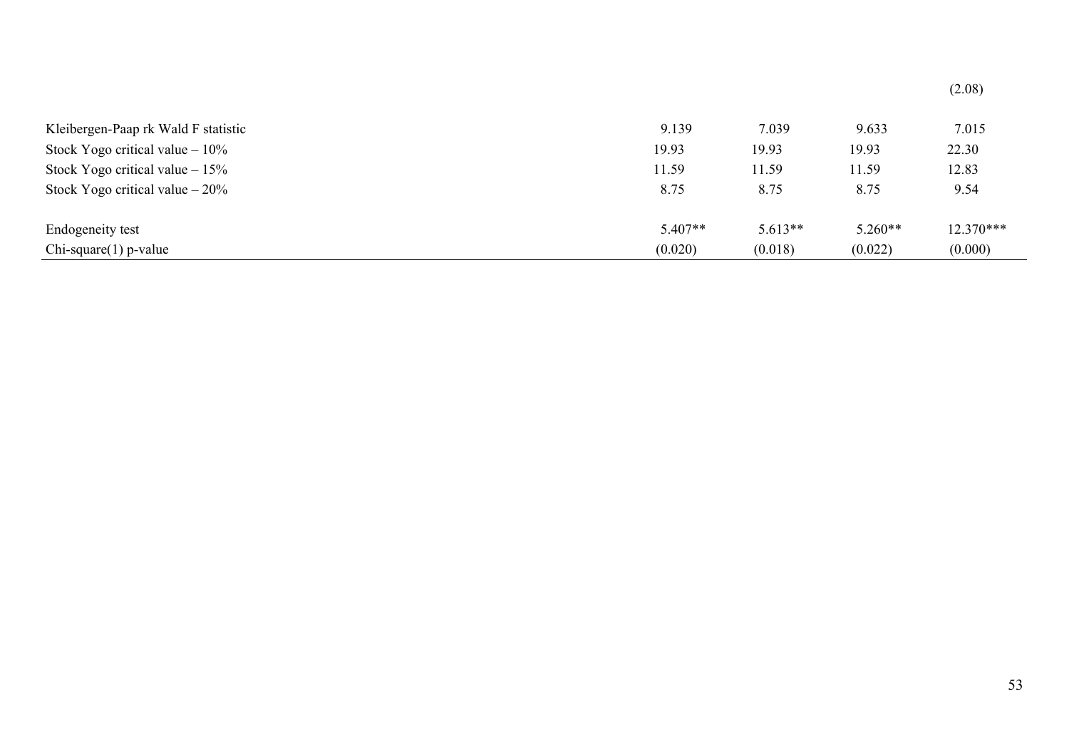| | | | | |
|---|---|---|---|---|
| | | | | (2.08) |
| Kleibergen-Paap rk Wald F statistic | 9.139 | 7.039 | 9.633 | 7.015 |
| Stock Yogo critical value – 10% | 19.93 | 19.93 | 19.93 | 22.30 |
| Stock Yogo critical value – 15% | 11.59 | 11.59 | 11.59 | 12.83 |
| Stock Yogo critical value – 20% | 8.75 | 8.75 | 8.75 | 9.54 |
| Endogeneity test | 5.407** | 5.613** | 5.260** | 12.370*** |
| Chi-square(1) p-value | (0.020) | (0.018) | (0.022) | (0.000) |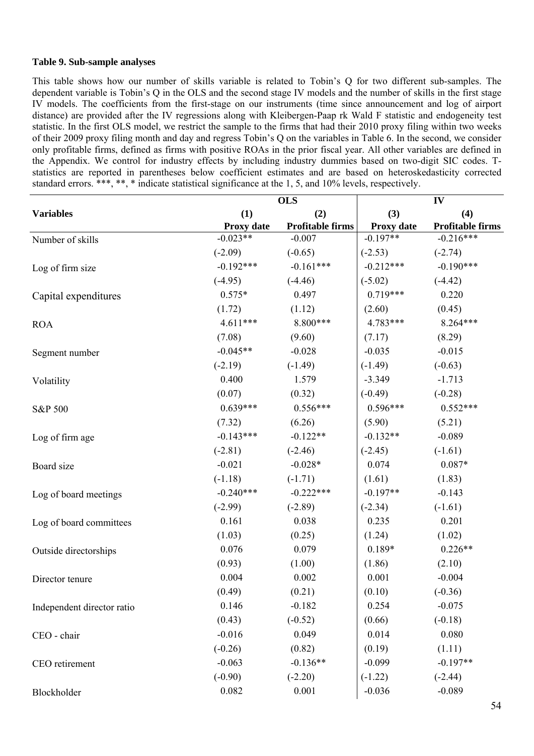**Table 9. Sub-sample analyses**

This table shows how our number of skills variable is related to Tobin's Q for two different sub-samples. The dependent variable is Tobin's Q in the OLS and the second stage IV models and the number of skills in the first stage IV models. The coefficients from the first-stage on our instruments (time since announcement and log of airport distance) are provided after the IV regressions along with Kleibergen-Paap rk Wald F statistic and endogeneity test statistic. In the first OLS model, we restrict the sample to the firms that had their 2010 proxy filing within two weeks of their 2009 proxy filing month and day and regress Tobin's Q on the variables in Table 6. In the second, we consider only profitable firms, defined as firms with positive ROAs in the prior fiscal year. All other variables are defined in the Appendix. We control for industry effects by including industry dummies based on two-digit SIC codes. T-statistics are reported in parentheses below coefficient estimates and are based on heteroskedasticity corrected standard errors. ***, **, * indicate statistical significance at the 1, 5, and 10% levels, respectively.

| | OLS | | IV | |
|---|---|---|---|---|
| **Variables** | **(1)** | **(2)** | **(3)** | **(4)** |
| | **Proxy date** | **Profitable firms** | **Proxy date** | **Profitable firms** |
| Number of skills | -0.023** | -0.007 | -0.197** | -0.216*** |
| | (-2.09) | (-0.65) | (-2.53) | (-2.74) |
| Log of firm size | -0.192*** | -0.161*** | -0.212*** | -0.190*** |
| | (-4.95) | (-4.46) | (-5.02) | (-4.42) |
| Capital expenditures | 0.575* | 0.497 | 0.719*** | 0.220 |
| | (1.72) | (1.12) | (2.60) | (0.45) |
| ROA | 4.611*** | 8.800*** | 4.783*** | 8.264*** |
| | (7.08) | (9.60) | (7.17) | (8.29) |
| Segment number | -0.045** | -0.028 | -0.035 | -0.015 |
| | (-2.19) | (-1.49) | (-1.49) | (-0.63) |
| Volatility | 0.400 | 1.579 | -3.349 | -1.713 |
| | (0.07) | (0.32) | (-0.49) | (-0.28) |
| S&P 500 | 0.639*** | 0.556*** | 0.596*** | 0.552*** |
| | (7.32) | (6.26) | (5.90) | (5.21) |
| Log of firm age | -0.143*** | -0.122** | -0.132** | -0.089 |
| | (-2.81) | (-2.46) | (-2.45) | (-1.61) |
| Board size | -0.021 | -0.028* | 0.074 | 0.087* |
| | (-1.18) | (-1.71) | (1.61) | (1.83) |
| Log of board meetings | -0.240*** | -0.222*** | -0.197** | -0.143 |
| | (-2.99) | (-2.89) | (-2.34) | (-1.61) |
| Log of board committees | 0.161 | 0.038 | 0.235 | 0.201 |
| | (1.03) | (0.25) | (1.24) | (1.02) |
| Outside directorships | 0.076 | 0.079 | 0.189* | 0.226** |
| | (0.93) | (1.00) | (1.86) | (2.10) |
| Director tenure | 0.004 | 0.002 | 0.001 | -0.004 |
| | (0.49) | (0.21) | (0.10) | (-0.36) |
| Independent director ratio | 0.146 | -0.182 | 0.254 | -0.075 |
| | (0.43) | (-0.52) | (0.66) | (-0.18) |
| CEO - chair | -0.016 | 0.049 | 0.014 | 0.080 |
| | (-0.26) | (0.82) | (0.19) | (1.11) |
| CEO retirement | -0.063 | -0.136** | -0.099 | -0.197** |
| | (-0.90) | (-2.20) | (-1.22) | (-2.44) |
| Blockholder | 0.082 | 0.001 | -0.036 | -0.089 |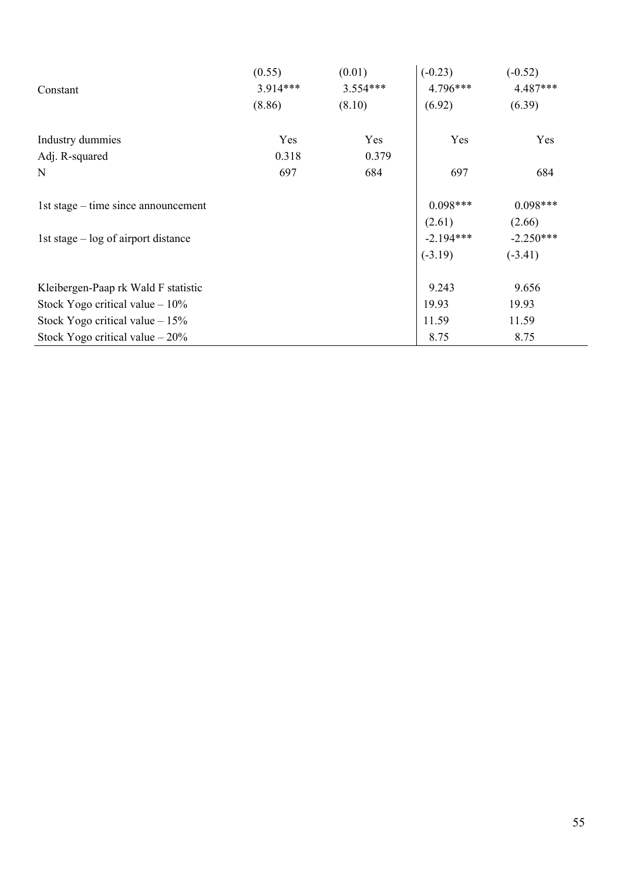| | | | | |
|---|---|---|---|---|
| | (0.55) | (0.01) | (-0.23) | (-0.52) |
| Constant | 3.914*** | 3.554*** | 4.796*** | 4.487*** |
| | (8.86) | (8.10) | (6.92) | (6.39) |
| | | | | |
| Industry dummies | Yes | Yes | Yes | Yes |
| Adj. R-squared | 0.318 | 0.379 | | |
| N | 697 | 684 | 697 | 684 |
| | | | | |
| 1st stage – time since announcement | | | 0.098*** | 0.098*** |
| | | | (2.61) | (2.66) |
| 1st stage – log of airport distance | | | -2.194*** | -2.250*** |
| | | | (-3.19) | (-3.41) |
| | | | | |
| Kleibergen-Paap rk Wald F statistic | | | 9.243 | 9.656 |
| Stock Yogo critical value – 10% | | | 19.93 | 19.93 |
| Stock Yogo critical value – 15% | | | 11.59 | 11.59 |
| Stock Yogo critical value – 20% | | | 8.75 | 8.75 |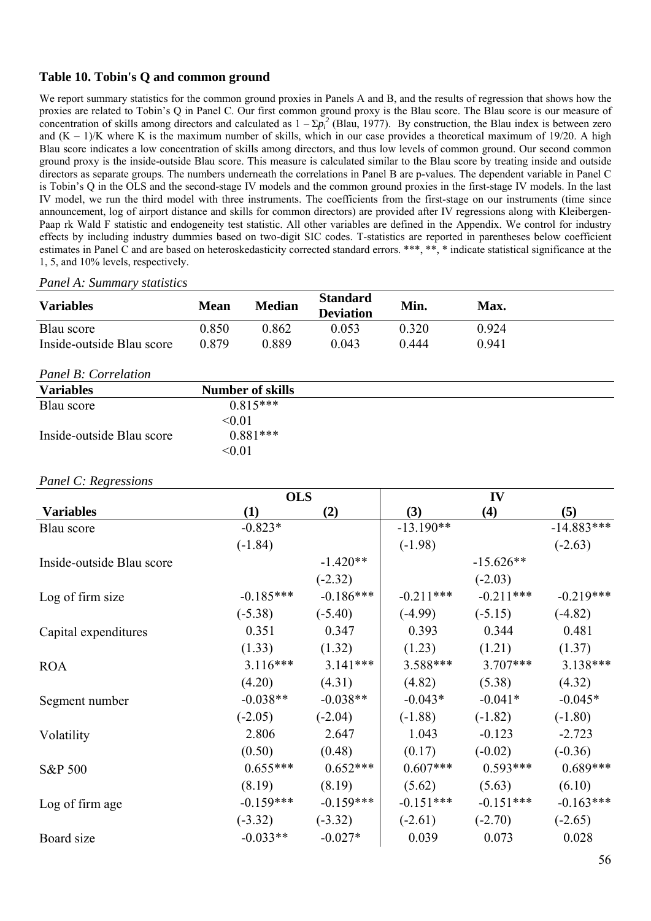### Table 10. Tobin's Q and common ground

We report summary statistics for the common ground proxies in Panels A and B, and the results of regression that shows how the proxies are related to Tobin's Q in Panel C. Our first common ground proxy is the Blau score. The Blau score is our measure of concentration of skills among directors and calculated as $1 - \Sigma p_i^2$ (Blau, 1977). By construction, the Blau index is between zero and $(K - 1)/K$ where K is the maximum number of skills, which in our case provides a theoretical maximum of 19/20. A high Blau score indicates a low concentration of skills among directors, and thus low levels of common ground. Our second common ground proxy is the inside-outside Blau score. This measure is calculated similar to the Blau score by treating inside and outside directors as separate groups. The numbers underneath the correlations in Panel B are p-values. The dependent variable in Panel C is Tobin's Q in the OLS and the second-stage IV models and the common ground proxies in the first-stage IV models. In the last IV model, we run the third model with three instruments. The coefficients from the first-stage on our instruments (time since announcement, log of airport distance and skills for common directors) are provided after IV regressions along with Kleibergen-Paap rk Wald F statistic and endogeneity test statistic. All other variables are defined in the Appendix. We control for industry effects by including industry dummies based on two-digit SIC codes. T-statistics are reported in parentheses below coefficient estimates in Panel C and are based on heteroskedasticity corrected standard errors. \*\*\*, \*\*, \* indicate statistical significance at the 1, 5, and 10% levels, respectively.

*Panel A: Summary statistics*

| Variables | Mean | Median | Standard Deviation | Min. | Max. |
|---|---|---|---|---|---|
| Blau score | 0.850 | 0.862 | 0.053 | 0.320 | 0.924 |
| Inside-outside Blau score | 0.879 | 0.889 | 0.043 | 0.444 | 0.941 |

*Panel B: Correlation*

| Variables | Number of skills |
|---|---|
| Blau score | 0.815*** |
| | <0.01 |
| Inside-outside Blau score | 0.881*** |
| | <0.01 |

*Panel C: Regressions*

| | OLS | | IV | | |
|---|---|---|---|---|---|
| **Variables** | **(1)** | **(2)** | **(3)** | **(4)** | **(5)** |
| Blau score | -0.823* | | -13.190** | | -14.883*** |
| | (-1.84) | | (-1.98) | | (-2.63) |
| Inside-outside Blau score | | -1.420** | | -15.626** | |
| | | (-2.32) | | (-2.03) | |
| Log of firm size | -0.185*** | -0.186*** | -0.211*** | -0.211*** | -0.219*** |
| | (-5.38) | (-5.40) | (-4.99) | (-5.15) | (-4.82) |
| Capital expenditures | 0.351 | 0.347 | 0.393 | 0.344 | 0.481 |
| | (1.33) | (1.32) | (1.23) | (1.21) | (1.37) |
| ROA | 3.116*** | 3.141*** | 3.588*** | 3.707*** | 3.138*** |
| | (4.20) | (4.31) | (4.82) | (5.38) | (4.32) |
| Segment number | -0.038** | -0.038** | -0.043* | -0.041* | -0.045* |
| | (-2.05) | (-2.04) | (-1.88) | (-1.82) | (-1.80) |
| Volatility | 2.806 | 2.647 | 1.043 | -0.123 | -2.723 |
| | (0.50) | (0.48) | (0.17) | (-0.02) | (-0.36) |
| S&P 500 | 0.655*** | 0.652*** | 0.607*** | 0.593*** | 0.689*** |
| | (8.19) | (8.19) | (5.62) | (5.63) | (6.10) |
| Log of firm age | -0.159*** | -0.159*** | -0.151*** | -0.151*** | -0.163*** |
| | (-3.32) | (-3.32) | (-2.61) | (-2.70) | (-2.65) |
| Board size | -0.033** | -0.027* | 0.039 | 0.073 | 0.028 |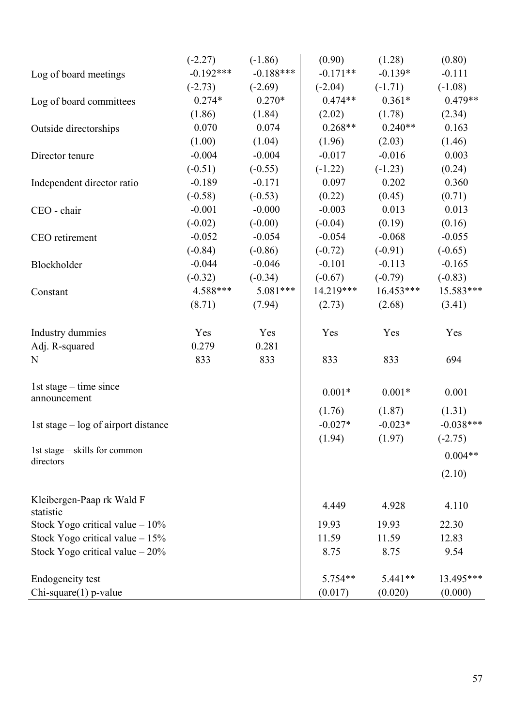| | | | | | |
|---|---|---|---|---|---|
| | (-2.27) | (-1.86) | (0.90) | (1.28) | (0.80) |
| Log of board meetings | -0.192*** | -0.188*** | -0.171** | -0.139* | -0.111 |
| | (-2.73) | (-2.69) | (-2.04) | (-1.71) | (-1.08) |
| Log of board committees | 0.274* | 0.270* | 0.474** | 0.361* | 0.479** |
| | (1.86) | (1.84) | (2.02) | (1.78) | (2.34) |
| Outside directorships | 0.070 | 0.074 | 0.268** | 0.240** | 0.163 |
| | (1.00) | (1.04) | (1.96) | (2.03) | (1.46) |
| Director tenure | -0.004 | -0.004 | -0.017 | -0.016 | 0.003 |
| | (-0.51) | (-0.55) | (-1.22) | (-1.23) | (0.24) |
| Independent director ratio | -0.189 | -0.171 | 0.097 | 0.202 | 0.360 |
| | (-0.58) | (-0.53) | (0.22) | (0.45) | (0.71) |
| CEO - chair | -0.001 | -0.000 | -0.003 | 0.013 | 0.013 |
| | (-0.02) | (-0.00) | (-0.04) | (0.19) | (0.16) |
| CEO retirement | -0.052 | -0.054 | -0.054 | -0.068 | -0.055 |
| | (-0.84) | (-0.86) | (-0.72) | (-0.91) | (-0.65) |
| Blockholder | -0.044 | -0.046 | -0.101 | -0.113 | -0.165 |
| | (-0.32) | (-0.34) | (-0.67) | (-0.79) | (-0.83) |
| Constant | 4.588*** | 5.081*** | 14.219*** | 16.453*** | 15.583*** |
| | (8.71) | (7.94) | (2.73) | (2.68) | (3.41) |
| Industry dummies | Yes | Yes | Yes | Yes | Yes |
| Adj. R-squared | 0.279 | 0.281 | | | |
| N | 833 | 833 | 833 | 833 | 694 |
| 1st stage – time since announcement | | | 0.001* | 0.001* | 0.001 |
| | | | (1.76) | (1.87) | (1.31) |
| 1st stage – log of airport distance | | | -0.027* | -0.023* | -0.038*** |
| | | | (1.94) | (1.97) | (-2.75) |
| 1st stage – skills for common directors | | | | | 0.004** |
| | | | | | (2.10) |
| Kleibergen-Paap rk Wald F statistic | | | 4.449 | 4.928 | 4.110 |
| Stock Yogo critical value – 10% | | | 19.93 | 19.93 | 22.30 |
| Stock Yogo critical value – 15% | | | 11.59 | 11.59 | 12.83 |
| Stock Yogo critical value – 20% | | | 8.75 | 8.75 | 9.54 |
| Endogeneity test | | | 5.754** | 5.441** | 13.495*** |
| Chi-square(1) p-value | | | (0.017) | (0.020) | (0.000) |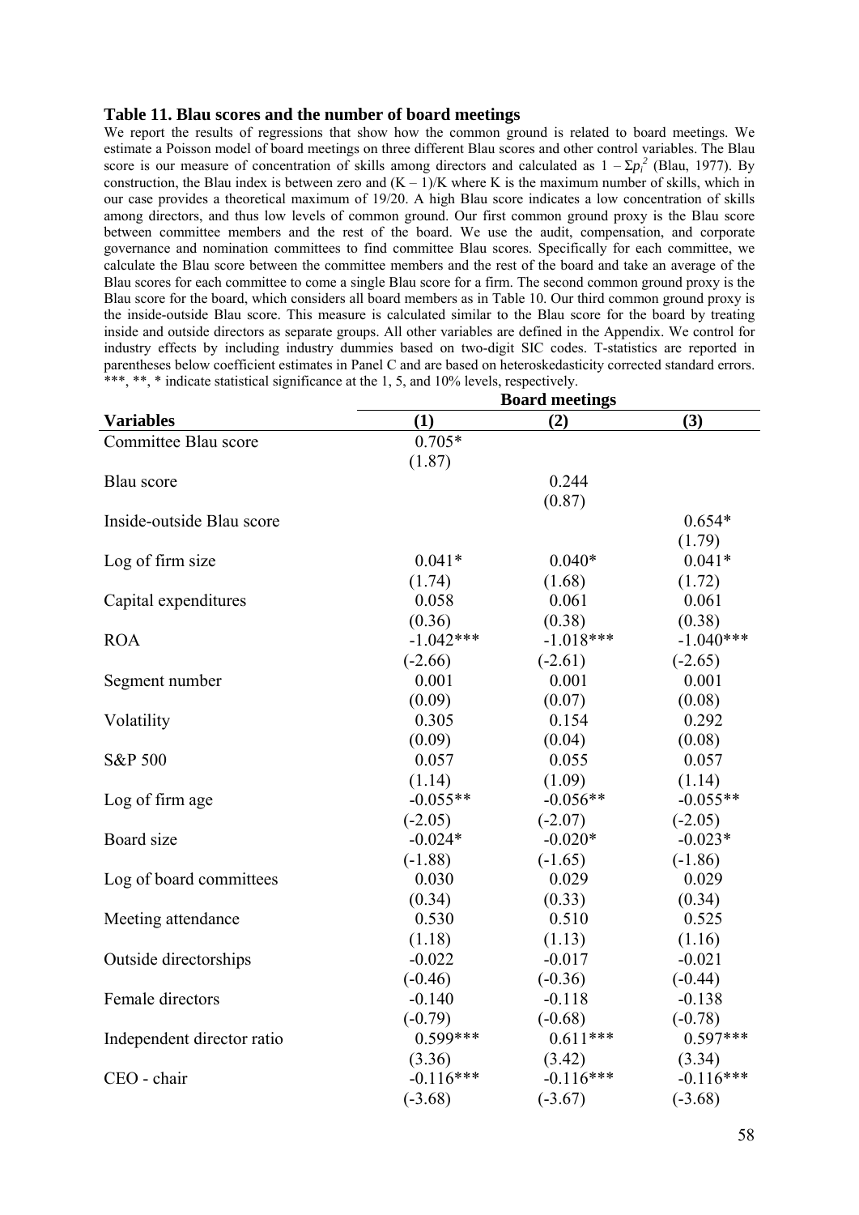### Table 11. Blau scores and the number of board meetings

We report the results of regressions that show how the common ground is related to board meetings. We estimate a Poisson model of board meetings on three different Blau scores and other control variables. The Blau score is our measure of concentration of skills among directors and calculated as $1 - \Sigma p_i^2$ (Blau, 1977). By construction, the Blau index is between zero and $(K - 1)/K$ where K is the maximum number of skills, which in our case provides a theoretical maximum of 19/20. A high Blau score indicates a low concentration of skills among directors, and thus low levels of common ground. Our first common ground proxy is the Blau score between committee members and the rest of the board. We use the audit, compensation, and corporate governance and nomination committees to find committee Blau scores. Specifically for each committee, we calculate the Blau score between the committee members and the rest of the board and take an average of the Blau scores for each committee to come a single Blau score for a firm. The second common ground proxy is the Blau score for the board, which considers all board members as in Table 10. Our third common ground proxy is the inside-outside Blau score. This measure is calculated similar to the Blau score for the board by treating inside and outside directors as separate groups. All other variables are defined in the Appendix. We control for industry effects by including industry dummies based on two-digit SIC codes. T-statistics are reported in parentheses below coefficient estimates in Panel C and are based on heteroskedasticity corrected standard errors. \*\*\*, \*\*, \* indicate statistical significance at the 1, 5, and 10% levels, respectively.

| | Board meetings | | |
|---|---|---|---|
| **Variables** | **(1)** | **(2)** | **(3)** |
| Committee Blau score | 0.705* | | |
| | (1.87) | | |
| Blau score | | 0.244 | |
| | | (0.87) | |
| Inside-outside Blau score | | | 0.654* |
| | | | (1.79) |
| Log of firm size | 0.041* | 0.040* | 0.041* |
| | (1.74) | (1.68) | (1.72) |
| Capital expenditures | 0.058 | 0.061 | 0.061 |
| | (0.36) | (0.38) | (0.38) |
| ROA | -1.042*** | -1.018*** | -1.040*** |
| | (-2.66) | (-2.61) | (-2.65) |
| Segment number | 0.001 | 0.001 | 0.001 |
| | (0.09) | (0.07) | (0.08) |
| Volatility | 0.305 | 0.154 | 0.292 |
| | (0.09) | (0.04) | (0.08) |
| S&P 500 | 0.057 | 0.055 | 0.057 |
| | (1.14) | (1.09) | (1.14) |
| Log of firm age | -0.055** | -0.056** | -0.055** |
| | (-2.05) | (-2.07) | (-2.05) |
| Board size | -0.024* | -0.020* | -0.023* |
| | (-1.88) | (-1.65) | (-1.86) |
| Log of board committees | 0.030 | 0.029 | 0.029 |
| | (0.34) | (0.33) | (0.34) |
| Meeting attendance | 0.530 | 0.510 | 0.525 |
| | (1.18) | (1.13) | (1.16) |
| Outside directorships | -0.022 | -0.017 | -0.021 |
| | (-0.46) | (-0.36) | (-0.44) |
| Female directors | -0.140 | -0.118 | -0.138 |
| | (-0.79) | (-0.68) | (-0.78) |
| Independent director ratio | 0.599*** | 0.611*** | 0.597*** |
| | (3.36) | (3.42) | (3.34) |
| CEO - chair | -0.116*** | -0.116*** | -0.116*** |
| | (-3.68) | (-3.67) | (-3.68) |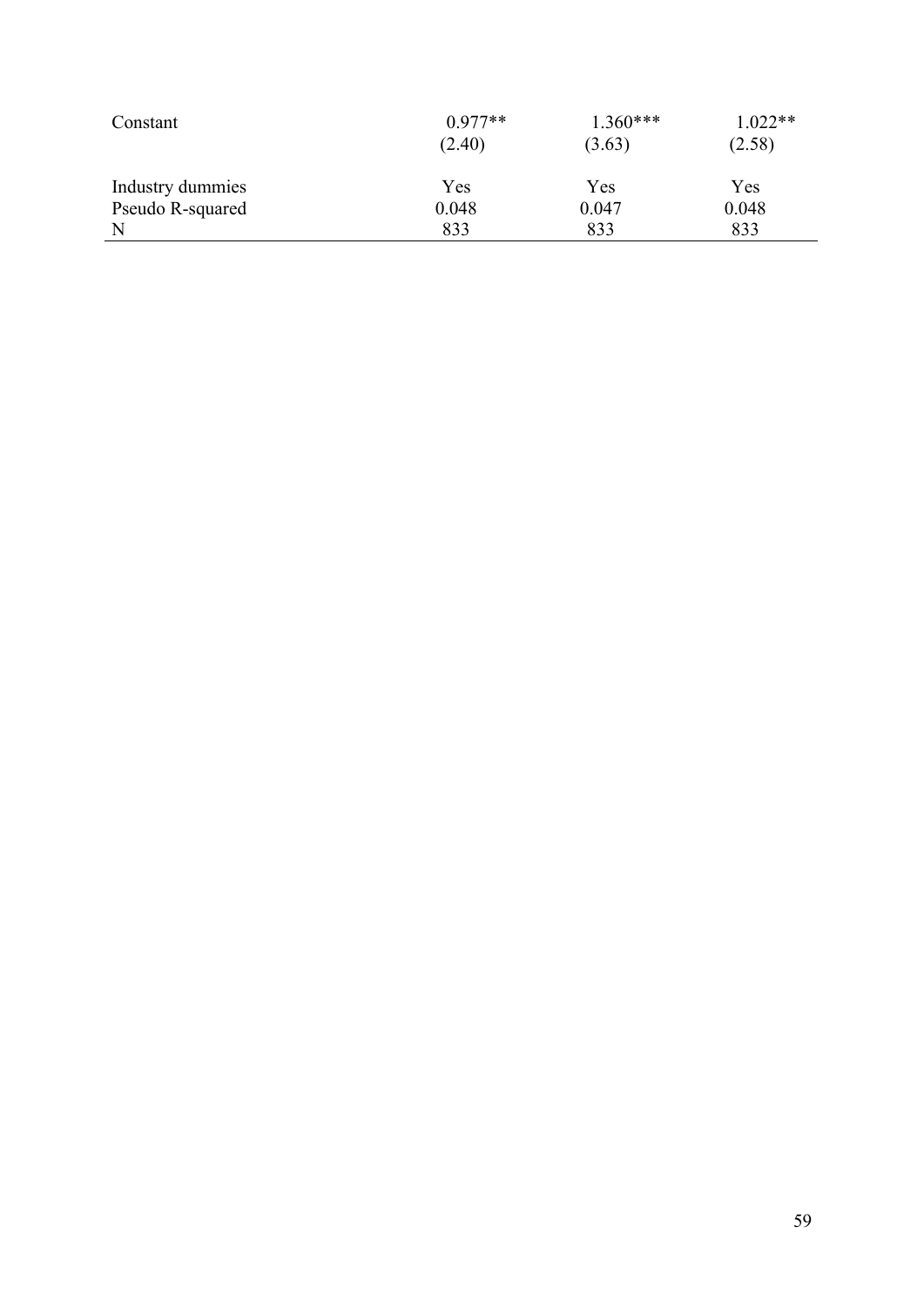| | | | |
|---|---|---|---|
| Constant | 0.977** | 1.360*** | 1.022** |
| | (2.40) | (3.63) | (2.58) |
| Industry dummies | Yes | Yes | Yes |
| Pseudo R-squared | 0.048 | 0.047 | 0.048 |
| N | 833 | 833 | 833 |